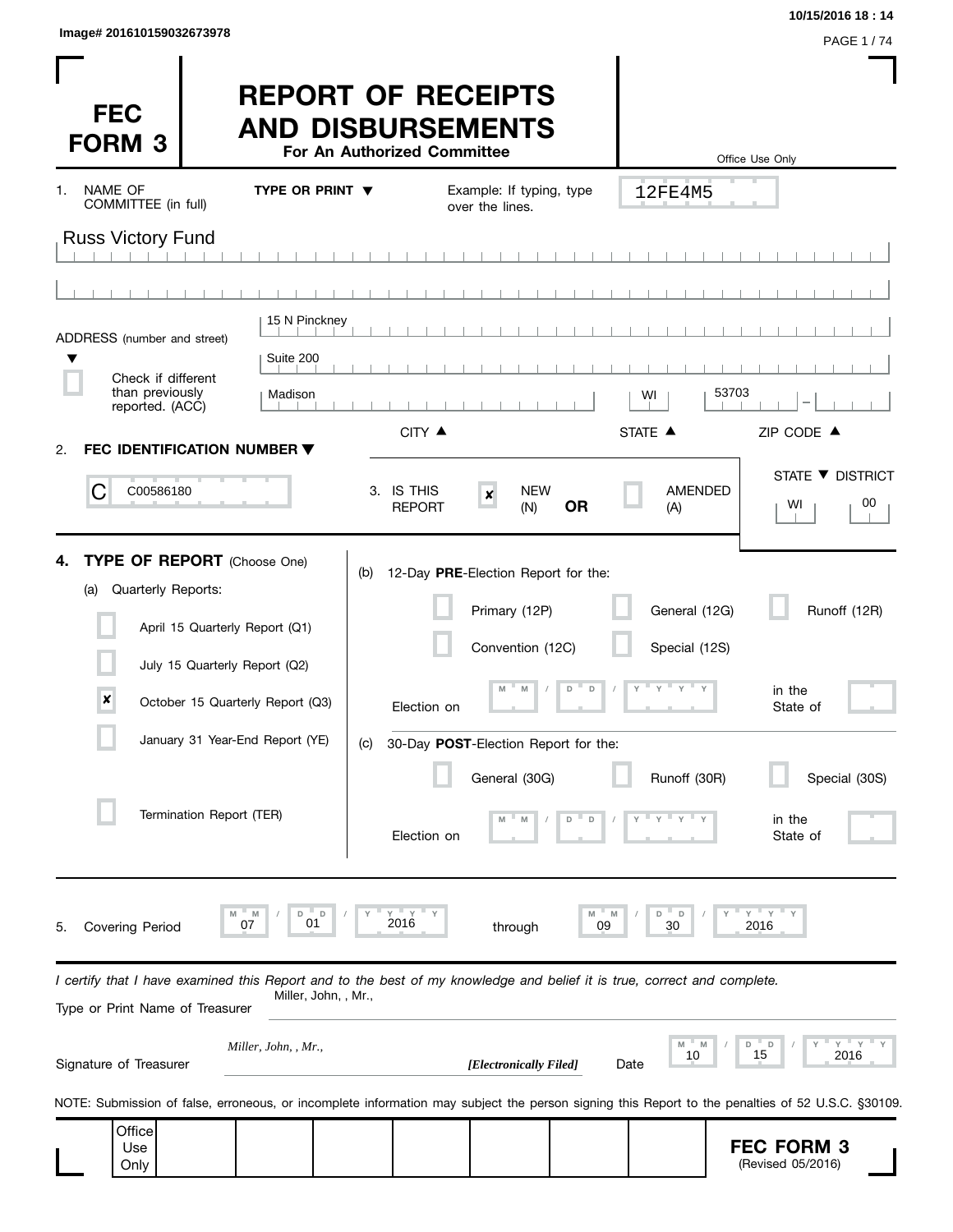Image# 201610159032673978

10/15/2016 18 : 14

# FEC FORM 3

# REPORT OF RECEIPTS AND DISBURSEMENTS

**For An Authorized Committee**

Office Use Only

12FE4M5

1. NAME OF COMMITTEE (in full) **TYPE OR PRINT ▼** Example: If typing, type over the lines.

Russ Victory Fund

ADDRESS (number and street)

15 N Pinckney

Suite 200

Madison | WI | 53703 –

CITY ▲ STATE ▲ ZIP CODE ▲

☐ Check if different than previously reported. (ACC)

2. **FEC IDENTIFICATION NUMBER ▼**

C C00586180

3. IS THIS REPORT ☒ NEW (N) **OR** ☐ AMENDED (A)

STATE ▼ DISTRICT: WI 00

4. **TYPE OF REPORT** (Choose One)

(a) Quarterly Reports:

- ☐ April 15 Quarterly Report (Q1)
- ☐ July 15 Quarterly Report (Q2)
- ☒ October 15 Quarterly Report (Q3)
- ☐ January 31 Year-End Report (YE)
- ☐ Termination Report (TER)

(b) 12-Day **PRE**-Election Report for the:

- ☐ Primary (12P)
- ☐ General (12G)
- ☐ Runoff (12R)
- ☐ Convention (12C)
- ☐ Special (12S)

Election on MM / DD / YYYY in the State of

(c) 30-Day **POST**-Election Report for the:

- ☐ General (30G)
- ☐ Runoff (30R)
- ☐ Special (30S)

Election on MM / DD / YYYY in the State of

5. Covering Period 07 / 01 / 2016 through 09 / 30 / 2016

*I certify that I have examined this Report and to the best of my knowledge and belief it is true, correct and complete.*

Type or Print Name of Treasurer: Miller, John, , Mr.,

Signature of Treasurer: *Miller, John, , Mr.,* ***[Electronically Filed]*** Date 10 / 15 / 2016

NOTE: Submission of false, erroneous, or incomplete information may subject the person signing this Report to the penalties of 52 U.S.C. §30109.

Office Use Only

**FEC FORM 3** (Revised 05/2016)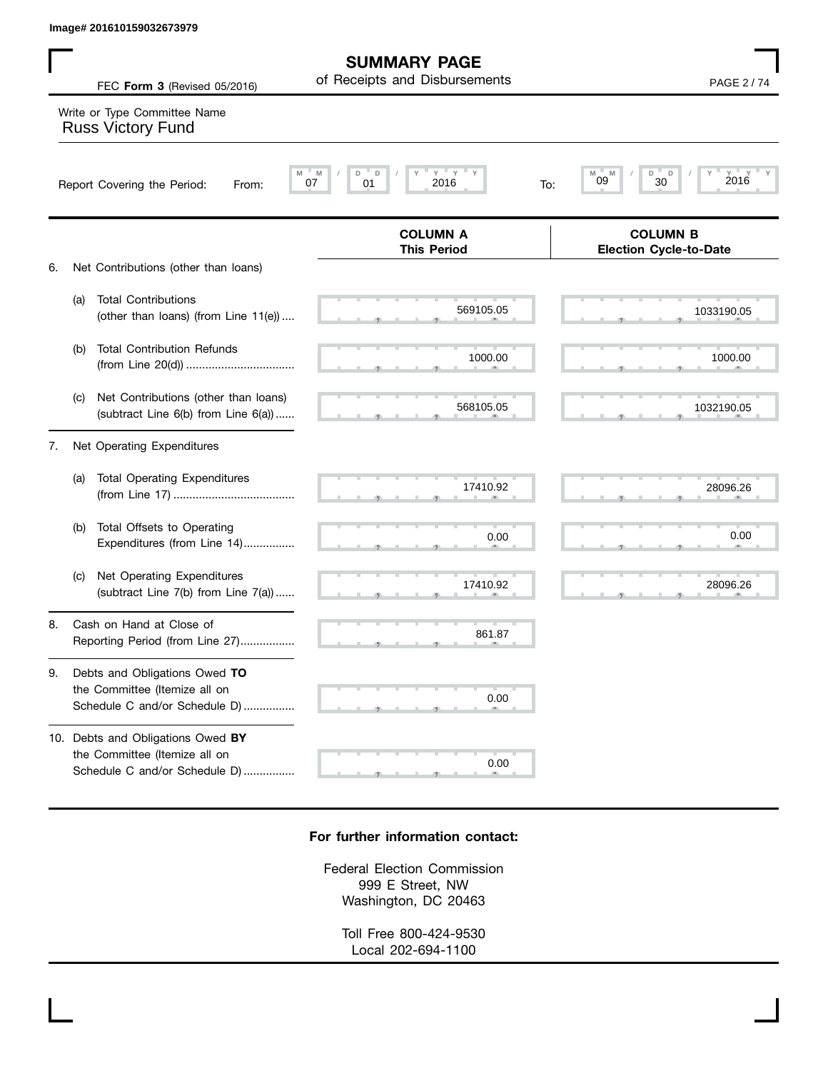Image# 201610159032673979

# SUMMARY PAGE

of Receipts and Disbursements

FEC **Form 3** (Revised 05/2016)

Write or Type Committee Name

Russ Victory Fund

Report Covering the Period: From: 07 / 01 / 2016 To: 09 / 30 / 2016

| | COLUMN A This Period | COLUMN B Election Cycle-to-Date |
|---|---|---|
| 6. Net Contributions (other than loans) | | |
| (a) Total Contributions (other than loans) (from Line 11(e)) | 569105.05 | 1033190.05 |
| (b) Total Contribution Refunds (from Line 20(d)) | 1000.00 | 1000.00 |
| (c) Net Contributions (other than loans) (subtract Line 6(b) from Line 6(a)) | 568105.05 | 1032190.05 |
| 7. Net Operating Expenditures | | |
| (a) Total Operating Expenditures (from Line 17) | 17410.92 | 28096.26 |
| (b) Total Offsets to Operating Expenditures (from Line 14) | 0.00 | 0.00 |
| (c) Net Operating Expenditures (subtract Line 7(b) from Line 7(a)) | 17410.92 | 28096.26 |
| 8. Cash on Hand at Close of Reporting Period (from Line 27) | 861.87 | |
| 9. Debts and Obligations Owed **TO** the Committee (Itemize all on Schedule C and/or Schedule D) | 0.00 | |
| 10. Debts and Obligations Owed **BY** the Committee (Itemize all on Schedule C and/or Schedule D) | 0.00 | |

**For further information contact:**

Federal Election Commission
999 E Street, NW
Washington, DC 20463

Toll Free 800-424-9530
Local 202-694-1100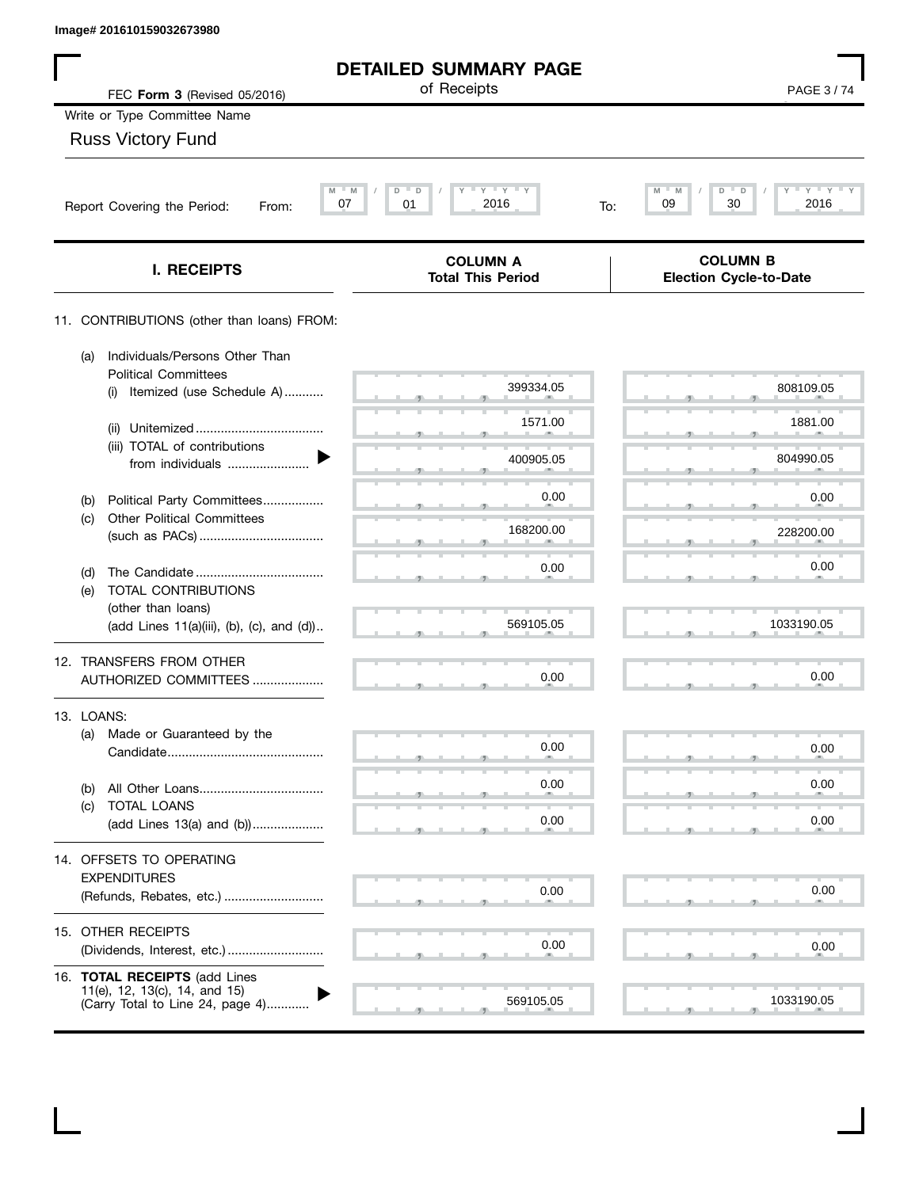Image# 201610159032673980

# DETAILED SUMMARY PAGE

of Receipts

FEC **Form 3** (Revised 05/2016)

Write or Type Committee Name

Russ Victory Fund

Report Covering the Period: From: 07 / 01 / 2016 To: 09 / 30 / 2016

| I. RECEIPTS | COLUMN A Total This Period | COLUMN B Election Cycle-to-Date |
|---|---|---|
| 11. CONTRIBUTIONS (other than loans) FROM: | | |
| (a) Individuals/Persons Other Than Political Committees (i) Itemized (use Schedule A) | 399334.05 | 808109.05 |
| (ii) Unitemized | 1571.00 | 1881.00 |
| (iii) TOTAL of contributions from individuals | 400905.05 | 804990.05 |
| (b) Political Party Committees | 0.00 | 0.00 |
| (c) Other Political Committees (such as PACs) | 168200.00 | 228200.00 |
| (d) The Candidate | 0.00 | 0.00 |
| (e) TOTAL CONTRIBUTIONS (other than loans) (add Lines 11(a)(iii), (b), (c), and (d)) | 569105.05 | 1033190.05 |
| 12. TRANSFERS FROM OTHER AUTHORIZED COMMITTEES | 0.00 | 0.00 |
| 13. LOANS: | | |
| (a) Made or Guaranteed by the Candidate | 0.00 | 0.00 |
| (b) All Other Loans | 0.00 | 0.00 |
| (c) TOTAL LOANS (add Lines 13(a) and (b)) | 0.00 | 0.00 |
| 14. OFFSETS TO OPERATING EXPENDITURES (Refunds, Rebates, etc.) | 0.00 | 0.00 |
| 15. OTHER RECEIPTS (Dividends, Interest, etc.) | 0.00 | 0.00 |
| 16. **TOTAL RECEIPTS** (add Lines 11(e), 12, 13(c), 14, and 15) (Carry Total to Line 24, page 4) | 569105.05 | 1033190.05 |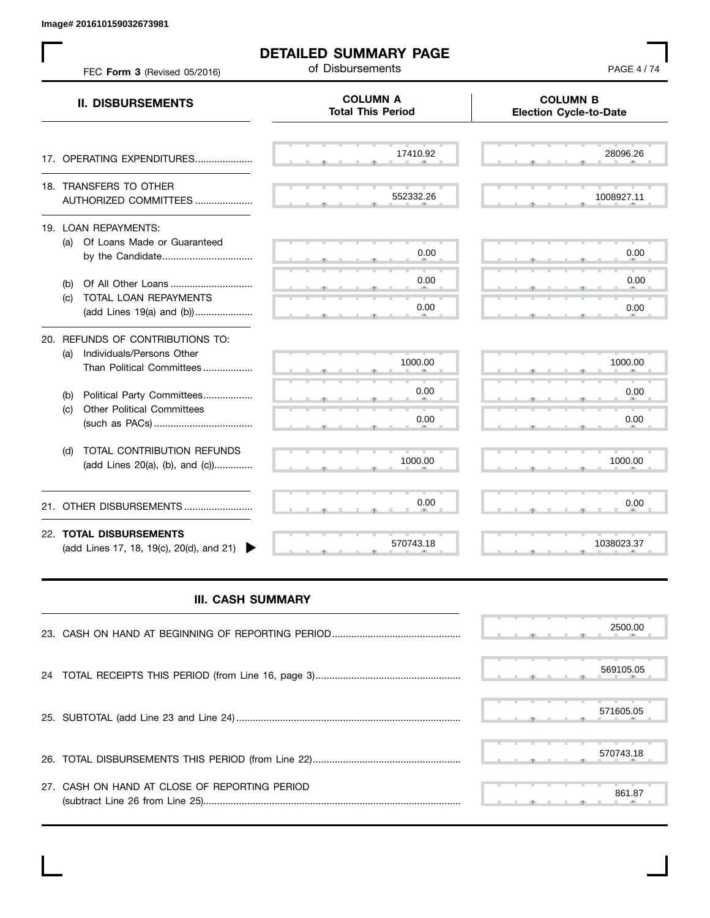Image# 201610159032673981

# DETAILED SUMMARY PAGE

of Disbursements

FEC **Form 3** (Revised 05/2016)

| II. DISBURSEMENTS | COLUMN A Total This Period | COLUMN B Election Cycle-to-Date |
|---|---|---|
| 17. OPERATING EXPENDITURES | 17410.92 | 28096.26 |
| 18. TRANSFERS TO OTHER AUTHORIZED COMMITTEES | 552332.26 | 1008927.11 |
| 19. LOAN REPAYMENTS: | | |
| (a) Of Loans Made or Guaranteed by the Candidate | 0.00 | 0.00 |
| (b) Of All Other Loans | 0.00 | 0.00 |
| (c) TOTAL LOAN REPAYMENTS (add Lines 19(a) and (b)) | 0.00 | 0.00 |
| 20. REFUNDS OF CONTRIBUTIONS TO: | | |
| (a) Individuals/Persons Other Than Political Committees | 1000.00 | 1000.00 |
| (b) Political Party Committees | 0.00 | 0.00 |
| (c) Other Political Committees (such as PACs) | 0.00 | 0.00 |
| (d) TOTAL CONTRIBUTION REFUNDS (add Lines 20(a), (b), and (c)) | 1000.00 | 1000.00 |
| 21. OTHER DISBURSEMENTS | 0.00 | 0.00 |
| 22. **TOTAL DISBURSEMENTS** (add Lines 17, 18, 19(c), 20(d), and 21) | 570743.18 | 1038023.37 |

## III. CASH SUMMARY

| | |
|---|---|
| 23. CASH ON HAND AT BEGINNING OF REPORTING PERIOD | 2500.00 |
| 24 TOTAL RECEIPTS THIS PERIOD (from Line 16, page 3) | 569105.05 |
| 25. SUBTOTAL (add Line 23 and Line 24) | 571605.05 |
| 26. TOTAL DISBURSEMENTS THIS PERIOD (from Line 22) | 570743.18 |
| 27. CASH ON HAND AT CLOSE OF REPORTING PERIOD (subtract Line 26 from Line 25) | 861.87 |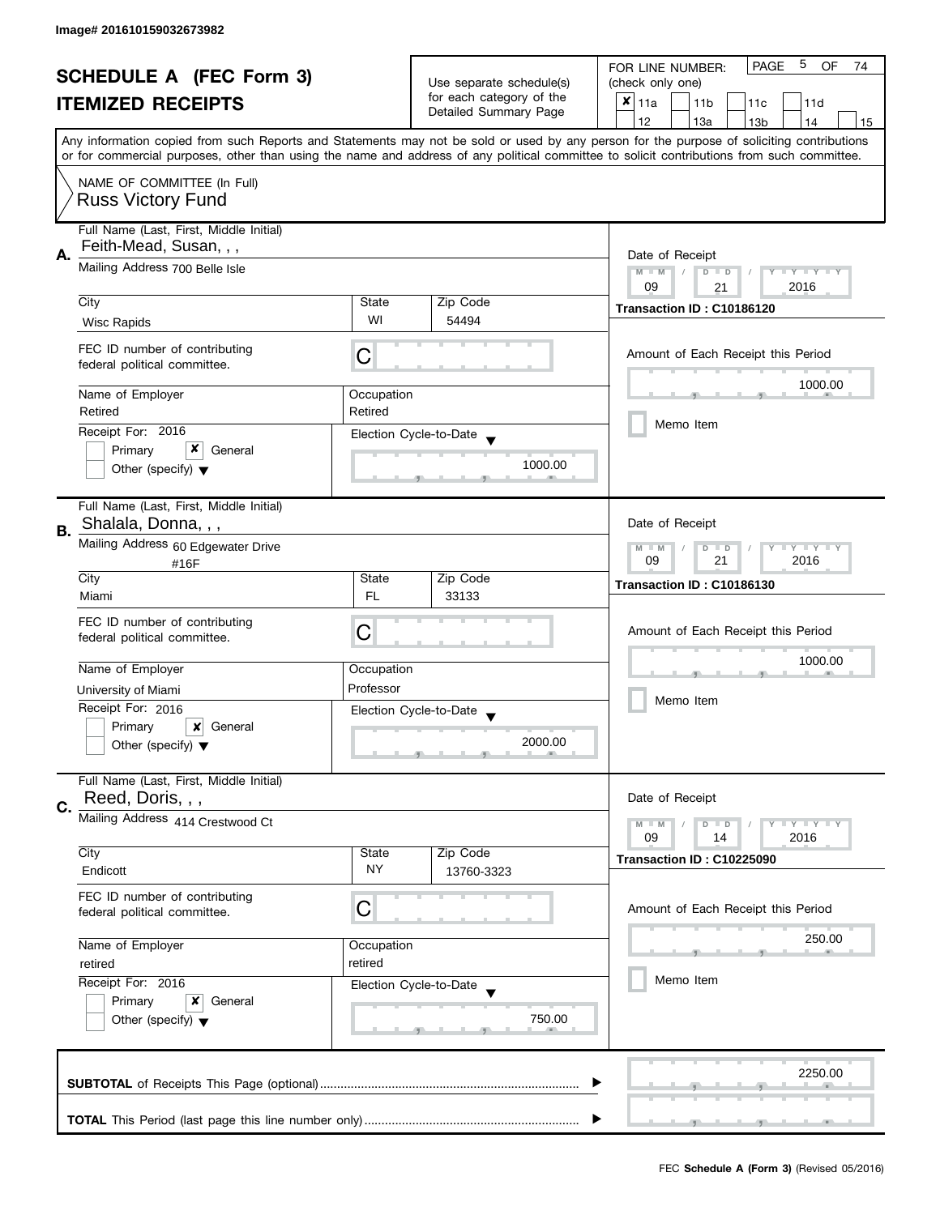Image# 201610159032673982

# SCHEDULE A (FEC Form 3)
## ITEMIZED RECEIPTS

Use separate schedule(s) for each category of the Detailed Summary Page

FOR LINE NUMBER: (check only one)

- [x] 11a
- [ ] 11b
- [ ] 11c
- [ ] 11d
- [ ] 12
- [ ] 13a
- [ ] 13b
- [ ] 14
- [ ] 15

Any information copied from such Reports and Statements may not be sold or used by any person for the purpose of soliciting contributions or for commercial purposes, other than using the name and address of any political committee to solicit contributions from such committee.

NAME OF COMMITTEE (In Full)
Russ Victory Fund

---

**A.** Full Name (Last, First, Middle Initial): Feith-Mead, Susan, , ,

Mailing Address: 700 Belle Isle

| City | State | Zip Code |
|---|---|---|
| Wisc Rapids | WI | 54494 |

FEC ID number of contributing federal political committee: C

| Name of Employer | Occupation |
|---|---|
| Retired | Retired |

Receipt For: 2016
- [ ] Primary
- [x] General
- [ ] Other (specify)

Election Cycle-to-Date: 1000.00

Date of Receipt: 09 / 21 / 2016

Transaction ID : C10186120

Amount of Each Receipt this Period: 1000.00

- [ ] Memo Item

---

**B.** Full Name (Last, First, Middle Initial): Shalala, Donna, , ,

Mailing Address: 60 Edgewater Drive #16F

| City | State | Zip Code |
|---|---|---|
| Miami | FL | 33133 |

FEC ID number of contributing federal political committee: C

| Name of Employer | Occupation |
|---|---|
| University of Miami | Professor |

Receipt For: 2016
- [ ] Primary
- [x] General
- [ ] Other (specify)

Election Cycle-to-Date: 2000.00

Date of Receipt: 09 / 21 / 2016

Transaction ID : C10186130

Amount of Each Receipt this Period: 1000.00

- [ ] Memo Item

---

**C.** Full Name (Last, First, Middle Initial): Reed, Doris, , ,

Mailing Address: 414 Crestwood Ct

| City | State | Zip Code |
|---|---|---|
| Endicott | NY | 13760-3323 |

FEC ID number of contributing federal political committee: C

| Name of Employer | Occupation |
|---|---|
| retired | retired |

Receipt For: 2016
- [ ] Primary
- [x] General
- [ ] Other (specify)

Election Cycle-to-Date: 750.00

Date of Receipt: 09 / 14 / 2016

Transaction ID : C10225090

Amount of Each Receipt this Period: 250.00

- [ ] Memo Item

---

**SUBTOTAL** of Receipts This Page (optional): 2250.00

**TOTAL** This Period (last page this line number only):

FEC **Schedule A (Form 3)** (Revised 05/2016)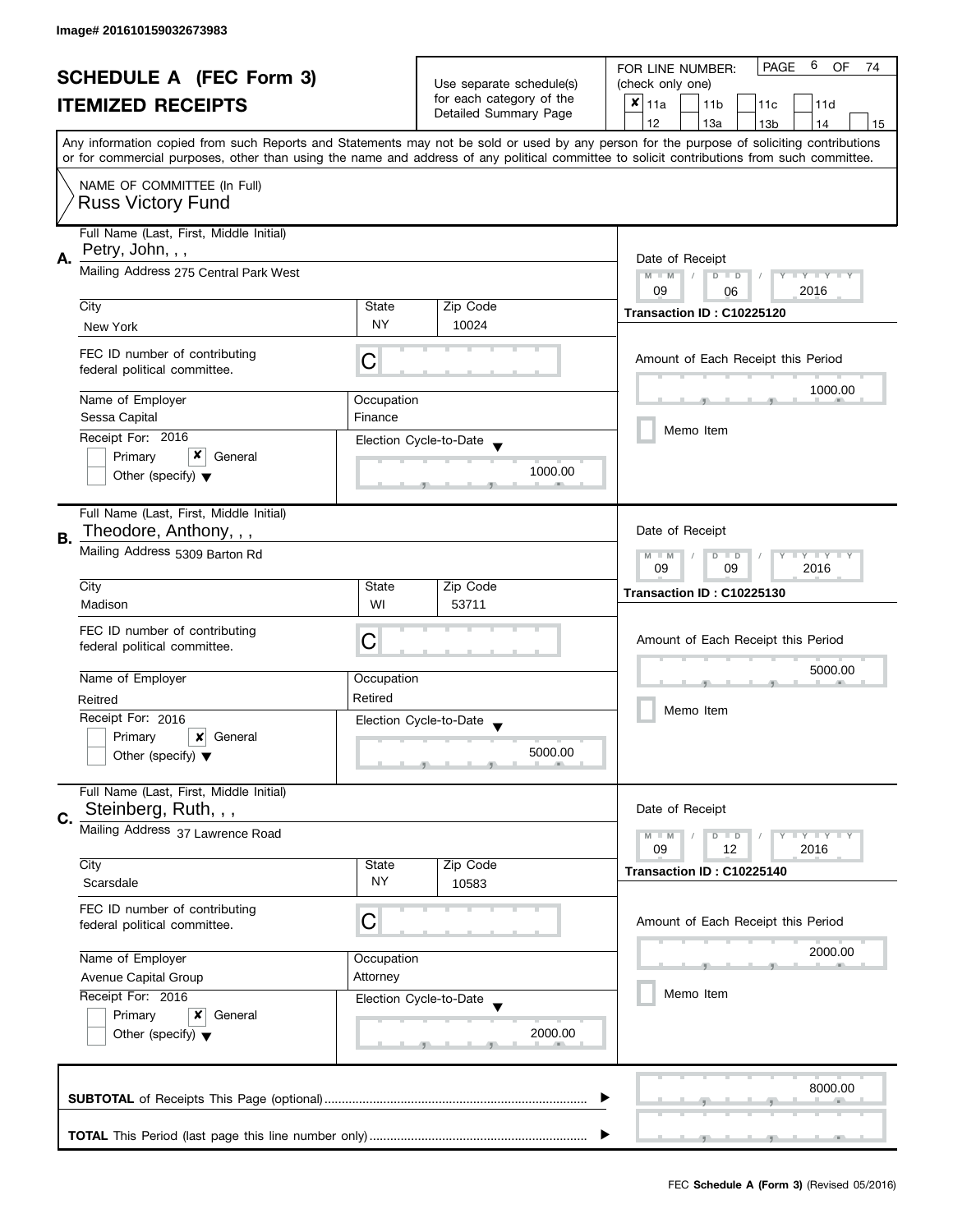Image# 201610159032673983

# SCHEDULE A (FEC Form 3)
## ITEMIZED RECEIPTS

Use separate schedule(s) for each category of the Detailed Summary Page

FOR LINE NUMBER: (check only one)

- [x] 11a
- [ ] 11b
- [ ] 11c
- [ ] 11d
- [ ] 12
- [ ] 13a
- [ ] 13b
- [ ] 14
- [ ] 15

Any information copied from such Reports and Statements may not be sold or used by any person for the purpose of soliciting contributions or for commercial purposes, other than using the name and address of any political committee to solicit contributions from such committee.

NAME OF COMMITTEE (In Full)
Russ Victory Fund

---

**A.**

Full Name (Last, First, Middle Initial): Petry, John, , ,

Mailing Address: 275 Central Park West

City: New York | State: NY | Zip Code: 10024

FEC ID number of contributing federal political committee: C

Name of Employer: Sessa Capital

Occupation: Finance

Receipt For: 2016 — [ ] Primary [x] General [ ] Other (specify)

Election Cycle-to-Date: 1000.00

Date of Receipt: 09 / 06 / 2016

Transaction ID : C10225120

Amount of Each Receipt this Period: 1000.00

[ ] Memo Item

---

**B.**

Full Name (Last, First, Middle Initial): Theodore, Anthony, , ,

Mailing Address: 5309 Barton Rd

City: Madison | State: WI | Zip Code: 53711

FEC ID number of contributing federal political committee: C

Name of Employer: Reitred

Occupation: Retired

Receipt For: 2016 — [ ] Primary [x] General [ ] Other (specify)

Election Cycle-to-Date: 5000.00

Date of Receipt: 09 / 09 / 2016

Transaction ID : C10225130

Amount of Each Receipt this Period: 5000.00

[ ] Memo Item

---

**C.**

Full Name (Last, First, Middle Initial): Steinberg, Ruth, , ,

Mailing Address: 37 Lawrence Road

City: Scarsdale | State: NY | Zip Code: 10583

FEC ID number of contributing federal political committee: C

Name of Employer: Avenue Capital Group

Occupation: Attorney

Receipt For: 2016 — [ ] Primary [x] General [ ] Other (specify)

Election Cycle-to-Date: 2000.00

Date of Receipt: 09 / 12 / 2016

Transaction ID : C10225140

Amount of Each Receipt this Period: 2000.00

[ ] Memo Item

---

**SUBTOTAL** of Receipts This Page (optional): 8000.00

**TOTAL** This Period (last page this line number only):

FEC **Schedule A (Form 3)** (Revised 05/2016)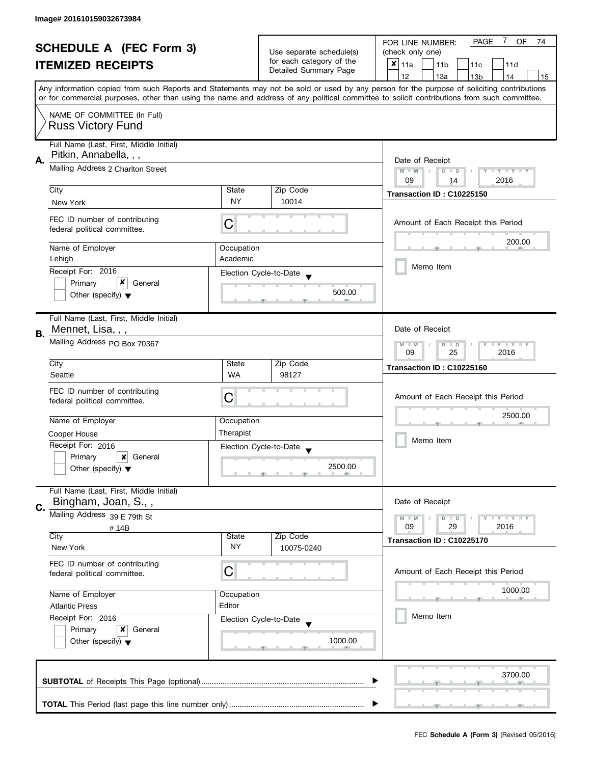Image# 201610159032673984

# SCHEDULE A (FEC Form 3)
## ITEMIZED RECEIPTS

Use separate schedule(s) for each category of the Detailed Summary Page

FOR LINE NUMBER: (check only one)
- [x] 11a
- [ ] 11b
- [ ] 11c
- [ ] 11d
- [ ] 12
- [ ] 13a
- [ ] 13b
- [ ] 14
- [ ] 15

PAGE 7 OF 74

Any information copied from such Reports and Statements may not be sold or used by any person for the purpose of soliciting contributions or for commercial purposes, other than using the name and address of any political committee to solicit contributions from such committee.

NAME OF COMMITTEE (In Full)
Russ Victory Fund

---

**A.**

Full Name (Last, First, Middle Initial): Pitkin, Annabella, , ,

Mailing Address: 2 Charlton Street

City: New York | State: NY | Zip Code: 10014

FEC ID number of contributing federal political committee: C

Name of Employer: Lehigh | Occupation: Academic

Receipt For: 2016
- [ ] Primary
- [x] General
- [ ] Other (specify)

Election Cycle-to-Date: 500.00

Date of Receipt: 09 / 14 / 2016

Transaction ID : C10225150

Amount of Each Receipt this Period: 200.00

- [ ] Memo Item

---

**B.**

Full Name (Last, First, Middle Initial): Mennet, Lisa, , ,

Mailing Address: PO Box 70367

City: Seattle | State: WA | Zip Code: 98127

FEC ID number of contributing federal political committee: C

Name of Employer: Cooper House | Occupation: Therapist

Receipt For: 2016
- [ ] Primary
- [x] General
- [ ] Other (specify)

Election Cycle-to-Date: 2500.00

Date of Receipt: 09 / 25 / 2016

Transaction ID : C10225160

Amount of Each Receipt this Period: 2500.00

- [ ] Memo Item

---

**C.**

Full Name (Last, First, Middle Initial): Bingham, Joan, S., ,

Mailing Address: 39 E 79th St
# 14B

City: New York | State: NY | Zip Code: 10075-0240

FEC ID number of contributing federal political committee: C

Name of Employer: Atlantic Press | Occupation: Editor

Receipt For: 2016
- [ ] Primary
- [x] General
- [ ] Other (specify)

Election Cycle-to-Date: 1000.00

Date of Receipt: 09 / 29 / 2016

Transaction ID : C10225170

Amount of Each Receipt this Period: 1000.00

- [ ] Memo Item

---

**SUBTOTAL** of Receipts This Page (optional): 3700.00

**TOTAL** This Period (last page this line number only):

FEC **Schedule A (Form 3)** (Revised 05/2016)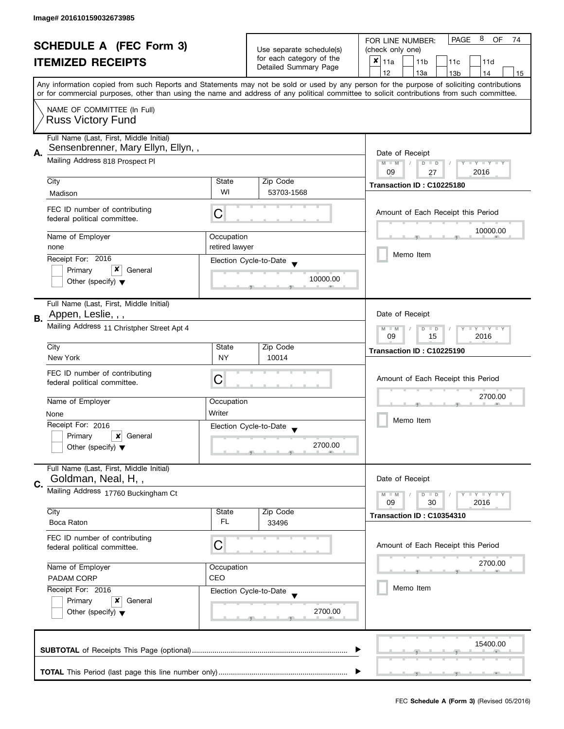Image# 201610159032673985

# SCHEDULE A (FEC Form 3)

## ITEMIZED RECEIPTS

Use separate schedule(s) for each category of the Detailed Summary Page

FOR LINE NUMBER: (check only one)

- [x] 11a
- [ ] 11b
- [ ] 11c
- [ ] 11d
- [ ] 12
- [ ] 13a
- [ ] 13b
- [ ] 14
- [ ] 15

PAGE 8 OF 74

Any information copied from such Reports and Statements may not be sold or used by any person for the purpose of soliciting contributions or for commercial purposes, other than using the name and address of any political committee to solicit contributions from such committee.

NAME OF COMMITTEE (In Full)
Russ Victory Fund

---

**A.** Full Name (Last, First, Middle Initial): Sensenbrenner, Mary Ellyn, Ellyn, ,

Mailing Address: 818 Prospect Pl

City: Madison | State: WI | Zip Code: 53703-1568

FEC ID number of contributing federal political committee: C

Name of Employer: none | Occupation: retired lawyer

Receipt For: 2016 — [ ] Primary [x] General [ ] Other (specify)

Election Cycle-to-Date: 10000.00

Date of Receipt: 09 / 27 / 2016

Transaction ID : C10225180

Amount of Each Receipt this Period: 10000.00

[ ] Memo Item

---

**B.** Full Name (Last, First, Middle Initial): Appen, Leslie, , ,

Mailing Address: 11 Christpher Street Apt 4

City: New York | State: NY | Zip Code: 10014

FEC ID number of contributing federal political committee: C

Name of Employer: None | Occupation: Writer

Receipt For: 2016 — [ ] Primary [x] General [ ] Other (specify)

Election Cycle-to-Date: 2700.00

Date of Receipt: 09 / 15 / 2016

Transaction ID : C10225190

Amount of Each Receipt this Period: 2700.00

[ ] Memo Item

---

**C.** Full Name (Last, First, Middle Initial): Goldman, Neal, H, ,

Mailing Address: 17760 Buckingham Ct

City: Boca Raton | State: FL | Zip Code: 33496

FEC ID number of contributing federal political committee: C

Name of Employer: PADAM CORP | Occupation: CEO

Receipt For: 2016 — [ ] Primary [x] General [ ] Other (specify)

Election Cycle-to-Date: 2700.00

Date of Receipt: 09 / 30 / 2016

Transaction ID : C10354310

Amount of Each Receipt this Period: 2700.00

[ ] Memo Item

---

**SUBTOTAL** of Receipts This Page (optional): 15400.00

**TOTAL** This Period (last page this line number only):

FEC **Schedule A (Form 3)** (Revised 05/2016)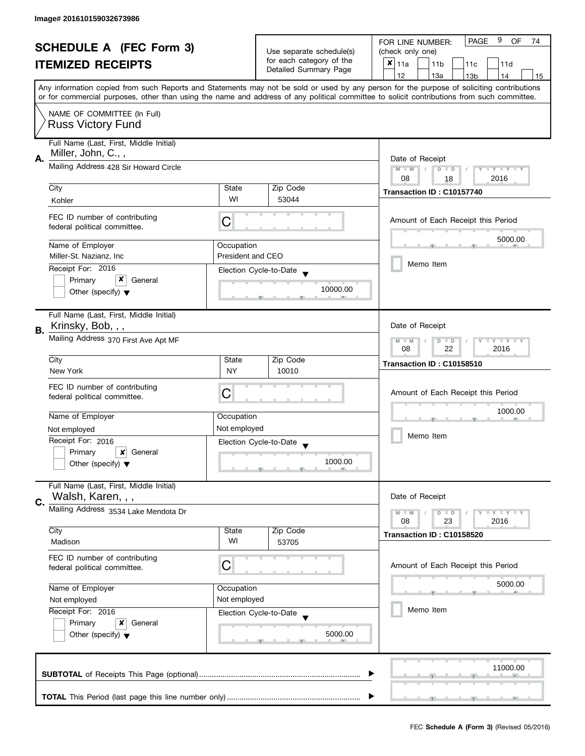Image# 201610159032673986

# SCHEDULE A (FEC Form 3)
# ITEMIZED RECEIPTS

Use separate schedule(s) for each category of the Detailed Summary Page

FOR LINE NUMBER: (check only one)

- [x] 11a
- [ ] 11b
- [ ] 11c
- [ ] 11d
- [ ] 12
- [ ] 13a
- [ ] 13b
- [ ] 14
- [ ] 15

Any information copied from such Reports and Statements may not be sold or used by any person for the purpose of soliciting contributions or for commercial purposes, other than using the name and address of any political committee to solicit contributions from such committee.

NAME OF COMMITTEE (In Full)
Russ Victory Fund

---

**A.** Full Name (Last, First, Middle Initial): Miller, John, C., ,

Mailing Address: 428 Sir Howard Circle

| City | State | Zip Code |
|---|---|---|
| Kohler | WI | 53044 |

FEC ID number of contributing federal political committee: C

| Name of Employer | Occupation |
|---|---|
| Miller-St. Nazianz, Inc | President and CEO |

Receipt For: 2016
- [ ] Primary
- [x] General
- [ ] Other (specify)

Election Cycle-to-Date: 10000.00

Date of Receipt: 08 / 18 / 2016

Transaction ID : C10157740

Amount of Each Receipt this Period: 5000.00

- [ ] Memo Item

---

**B.** Full Name (Last, First, Middle Initial): Krinsky, Bob, , ,

Mailing Address: 370 First Ave Apt MF

| City | State | Zip Code |
|---|---|---|
| New York | NY | 10010 |

FEC ID number of contributing federal political committee: C

| Name of Employer | Occupation |
|---|---|
| Not employed | Not employed |

Receipt For: 2016
- [ ] Primary
- [x] General
- [ ] Other (specify)

Election Cycle-to-Date: 1000.00

Date of Receipt: 08 / 22 / 2016

Transaction ID : C10158510

Amount of Each Receipt this Period: 1000.00

- [ ] Memo Item

---

**C.** Full Name (Last, First, Middle Initial): Walsh, Karen, , ,

Mailing Address: 3534 Lake Mendota Dr

| City | State | Zip Code |
|---|---|---|
| Madison | WI | 53705 |

FEC ID number of contributing federal political committee: C

| Name of Employer | Occupation |
|---|---|
| Not employed | Not employed |

Receipt For: 2016
- [ ] Primary
- [x] General
- [ ] Other (specify)

Election Cycle-to-Date: 5000.00

Date of Receipt: 08 / 23 / 2016

Transaction ID : C10158520

Amount of Each Receipt this Period: 5000.00

- [ ] Memo Item

---

**SUBTOTAL** of Receipts This Page (optional): 11000.00

**TOTAL** This Period (last page this line number only):

FEC **Schedule A (Form 3)** (Revised 05/2016)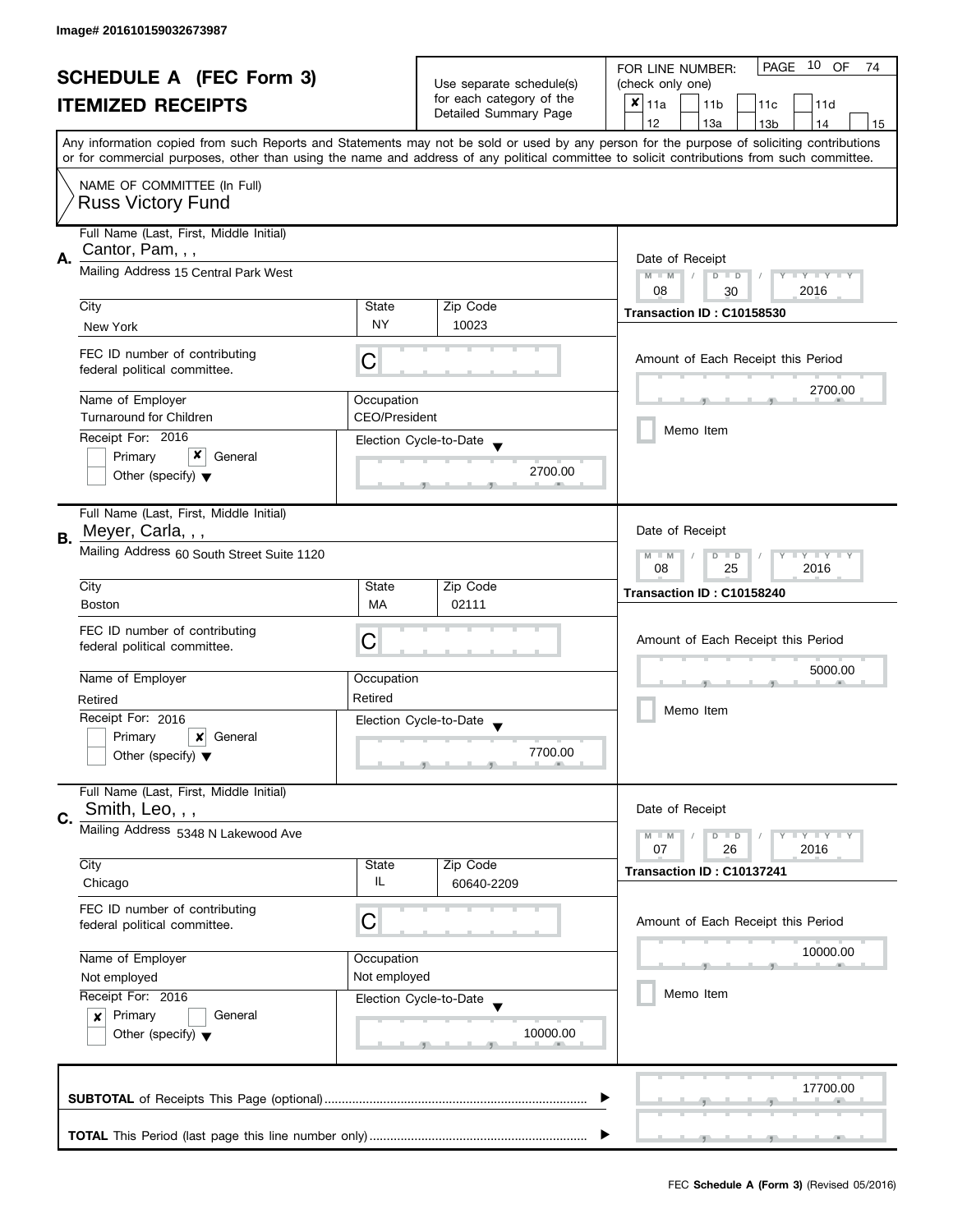Image# 201610159032673987

# SCHEDULE A (FEC Form 3)

## ITEMIZED RECEIPTS

Use separate schedule(s) for each category of the Detailed Summary Page

FOR LINE NUMBER: (check only one)

- [x] 11a
- [ ] 11b
- [ ] 11c
- [ ] 11d
- [ ] 12
- [ ] 13a
- [ ] 13b
- [ ] 14
- [ ] 15

PAGE 10 OF 74

Any information copied from such Reports and Statements may not be sold or used by any person for the purpose of soliciting contributions or for commercial purposes, other than using the name and address of any political committee to solicit contributions from such committee.

NAME OF COMMITTEE (In Full)
Russ Victory Fund

---

**A.** Full Name (Last, First, Middle Initial): Cantor, Pam, , ,

Mailing Address: 15 Central Park West

| City | State | Zip Code |
|---|---|---|
| New York | NY | 10023 |

FEC ID number of contributing federal political committee: C

Name of Employer: Turnaround for Children

Occupation: CEO/President

Receipt For: 2016
- [ ] Primary
- [x] General
- [ ] Other (specify)

Election Cycle-to-Date: 2700.00

Date of Receipt: 08 / 30 / 2016

Transaction ID : C10158530

Amount of Each Receipt this Period: 2700.00

- [ ] Memo Item

---

**B.** Full Name (Last, First, Middle Initial): Meyer, Carla, , ,

Mailing Address: 60 South Street Suite 1120

| City | State | Zip Code |
|---|---|---|
| Boston | MA | 02111 |

FEC ID number of contributing federal political committee: C

Name of Employer: Retired

Occupation: Retired

Receipt For: 2016
- [ ] Primary
- [x] General
- [ ] Other (specify)

Election Cycle-to-Date: 7700.00

Date of Receipt: 08 / 25 / 2016

Transaction ID : C10158240

Amount of Each Receipt this Period: 5000.00

- [ ] Memo Item

---

**C.** Full Name (Last, First, Middle Initial): Smith, Leo, , ,

Mailing Address: 5348 N Lakewood Ave

| City | State | Zip Code |
|---|---|---|
| Chicago | IL | 60640-2209 |

FEC ID number of contributing federal political committee: C

Name of Employer: Not employed

Occupation: Not employed

Receipt For: 2016
- [x] Primary
- [ ] General
- [ ] Other (specify)

Election Cycle-to-Date: 10000.00

Date of Receipt: 07 / 26 / 2016

Transaction ID : C10137241

Amount of Each Receipt this Period: 10000.00

- [ ] Memo Item

---

**SUBTOTAL** of Receipts This Page (optional): 17700.00

**TOTAL** This Period (last page this line number only):

FEC **Schedule A (Form 3)** (Revised 05/2016)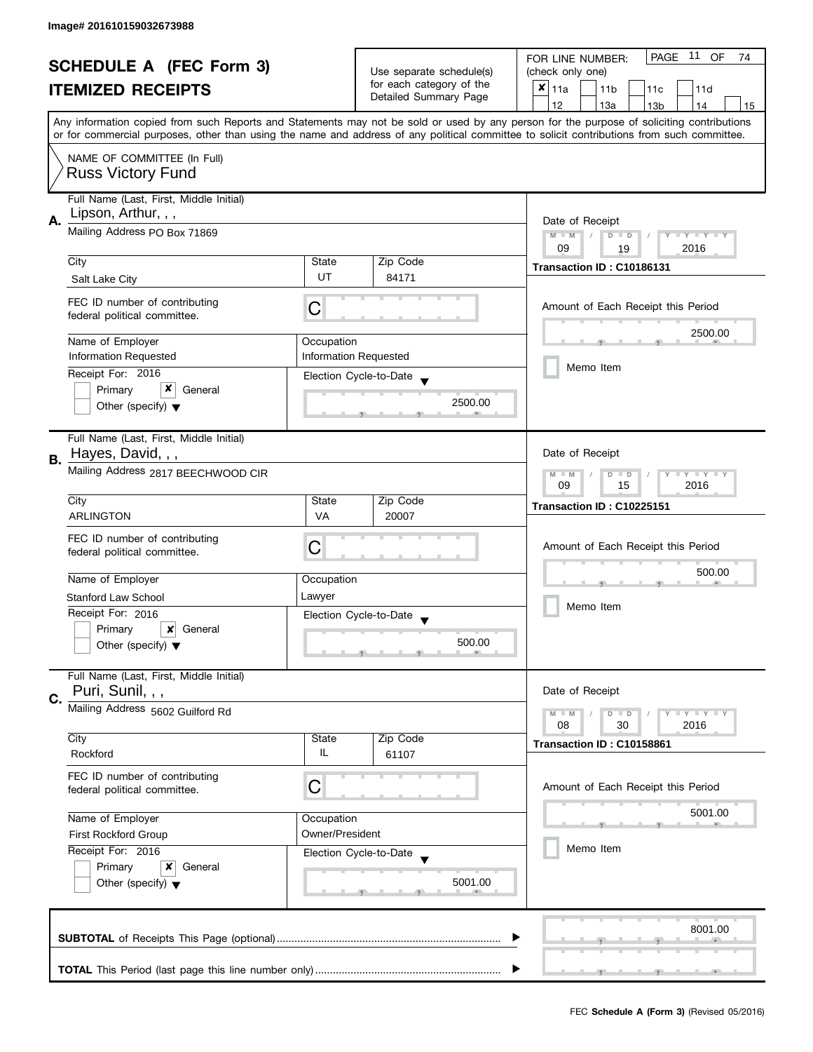Image# 201610159032673988

# SCHEDULE A (FEC Form 3)
# ITEMIZED RECEIPTS

Use separate schedule(s) for each category of the Detailed Summary Page

FOR LINE NUMBER: (check only one)

- [x] 11a
- [ ] 11b
- [ ] 11c
- [ ] 11d
- [ ] 12
- [ ] 13a
- [ ] 13b
- [ ] 14
- [ ] 15

PAGE 11 OF 74

Any information copied from such Reports and Statements may not be sold or used by any person for the purpose of soliciting contributions or for commercial purposes, other than using the name and address of any political committee to solicit contributions from such committee.

NAME OF COMMITTEE (In Full)
Russ Victory Fund

## A.

Full Name (Last, First, Middle Initial): Lipson, Arthur, , ,
Mailing Address: PO Box 71869
City: Salt Lake City | State: UT | Zip Code: 84171
FEC ID number of contributing federal political committee: C
Name of Employer: Information Requested
Occupation: Information Requested
Receipt For: 2016
- [ ] Primary
- [x] General
- [ ] Other (specify)

Election Cycle-to-Date: 2500.00

Date of Receipt: 09 / 19 / 2016
Transaction ID : C10186131
Amount of Each Receipt this Period: 2500.00
- [ ] Memo Item

## B.

Full Name (Last, First, Middle Initial): Hayes, David, , ,
Mailing Address: 2817 BEECHWOOD CIR
City: ARLINGTON | State: VA | Zip Code: 20007
FEC ID number of contributing federal political committee: C
Name of Employer: Stanford Law School
Occupation: Lawyer
Receipt For: 2016
- [ ] Primary
- [x] General
- [ ] Other (specify)

Election Cycle-to-Date: 500.00

Date of Receipt: 09 / 15 / 2016
Transaction ID : C10225151
Amount of Each Receipt this Period: 500.00
- [ ] Memo Item

## C.

Full Name (Last, First, Middle Initial): Puri, Sunil, , ,
Mailing Address: 5602 Guilford Rd
City: Rockford | State: IL | Zip Code: 61107
FEC ID number of contributing federal political committee: C
Name of Employer: First Rockford Group
Occupation: Owner/President
Receipt For: 2016
- [ ] Primary
- [x] General
- [ ] Other (specify)

Election Cycle-to-Date: 5001.00

Date of Receipt: 08 / 30 / 2016
Transaction ID : C10158861
Amount of Each Receipt this Period: 5001.00
- [ ] Memo Item

**SUBTOTAL** of Receipts This Page (optional): 8001.00

**TOTAL** This Period (last page this line number only):

FEC Schedule A (Form 3) (Revised 05/2016)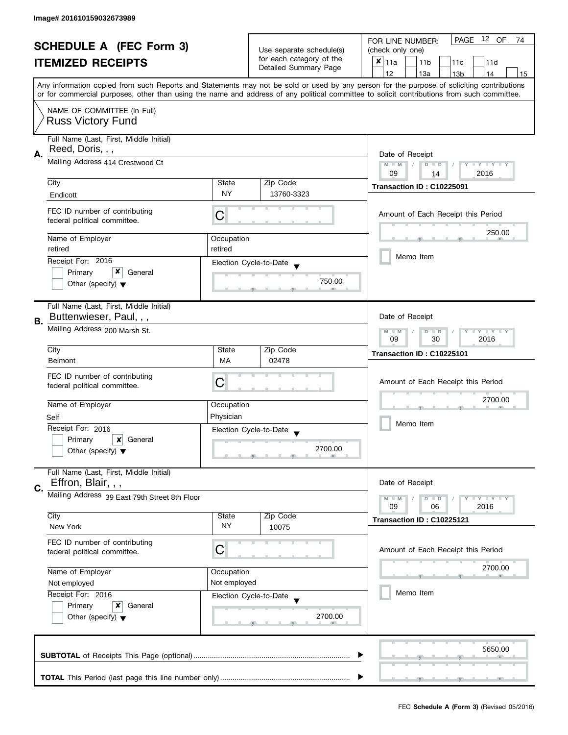Image# 201610159032673989

# SCHEDULE A (FEC Form 3)

## ITEMIZED RECEIPTS

Use separate schedule(s) for each category of the Detailed Summary Page

FOR LINE NUMBER: (check only one)

- [x] 11a
- [ ] 11b
- [ ] 11c
- [ ] 11d
- [ ] 12
- [ ] 13a
- [ ] 13b
- [ ] 14
- [ ] 15

PAGE 12 OF 74

Any information copied from such Reports and Statements may not be sold or used by any person for the purpose of soliciting contributions or for commercial purposes, other than using the name and address of any political committee to solicit contributions from such committee.

NAME OF COMMITTEE (In Full)
Russ Victory Fund

---

### A.

Full Name (Last, First, Middle Initial): Reed, Doris, , ,

Mailing Address: 414 Crestwood Ct

| City | State | Zip Code |
|---|---|---|
| Endicott | NY | 13760-3323 |

FEC ID number of contributing federal political committee: C

| Name of Employer | Occupation |
|---|---|
| retired | retired |

Receipt For: 2016
- [ ] Primary
- [x] General
- [ ] Other (specify)

Election Cycle-to-Date: 750.00

Date of Receipt: 09 / 14 / 2016

Transaction ID : C10225091

Amount of Each Receipt this Period: 250.00

- [ ] Memo Item

---

### B.

Full Name (Last, First, Middle Initial): Buttenwieser, Paul, , ,

Mailing Address: 200 Marsh St.

| City | State | Zip Code |
|---|---|---|
| Belmont | MA | 02478 |

FEC ID number of contributing federal political committee: C

| Name of Employer | Occupation |
|---|---|
| Self | Physician |

Receipt For: 2016
- [ ] Primary
- [x] General
- [ ] Other (specify)

Election Cycle-to-Date: 2700.00

Date of Receipt: 09 / 30 / 2016

Transaction ID : C10225101

Amount of Each Receipt this Period: 2700.00

- [ ] Memo Item

---

### C.

Full Name (Last, First, Middle Initial): Effron, Blair, , ,

Mailing Address: 39 East 79th Street 8th Floor

| City | State | Zip Code |
|---|---|---|
| New York | NY | 10075 |

FEC ID number of contributing federal political committee: C

| Name of Employer | Occupation |
|---|---|
| Not employed | Not employed |

Receipt For: 2016
- [ ] Primary
- [x] General
- [ ] Other (specify)

Election Cycle-to-Date: 2700.00

Date of Receipt: 09 / 06 / 2016

Transaction ID : C10225121

Amount of Each Receipt this Period: 2700.00

- [ ] Memo Item

---

**SUBTOTAL** of Receipts This Page (optional): 5650.00

**TOTAL** This Period (last page this line number only):

FEC **Schedule A (Form 3)** (Revised 05/2016)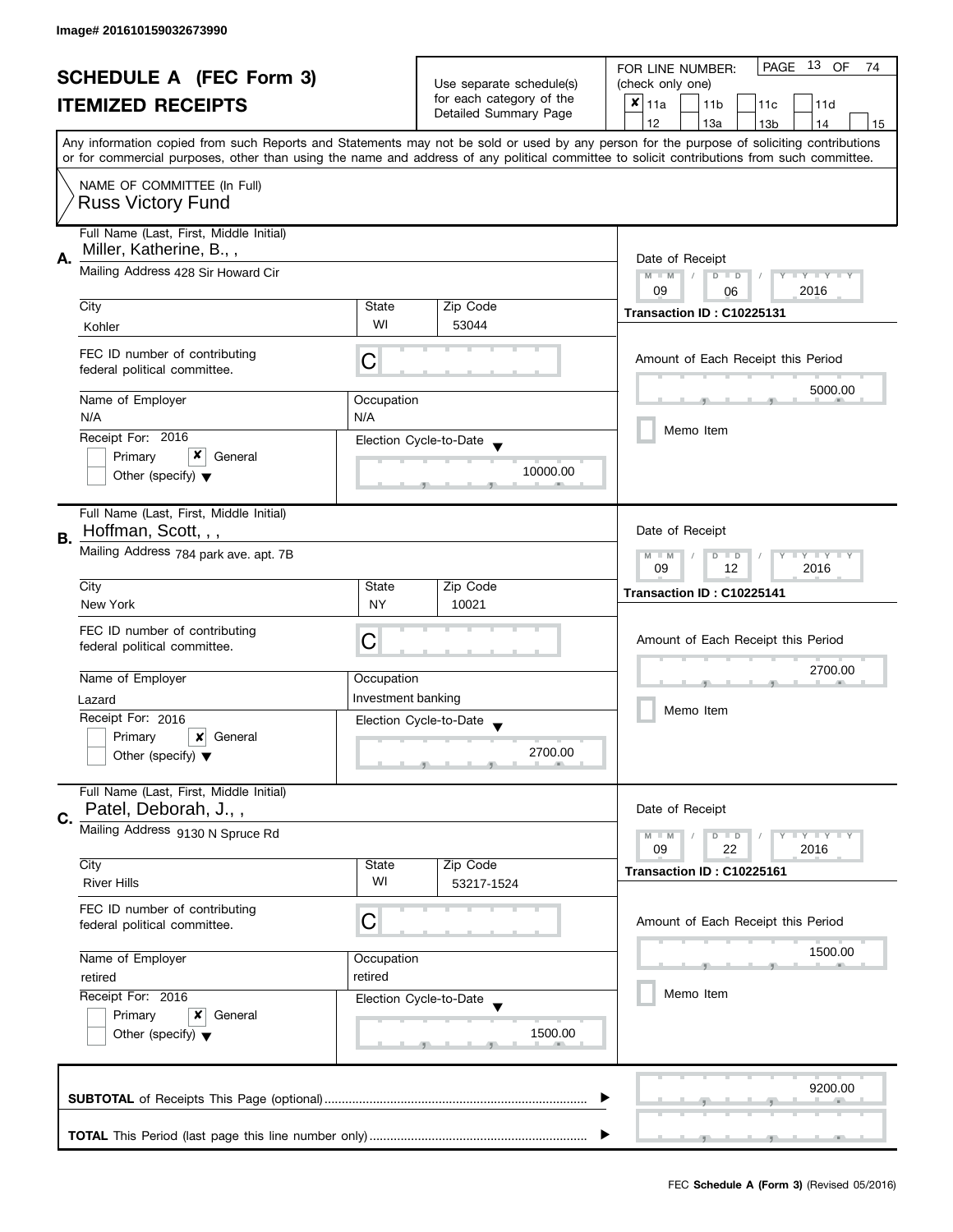Image# 201610159032673990

# SCHEDULE A (FEC Form 3)

## ITEMIZED RECEIPTS

Use separate schedule(s) for each category of the Detailed Summary Page

FOR LINE NUMBER: (check only one)

- [x] 11a
- [ ] 11b
- [ ] 11c
- [ ] 11d
- [ ] 12
- [ ] 13a
- [ ] 13b
- [ ] 14
- [ ] 15

Any information copied from such Reports and Statements may not be sold or used by any person for the purpose of soliciting contributions or for commercial purposes, other than using the name and address of any political committee to solicit contributions from such committee.

NAME OF COMMITTEE (In Full)
Russ Victory Fund

---

**A.**

Full Name (Last, First, Middle Initial): Miller, Katherine, B., ,

Mailing Address: 428 Sir Howard Cir

City: Kohler | State: WI | Zip Code: 53044

FEC ID number of contributing federal political committee: C

Name of Employer: N/A | Occupation: N/A

Receipt For: 2016
- [ ] Primary
- [x] General
- [ ] Other (specify)

Election Cycle-to-Date: 10000.00

Date of Receipt: 09 / 06 / 2016

Transaction ID : C10225131

Amount of Each Receipt this Period: 5000.00

- [ ] Memo Item

---

**B.**

Full Name (Last, First, Middle Initial): Hoffman, Scott, , ,

Mailing Address: 784 park ave. apt. 7B

City: New York | State: NY | Zip Code: 10021

FEC ID number of contributing federal political committee: C

Name of Employer: Lazard | Occupation: Investment banking

Receipt For: 2016
- [ ] Primary
- [x] General
- [ ] Other (specify)

Election Cycle-to-Date: 2700.00

Date of Receipt: 09 / 12 / 2016

Transaction ID : C10225141

Amount of Each Receipt this Period: 2700.00

- [ ] Memo Item

---

**C.**

Full Name (Last, First, Middle Initial): Patel, Deborah, J., ,

Mailing Address: 9130 N Spruce Rd

City: River Hills | State: WI | Zip Code: 53217-1524

FEC ID number of contributing federal political committee: C

Name of Employer: retired | Occupation: retired

Receipt For: 2016
- [ ] Primary
- [x] General
- [ ] Other (specify)

Election Cycle-to-Date: 1500.00

Date of Receipt: 09 / 22 / 2016

Transaction ID : C10225161

Amount of Each Receipt this Period: 1500.00

- [ ] Memo Item

---

**SUBTOTAL** of Receipts This Page (optional): 9200.00

**TOTAL** This Period (last page this line number only):

FEC Schedule A (Form 3) (Revised 05/2016)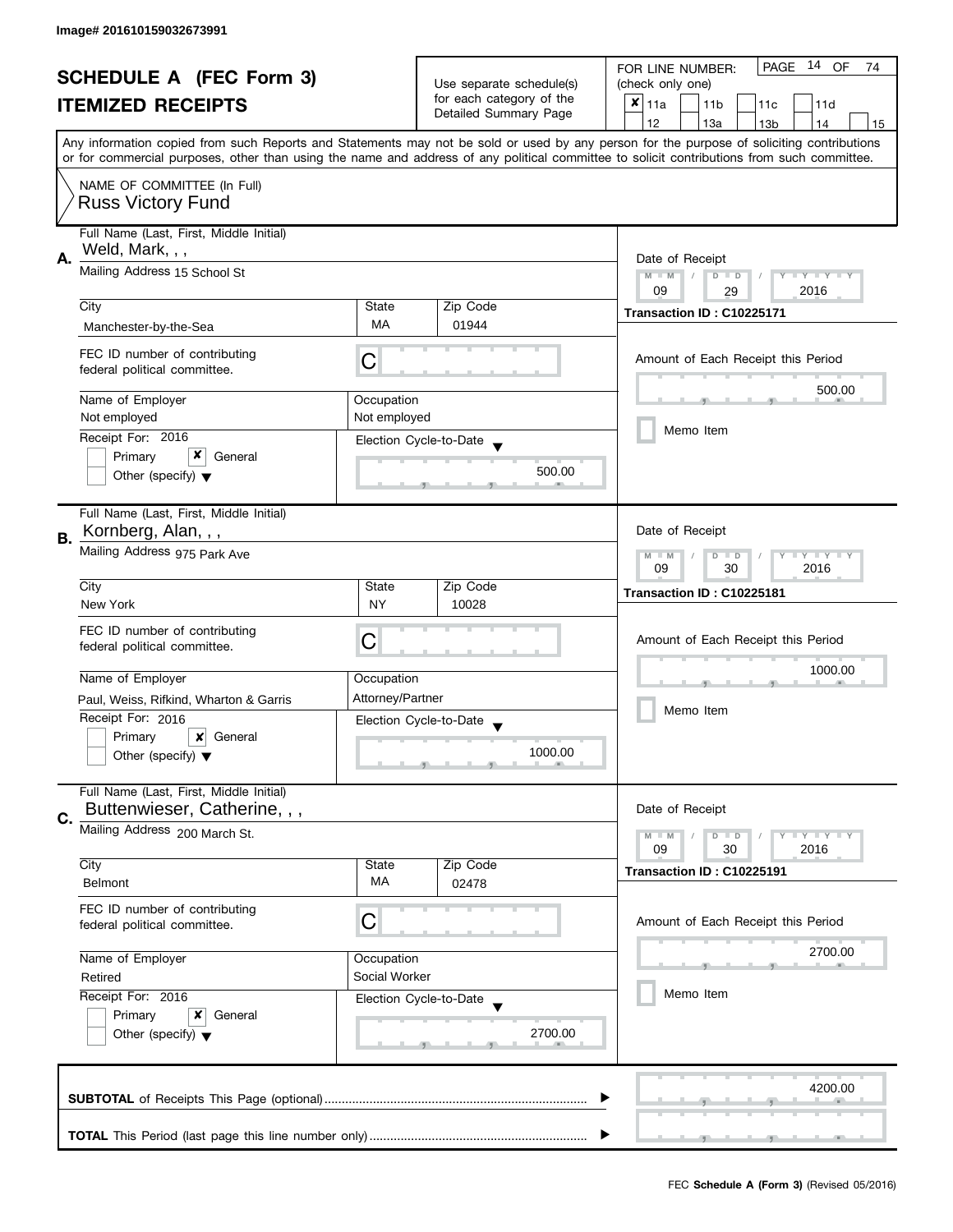Image# 201610159032673991

# SCHEDULE A (FEC Form 3)

## ITEMIZED RECEIPTS

Use separate schedule(s) for each category of the Detailed Summary Page

FOR LINE NUMBER: (check only one)

- [x] 11a
- [ ] 11b
- [ ] 11c
- [ ] 11d
- [ ] 12
- [ ] 13a
- [ ] 13b
- [ ] 14
- [ ] 15

PAGE 14 OF 74

Any information copied from such Reports and Statements may not be sold or used by any person for the purpose of soliciting contributions or for commercial purposes, other than using the name and address of any political committee to solicit contributions from such committee.

NAME OF COMMITTEE (In Full)
Russ Victory Fund

---

**A.** Full Name (Last, First, Middle Initial): Weld, Mark, , ,

Mailing Address: 15 School St

City: Manchester-by-the-Sea | State: MA | Zip Code: 01944

FEC ID number of contributing federal political committee: C

Name of Employer: Not employed | Occupation: Not employed

Receipt For: 2016
- [ ] Primary
- [x] General
- [ ] Other (specify)

Election Cycle-to-Date: 500.00

Date of Receipt: 09 / 29 / 2016

Transaction ID : C10225171

Amount of Each Receipt this Period: 500.00

- [ ] Memo Item

---

**B.** Full Name (Last, First, Middle Initial): Kornberg, Alan, , ,

Mailing Address: 975 Park Ave

City: New York | State: NY | Zip Code: 10028

FEC ID number of contributing federal political committee: C

Name of Employer: Paul, Weiss, Rifkind, Wharton & Garris | Occupation: Attorney/Partner

Receipt For: 2016
- [ ] Primary
- [x] General
- [ ] Other (specify)

Election Cycle-to-Date: 1000.00

Date of Receipt: 09 / 30 / 2016

Transaction ID : C10225181

Amount of Each Receipt this Period: 1000.00

- [ ] Memo Item

---

**C.** Full Name (Last, First, Middle Initial): Buttenwieser, Catherine, , ,

Mailing Address: 200 March St.

City: Belmont | State: MA | Zip Code: 02478

FEC ID number of contributing federal political committee: C

Name of Employer: Retired | Occupation: Social Worker

Receipt For: 2016
- [ ] Primary
- [x] General
- [ ] Other (specify)

Election Cycle-to-Date: 2700.00

Date of Receipt: 09 / 30 / 2016

Transaction ID : C10225191

Amount of Each Receipt this Period: 2700.00

- [ ] Memo Item

---

**SUBTOTAL** of Receipts This Page (optional): 4200.00

**TOTAL** This Period (last page this line number only):

FEC **Schedule A (Form 3)** (Revised 05/2016)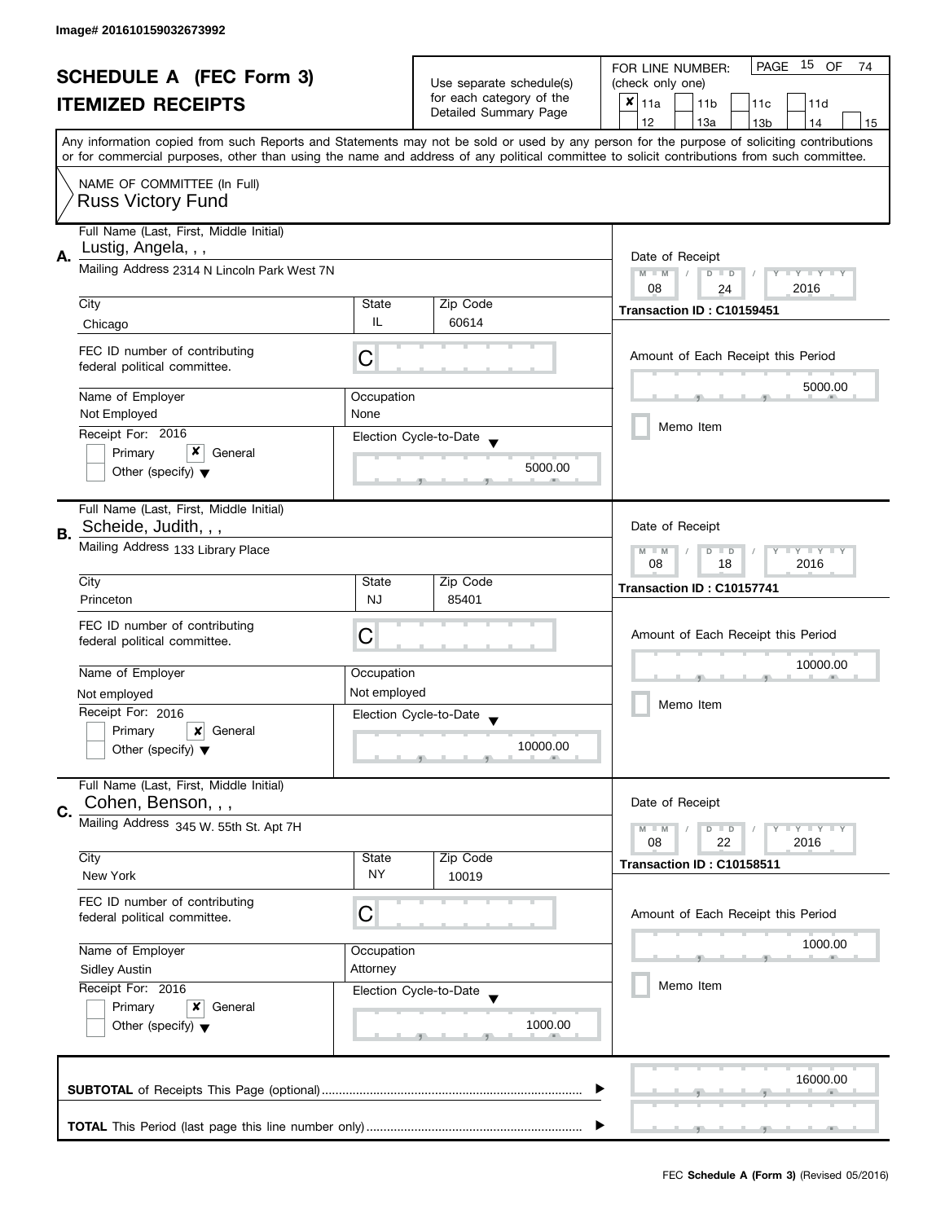Image# 201610159032673992

# SCHEDULE A (FEC Form 3)

## ITEMIZED RECEIPTS

Use separate schedule(s) for each category of the Detailed Summary Page

FOR LINE NUMBER: (check only one)

- [x] 11a
- [ ] 11b
- [ ] 11c
- [ ] 11d
- [ ] 12
- [ ] 13a
- [ ] 13b
- [ ] 14
- [ ] 15

PAGE 15 OF 74

Any information copied from such Reports and Statements may not be sold or used by any person for the purpose of soliciting contributions or for commercial purposes, other than using the name and address of any political committee to solicit contributions from such committee.

NAME OF COMMITTEE (In Full)
Russ Victory Fund

---

### A.

| Field | Value |
|---|---|
| Full Name (Last, First, Middle Initial) | Lustig, Angela, , , |
| Mailing Address | 2314 N Lincoln Park West 7N |
| City | Chicago |
| State | IL |
| Zip Code | 60614 |
| FEC ID number of contributing federal political committee. | C |
| Name of Employer | Not Employed |
| Occupation | None |
| Receipt For: 2016 | Primary [ ] General [x] Other (specify) [ ] |
| Election Cycle-to-Date | 5000.00 |
| Date of Receipt | 08 / 24 / 2016 |
| Transaction ID | C10159451 |
| Amount of Each Receipt this Period | 5000.00 |
| Memo Item | [ ] |

### B.

| Field | Value |
|---|---|
| Full Name (Last, First, Middle Initial) | Scheide, Judith, , , |
| Mailing Address | 133 Library Place |
| City | Princeton |
| State | NJ |
| Zip Code | 85401 |
| FEC ID number of contributing federal political committee. | C |
| Name of Employer | Not employed |
| Occupation | Not employed |
| Receipt For: 2016 | Primary [ ] General [x] Other (specify) [ ] |
| Election Cycle-to-Date | 10000.00 |
| Date of Receipt | 08 / 18 / 2016 |
| Transaction ID | C10157741 |
| Amount of Each Receipt this Period | 10000.00 |
| Memo Item | [ ] |

### C.

| Field | Value |
|---|---|
| Full Name (Last, First, Middle Initial) | Cohen, Benson, , , |
| Mailing Address | 345 W. 55th St. Apt 7H |
| City | New York |
| State | NY |
| Zip Code | 10019 |
| FEC ID number of contributing federal political committee. | C |
| Name of Employer | Sidley Austin |
| Occupation | Attorney |
| Receipt For: 2016 | Primary [ ] General [x] Other (specify) [ ] |
| Election Cycle-to-Date | 1000.00 |
| Date of Receipt | 08 / 22 / 2016 |
| Transaction ID | C10158511 |
| Amount of Each Receipt this Period | 1000.00 |
| Memo Item | [ ] |

---

**SUBTOTAL** of Receipts This Page (optional) ........ 16000.00

**TOTAL** This Period (last page this line number only) ........

FEC **Schedule A (Form 3)** (Revised 05/2016)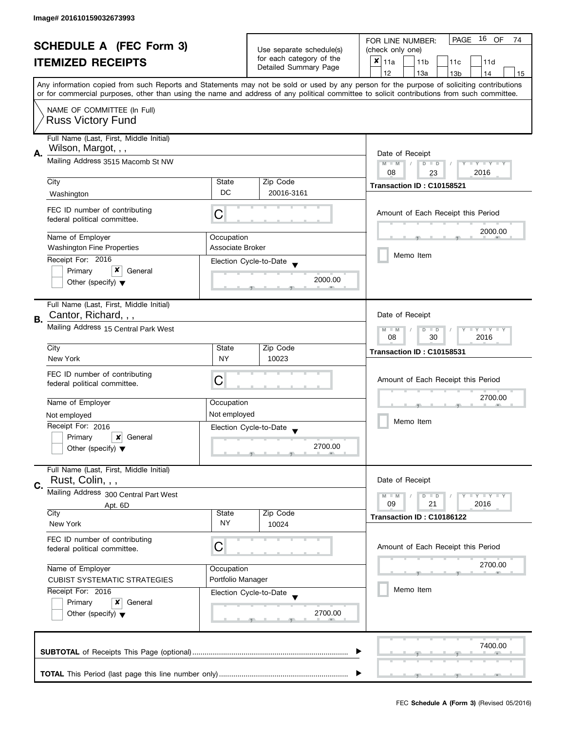Image# 201610159032673993

# SCHEDULE A (FEC Form 3)
## ITEMIZED RECEIPTS

Use separate schedule(s) for each category of the Detailed Summary Page

FOR LINE NUMBER: (check only one)

- [x] 11a
- [ ] 11b
- [ ] 11c
- [ ] 11d
- [ ] 12
- [ ] 13a
- [ ] 13b
- [ ] 14
- [ ] 15

Any information copied from such Reports and Statements may not be sold or used by any person for the purpose of soliciting contributions or for commercial purposes, other than using the name and address of any political committee to solicit contributions from such committee.

NAME OF COMMITTEE (In Full)
Russ Victory Fund

---

**A.** Full Name (Last, First, Middle Initial): Wilson, Margot, , ,

Mailing Address: 3515 Macomb St NW

City: Washington | State: DC | Zip Code: 20016-3161

FEC ID number of contributing federal political committee: C

Name of Employer: Washington Fine Properties | Occupation: Associate Broker

Receipt For: 2016
- [ ] Primary
- [x] General
- [ ] Other (specify)

Election Cycle-to-Date: 2000.00

Date of Receipt: 08 / 23 / 2016

Transaction ID : C10158521

Amount of Each Receipt this Period: 2000.00

- [ ] Memo Item

---

**B.** Full Name (Last, First, Middle Initial): Cantor, Richard, , ,

Mailing Address: 15 Central Park West

City: New York | State: NY | Zip Code: 10023

FEC ID number of contributing federal political committee: C

Name of Employer: Not employed | Occupation: Not employed

Receipt For: 2016
- [ ] Primary
- [x] General
- [ ] Other (specify)

Election Cycle-to-Date: 2700.00

Date of Receipt: 08 / 30 / 2016

Transaction ID : C10158531

Amount of Each Receipt this Period: 2700.00

- [ ] Memo Item

---

**C.** Full Name (Last, First, Middle Initial): Rust, Colin, , ,

Mailing Address: 300 Central Part West
Apt. 6D

City: New York | State: NY | Zip Code: 10024

FEC ID number of contributing federal political committee: C

Name of Employer: CUBIST SYSTEMATIC STRATEGIES | Occupation: Portfolio Manager

Receipt For: 2016
- [ ] Primary
- [x] General
- [ ] Other (specify)

Election Cycle-to-Date: 2700.00

Date of Receipt: 09 / 21 / 2016

Transaction ID : C10186122

Amount of Each Receipt this Period: 2700.00

- [ ] Memo Item

---

**SUBTOTAL** of Receipts This Page (optional): 7400.00

**TOTAL** This Period (last page this line number only):

FEC **Schedule A (Form 3)** (Revised 05/2016)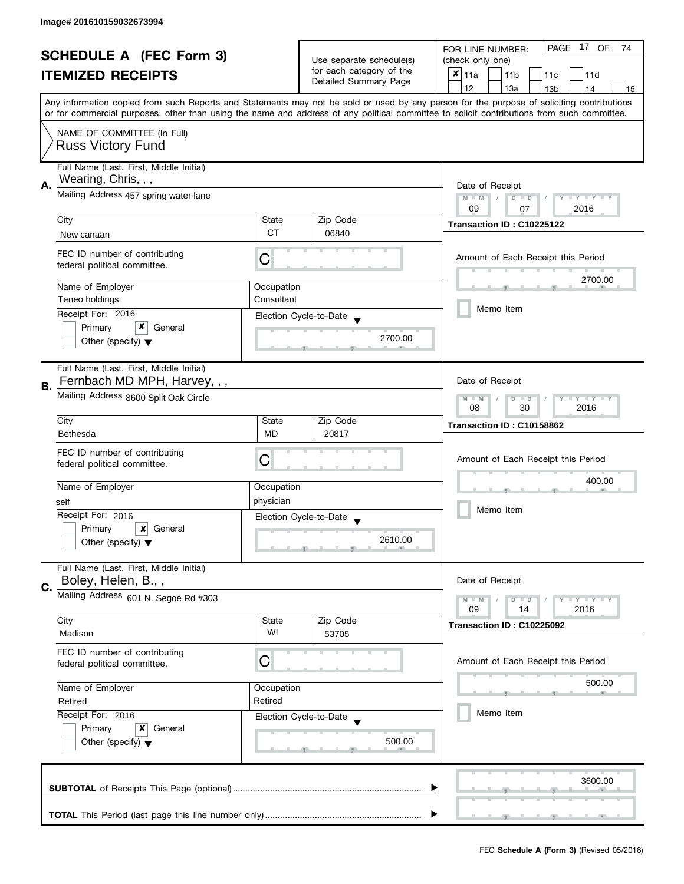Image# 201610159032673994

# SCHEDULE A (FEC Form 3)

## ITEMIZED RECEIPTS

Use separate schedule(s) for each category of the Detailed Summary Page

FOR LINE NUMBER: (check only one)

- [x] 11a
- [ ] 11b
- [ ] 11c
- [ ] 11d
- [ ] 12
- [ ] 13a
- [ ] 13b
- [ ] 14
- [ ] 15

PAGE 17 OF 74

Any information copied from such Reports and Statements may not be sold or used by any person for the purpose of soliciting contributions or for commercial purposes, other than using the name and address of any political committee to solicit contributions from such committee.

NAME OF COMMITTEE (In Full)
Russ Victory Fund

---

**A.** Full Name (Last, First, Middle Initial): Wearing, Chris, , ,

Mailing Address: 457 spring water lane

| City | State | Zip Code |
|---|---|---|
| New canaan | CT | 06840 |

FEC ID number of contributing federal political committee: C

| Name of Employer | Occupation |
|---|---|
| Teneo holdings | Consultant |

Receipt For: 2016
- [ ] Primary
- [x] General
- [ ] Other (specify)

Election Cycle-to-Date: 2700.00

Date of Receipt: 09 / 07 / 2016

Transaction ID : C10225122

Amount of Each Receipt this Period: 2700.00

- [ ] Memo Item

---

**B.** Full Name (Last, First, Middle Initial): Fernbach MD MPH, Harvey, , ,

Mailing Address: 8600 Split Oak Circle

| City | State | Zip Code |
|---|---|---|
| Bethesda | MD | 20817 |

FEC ID number of contributing federal political committee: C

| Name of Employer | Occupation |
|---|---|
| self | physician |

Receipt For: 2016
- [ ] Primary
- [x] General
- [ ] Other (specify)

Election Cycle-to-Date: 2610.00

Date of Receipt: 08 / 30 / 2016

Transaction ID : C10158862

Amount of Each Receipt this Period: 400.00

- [ ] Memo Item

---

**C.** Full Name (Last, First, Middle Initial): Boley, Helen, B., ,

Mailing Address: 601 N. Segoe Rd #303

| City | State | Zip Code |
|---|---|---|
| Madison | WI | 53705 |

FEC ID number of contributing federal political committee: C

| Name of Employer | Occupation |
|---|---|
| Retired | Retired |

Receipt For: 2016
- [ ] Primary
- [x] General
- [ ] Other (specify)

Election Cycle-to-Date: 500.00

Date of Receipt: 09 / 14 / 2016

Transaction ID : C10225092

Amount of Each Receipt this Period: 500.00

- [ ] Memo Item

---

**SUBTOTAL** of Receipts This Page (optional): 3600.00

**TOTAL** This Period (last page this line number only):

FEC **Schedule A (Form 3)** (Revised 05/2016)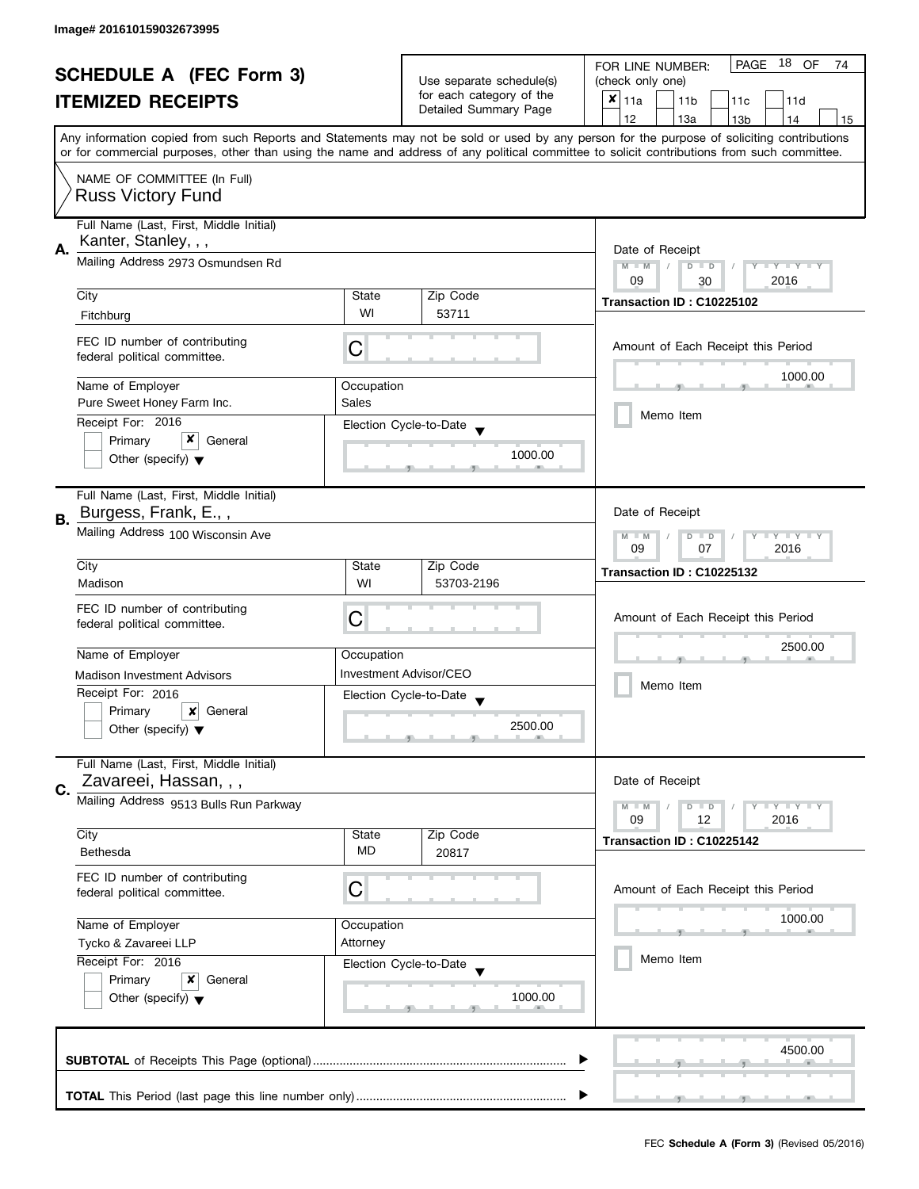Image# 201610159032673995

# SCHEDULE A (FEC Form 3)
# ITEMIZED RECEIPTS

Use separate schedule(s) for each category of the Detailed Summary Page

FOR LINE NUMBER: (check only one)

- [x] 11a
- [ ] 11b
- [ ] 11c
- [ ] 11d
- [ ] 12
- [ ] 13a
- [ ] 13b
- [ ] 14
- [ ] 15

Any information copied from such Reports and Statements may not be sold or used by any person for the purpose of soliciting contributions or for commercial purposes, other than using the name and address of any political committee to solicit contributions from such committee.

NAME OF COMMITTEE (In Full)
Russ Victory Fund

---

**A.**

Full Name (Last, First, Middle Initial): Kanter, Stanley, , ,

Mailing Address: 2973 Osmundsen Rd

| City | State | Zip Code |
|---|---|---|
| Fitchburg | WI | 53711 |

FEC ID number of contributing federal political committee: C

| Name of Employer | Occupation |
|---|---|
| Pure Sweet Honey Farm Inc. | Sales |

Receipt For: 2016
- [ ] Primary
- [x] General
- [ ] Other (specify)

Election Cycle-to-Date: 1000.00

Date of Receipt: 09 / 30 / 2016

Transaction ID : C10225102

Amount of Each Receipt this Period: 1000.00

- [ ] Memo Item

---

**B.**

Full Name (Last, First, Middle Initial): Burgess, Frank, E., ,

Mailing Address: 100 Wisconsin Ave

| City | State | Zip Code |
|---|---|---|
| Madison | WI | 53703-2196 |

FEC ID number of contributing federal political committee: C

| Name of Employer | Occupation |
|---|---|
| Madison Investment Advisors | Investment Advisor/CEO |

Receipt For: 2016
- [ ] Primary
- [x] General
- [ ] Other (specify)

Election Cycle-to-Date: 2500.00

Date of Receipt: 09 / 07 / 2016

Transaction ID : C10225132

Amount of Each Receipt this Period: 2500.00

- [ ] Memo Item

---

**C.**

Full Name (Last, First, Middle Initial): Zavareei, Hassan, , ,

Mailing Address: 9513 Bulls Run Parkway

| City | State | Zip Code |
|---|---|---|
| Bethesda | MD | 20817 |

FEC ID number of contributing federal political committee: C

| Name of Employer | Occupation |
|---|---|
| Tycko & Zavareei LLP | Attorney |

Receipt For: 2016
- [ ] Primary
- [x] General
- [ ] Other (specify)

Election Cycle-to-Date: 1000.00

Date of Receipt: 09 / 12 / 2016

Transaction ID : C10225142

Amount of Each Receipt this Period: 1000.00

- [ ] Memo Item

---

**SUBTOTAL** of Receipts This Page (optional): 4500.00

**TOTAL** This Period (last page this line number only):

FEC **Schedule A (Form 3)** (Revised 05/2016)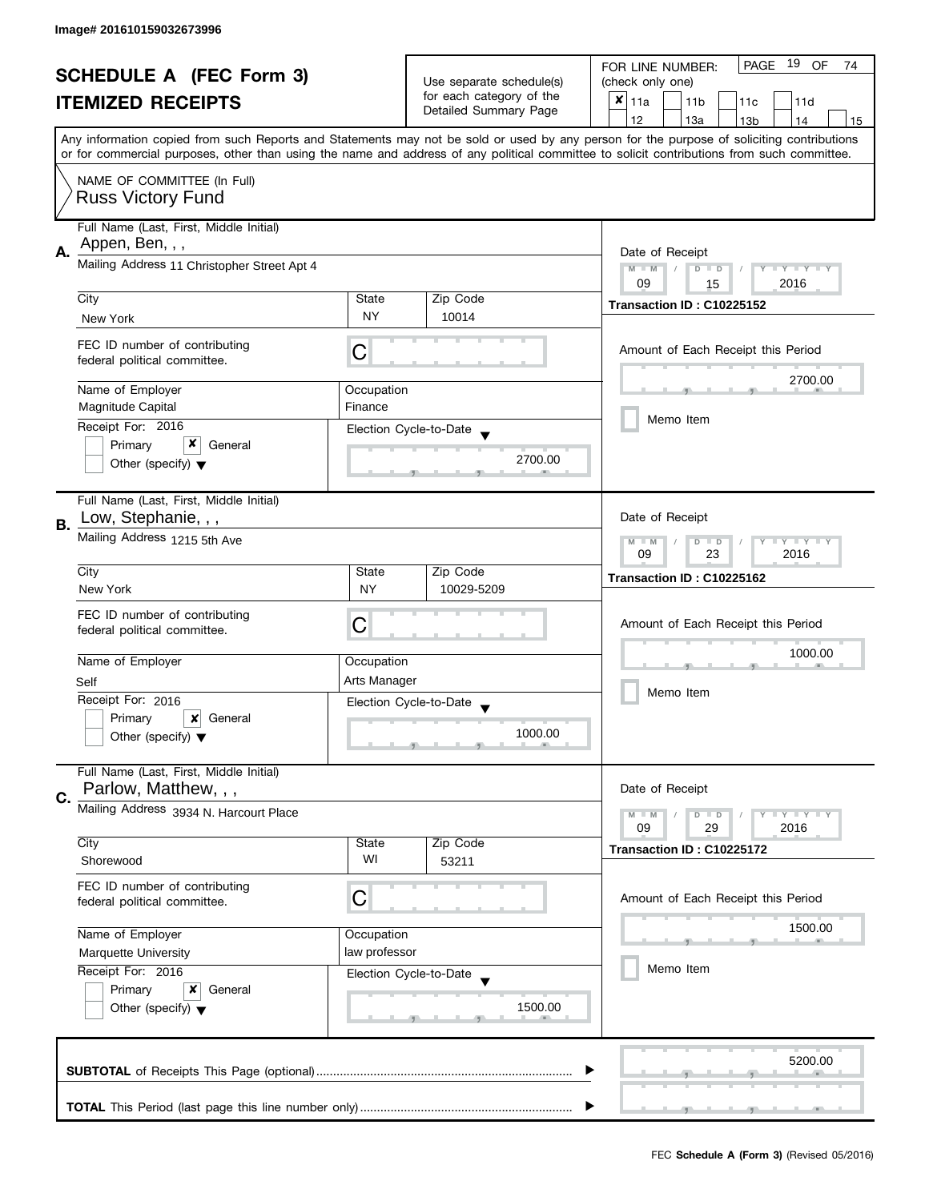Image# 201610159032673996

# SCHEDULE A (FEC Form 3)
## ITEMIZED RECEIPTS

Use separate schedule(s) for each category of the Detailed Summary Page

FOR LINE NUMBER: (check only one)

- [x] 11a
- [ ] 11b
- [ ] 11c
- [ ] 11d
- [ ] 12
- [ ] 13a
- [ ] 13b
- [ ] 14
- [ ] 15

PAGE 19 OF 74

Any information copied from such Reports and Statements may not be sold or used by any person for the purpose of soliciting contributions or for commercial purposes, other than using the name and address of any political committee to solicit contributions from such committee.

NAME OF COMMITTEE (In Full)
Russ Victory Fund

---

**A.** Full Name (Last, First, Middle Initial): Appen, Ben, , ,

Mailing Address: 11 Christopher Street Apt 4

City: New York | State: NY | Zip Code: 10014

FEC ID number of contributing federal political committee: C

Name of Employer: Magnitude Capital | Occupation: Finance

Receipt For: 2016 — [ ] Primary [x] General [ ] Other (specify)

Election Cycle-to-Date: 2700.00

Date of Receipt: 09 / 15 / 2016

Transaction ID : C10225152

Amount of Each Receipt this Period: 2700.00

[ ] Memo Item

---

**B.** Full Name (Last, First, Middle Initial): Low, Stephanie, , ,

Mailing Address: 1215 5th Ave

City: New York | State: NY | Zip Code: 10029-5209

FEC ID number of contributing federal political committee: C

Name of Employer: Self | Occupation: Arts Manager

Receipt For: 2016 — [ ] Primary [x] General [ ] Other (specify)

Election Cycle-to-Date: 1000.00

Date of Receipt: 09 / 23 / 2016

Transaction ID : C10225162

Amount of Each Receipt this Period: 1000.00

[ ] Memo Item

---

**C.** Full Name (Last, First, Middle Initial): Parlow, Matthew, , ,

Mailing Address: 3934 N. Harcourt Place

City: Shorewood | State: WI | Zip Code: 53211

FEC ID number of contributing federal political committee: C

Name of Employer: Marquette University | Occupation: law professor

Receipt For: 2016 — [ ] Primary [x] General [ ] Other (specify)

Election Cycle-to-Date: 1500.00

Date of Receipt: 09 / 29 / 2016

Transaction ID : C10225172

Amount of Each Receipt this Period: 1500.00

[ ] Memo Item

---

**SUBTOTAL** of Receipts This Page (optional): 5200.00

**TOTAL** This Period (last page this line number only):

FEC **Schedule A (Form 3)** (Revised 05/2016)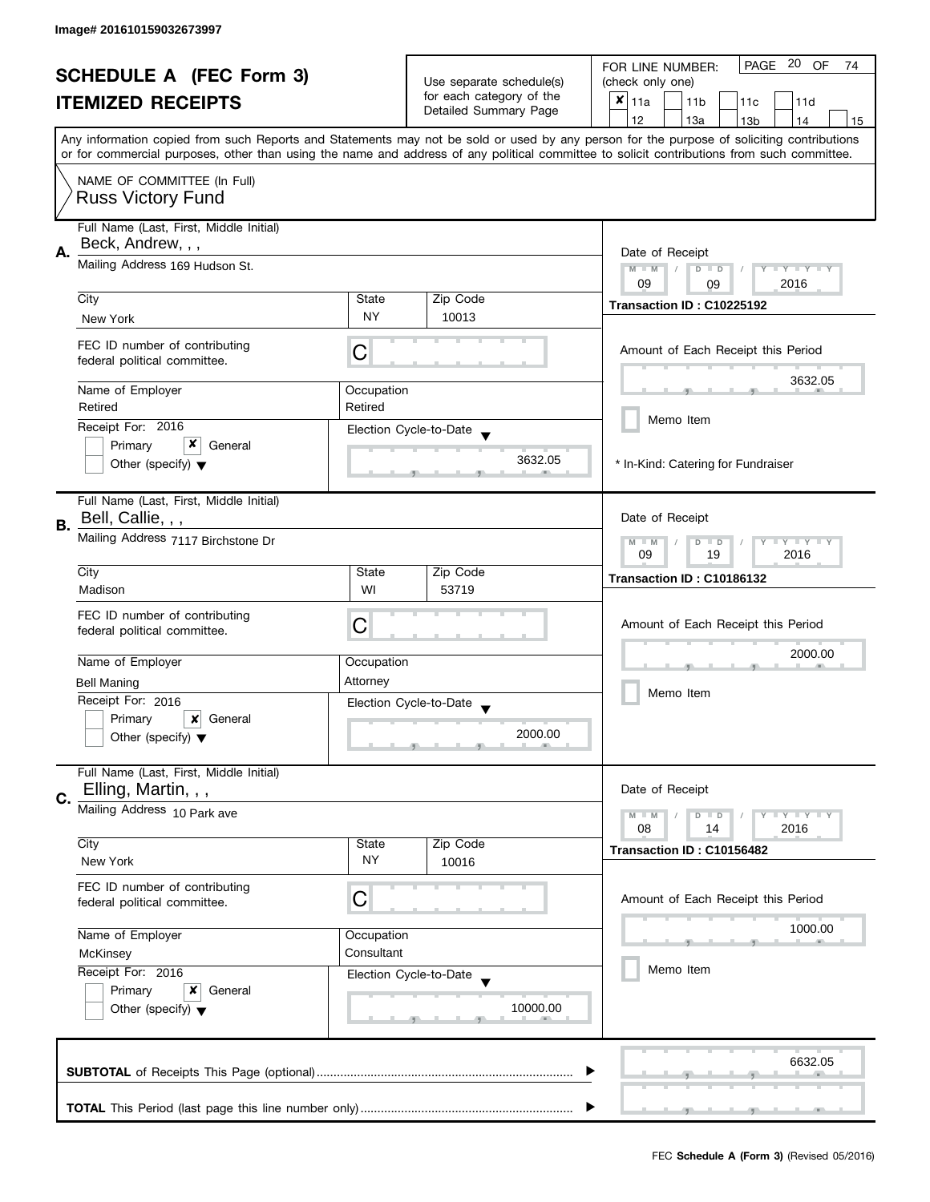Image# 201610159032673997

# SCHEDULE A (FEC Form 3)
## ITEMIZED RECEIPTS

Use separate schedule(s) for each category of the Detailed Summary Page

FOR LINE NUMBER: (check only one)
[x] 11a [ ] 11b [ ] 11c [ ] 11d [ ] 12 [ ] 13a [ ] 13b [ ] 14 [ ] 15

PAGE 20 OF 74

Any information copied from such Reports and Statements may not be sold or used by any person for the purpose of soliciting contributions or for commercial purposes, other than using the name and address of any political committee to solicit contributions from such committee.

NAME OF COMMITTEE (In Full)
Russ Victory Fund

---

**A.** Full Name (Last, First, Middle Initial): Beck, Andrew, , ,

Mailing Address: 169 Hudson St.

City: New York | State: NY | Zip Code: 10013

FEC ID number of contributing federal political committee: C

Name of Employer: Retired | Occupation: Retired

Receipt For: 2016 — [ ] Primary [x] General [ ] Other (specify)

Election Cycle-to-Date: 3632.05

Date of Receipt: 09 / 09 / 2016

Transaction ID : C10225192

Amount of Each Receipt this Period: 3632.05

[ ] Memo Item

\* In-Kind: Catering for Fundraiser

---

**B.** Full Name (Last, First, Middle Initial): Bell, Callie, , ,

Mailing Address: 7117 Birchstone Dr

City: Madison | State: WI | Zip Code: 53719

FEC ID number of contributing federal political committee: C

Name of Employer: Bell Maning | Occupation: Attorney

Receipt For: 2016 — [ ] Primary [x] General [ ] Other (specify)

Election Cycle-to-Date: 2000.00

Date of Receipt: 09 / 19 / 2016

Transaction ID : C10186132

Amount of Each Receipt this Period: 2000.00

[ ] Memo Item

---

**C.** Full Name (Last, First, Middle Initial): Elling, Martin, , ,

Mailing Address: 10 Park ave

City: New York | State: NY | Zip Code: 10016

FEC ID number of contributing federal political committee: C

Name of Employer: McKinsey | Occupation: Consultant

Receipt For: 2016 — [ ] Primary [x] General [ ] Other (specify)

Election Cycle-to-Date: 10000.00

Date of Receipt: 08 / 14 / 2016

Transaction ID : C10156482

Amount of Each Receipt this Period: 1000.00

[ ] Memo Item

---

**SUBTOTAL** of Receipts This Page (optional): 6632.05

**TOTAL** This Period (last page this line number only):

FEC **Schedule A (Form 3)** (Revised 05/2016)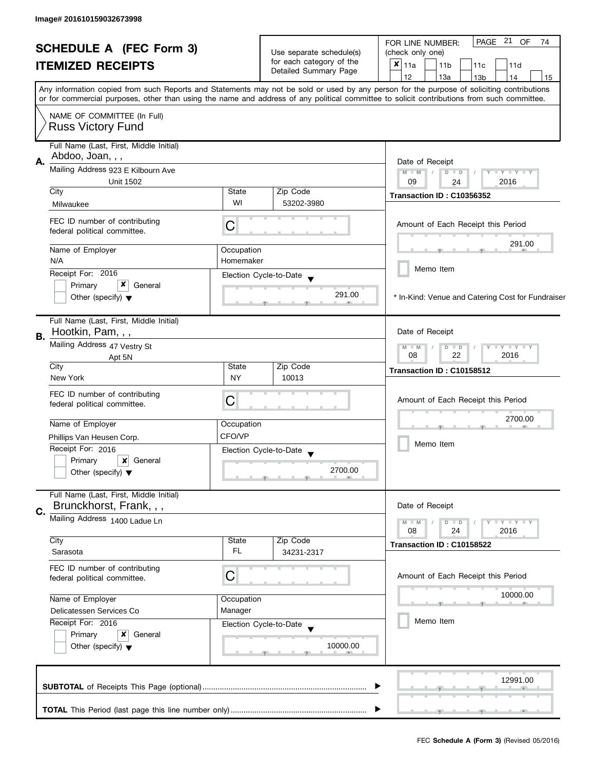Image# 201610159032673998

# SCHEDULE A (FEC Form 3)
## ITEMIZED RECEIPTS

Use separate schedule(s) for each category of the Detailed Summary Page

FOR LINE NUMBER: (check only one)

- [x] 11a
- [ ] 11b
- [ ] 11c
- [ ] 11d
- [ ] 12
- [ ] 13a
- [ ] 13b
- [ ] 14
- [ ] 15

Any information copied from such Reports and Statements may not be sold or used by any person for the purpose of soliciting contributions or for commercial purposes, other than using the name and address of any political committee to solicit contributions from such committee.

NAME OF COMMITTEE (In Full)
Russ Victory Fund

---

**A.**

Full Name (Last, First, Middle Initial): Abdoo, Joan, , ,

Mailing Address: 923 E Kilbourn Ave, Unit 1502

City: Milwaukee | State: WI | Zip Code: 53202-3980

FEC ID number of contributing federal political committee: C

Name of Employer: N/A

Occupation: Homemaker

Receipt For: 2016 — [ ] Primary [x] General [ ] Other (specify)

Election Cycle-to-Date: 291.00

Date of Receipt: 09 / 24 / 2016

Transaction ID : C10356352

Amount of Each Receipt this Period: 291.00

[ ] Memo Item

\* In-Kind: Venue and Catering Cost for Fundraiser

---

**B.**

Full Name (Last, First, Middle Initial): Hootkin, Pam, , ,

Mailing Address: 47 Vestry St, Apt 5N

City: New York | State: NY | Zip Code: 10013

FEC ID number of contributing federal political committee: C

Name of Employer: Phillips Van Heusen Corp.

Occupation: CFO/VP

Receipt For: 2016 — [ ] Primary [x] General [ ] Other (specify)

Election Cycle-to-Date: 2700.00

Date of Receipt: 08 / 22 / 2016

Transaction ID : C10158512

Amount of Each Receipt this Period: 2700.00

[ ] Memo Item

---

**C.**

Full Name (Last, First, Middle Initial): Brunckhorst, Frank, , ,

Mailing Address: 1400 Ladue Ln

City: Sarasota | State: FL | Zip Code: 34231-2317

FEC ID number of contributing federal political committee: C

Name of Employer: Delicatessen Services Co

Occupation: Manager

Receipt For: 2016 — [ ] Primary [x] General [ ] Other (specify)

Election Cycle-to-Date: 10000.00

Date of Receipt: 08 / 24 / 2016

Transaction ID : C10158522

Amount of Each Receipt this Period: 10000.00

[ ] Memo Item

---

**SUBTOTAL** of Receipts This Page (optional): 12991.00

**TOTAL** This Period (last page this line number only):

FEC **Schedule A (Form 3)** (Revised 05/2016)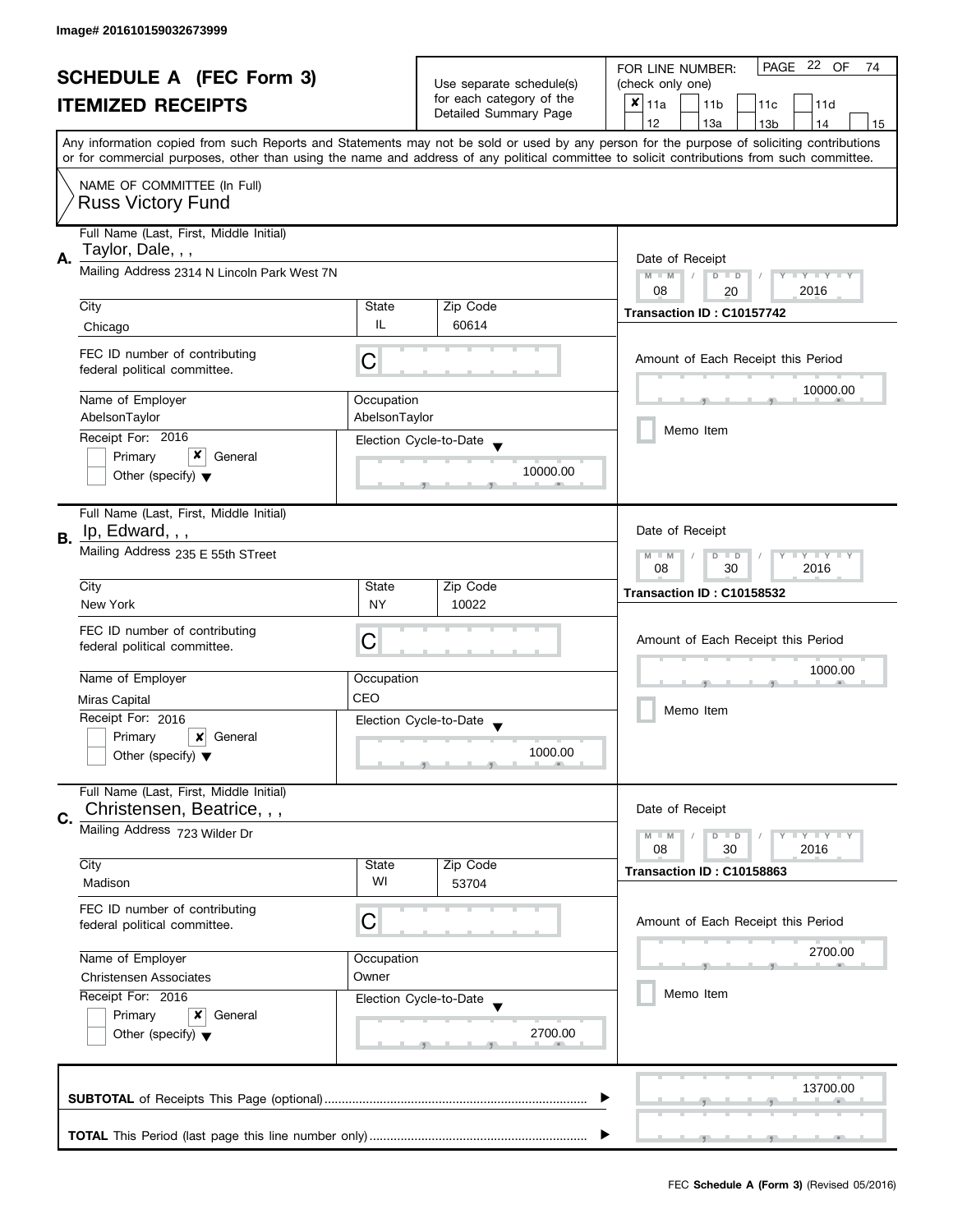Image# 201610159032673999

# SCHEDULE A (FEC Form 3)
## ITEMIZED RECEIPTS

Use separate schedule(s) for each category of the Detailed Summary Page

FOR LINE NUMBER: (check only one)

- [x] 11a
- [ ] 11b
- [ ] 11c
- [ ] 11d
- [ ] 12
- [ ] 13a
- [ ] 13b
- [ ] 14
- [ ] 15

Any information copied from such Reports and Statements may not be sold or used by any person for the purpose of soliciting contributions or for commercial purposes, other than using the name and address of any political committee to solicit contributions from such committee.

NAME OF COMMITTEE (In Full)
Russ Victory Fund

---

**A.** Full Name (Last, First, Middle Initial): Taylor, Dale, , ,

Mailing Address: 2314 N Lincoln Park West 7N

City: Chicago | State: IL | Zip Code: 60614

FEC ID number of contributing federal political committee: C

Name of Employer: AbelsonTaylor | Occupation: AbelsonTaylor

Receipt For: 2016 — [ ] Primary [x] General [ ] Other (specify)

Election Cycle-to-Date: 10000.00

Date of Receipt: 08 / 20 / 2016

Transaction ID : C10157742

Amount of Each Receipt this Period: 10000.00

[ ] Memo Item

---

**B.** Full Name (Last, First, Middle Initial): Ip, Edward, , ,

Mailing Address: 235 E 55th STreet

City: New York | State: NY | Zip Code: 10022

FEC ID number of contributing federal political committee: C

Name of Employer: Miras Capital | Occupation: CEO

Receipt For: 2016 — [ ] Primary [x] General [ ] Other (specify)

Election Cycle-to-Date: 1000.00

Date of Receipt: 08 / 30 / 2016

Transaction ID : C10158532

Amount of Each Receipt this Period: 1000.00

[ ] Memo Item

---

**C.** Full Name (Last, First, Middle Initial): Christensen, Beatrice, , ,

Mailing Address: 723 Wilder Dr

City: Madison | State: WI | Zip Code: 53704

FEC ID number of contributing federal political committee: C

Name of Employer: Christensen Associates | Occupation: Owner

Receipt For: 2016 — [ ] Primary [x] General [ ] Other (specify)

Election Cycle-to-Date: 2700.00

Date of Receipt: 08 / 30 / 2016

Transaction ID : C10158863

Amount of Each Receipt this Period: 2700.00

[ ] Memo Item

---

**SUBTOTAL** of Receipts This Page (optional): 13700.00

**TOTAL** This Period (last page this line number only):

FEC **Schedule A (Form 3)** (Revised 05/2016)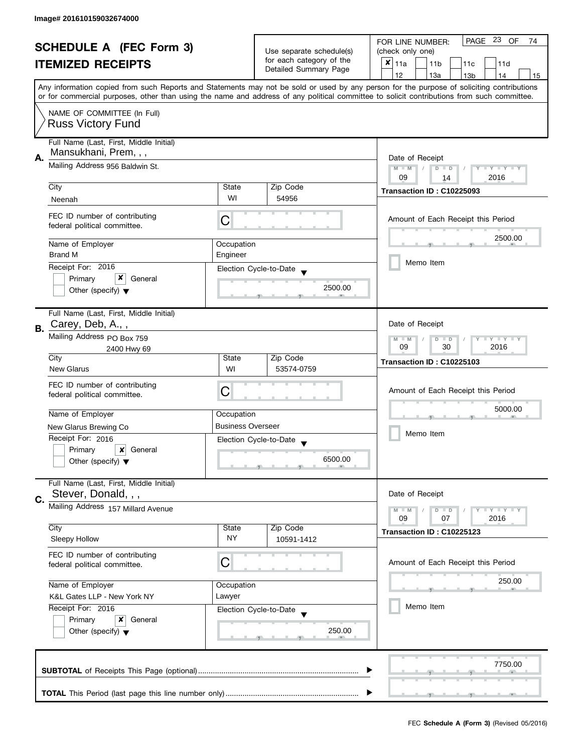Image# 201610159032674000

# SCHEDULE A (FEC Form 3)
## ITEMIZED RECEIPTS

Use separate schedule(s) for each category of the Detailed Summary Page

FOR LINE NUMBER: (check only one)

- [x] 11a
- [ ] 11b
- [ ] 11c
- [ ] 11d
- [ ] 12
- [ ] 13a
- [ ] 13b
- [ ] 14
- [ ] 15

PAGE 23 OF 74

Any information copied from such Reports and Statements may not be sold or used by any person for the purpose of soliciting contributions or for commercial purposes, other than using the name and address of any political committee to solicit contributions from such committee.

NAME OF COMMITTEE (In Full)
Russ Victory Fund

---

**A.** Full Name (Last, First, Middle Initial): Mansukhani, Prem, , ,

Mailing Address: 956 Baldwin St.

City: Neenah | State: WI | Zip Code: 54956

FEC ID number of contributing federal political committee: C

Name of Employer: Brand M | Occupation: Engineer

Receipt For: 2016 — [ ] Primary [x] General [ ] Other (specify)

Election Cycle-to-Date: 2500.00

Date of Receipt: 09 / 14 / 2016

Transaction ID : C10225093

Amount of Each Receipt this Period: 2500.00

[ ] Memo Item

---

**B.** Full Name (Last, First, Middle Initial): Carey, Deb, A., ,

Mailing Address: PO Box 759, 2400 Hwy 69

City: New Glarus | State: WI | Zip Code: 53574-0759

FEC ID number of contributing federal political committee: C

Name of Employer: New Glarus Brewing Co | Occupation: Business Overseer

Receipt For: 2016 — [ ] Primary [x] General [ ] Other (specify)

Election Cycle-to-Date: 6500.00

Date of Receipt: 09 / 30 / 2016

Transaction ID : C10225103

Amount of Each Receipt this Period: 5000.00

[ ] Memo Item

---

**C.** Full Name (Last, First, Middle Initial): Stever, Donald, , ,

Mailing Address: 157 Millard Avenue

City: Sleepy Hollow | State: NY | Zip Code: 10591-1412

FEC ID number of contributing federal political committee: C

Name of Employer: K&L Gates LLP - New York NY | Occupation: Lawyer

Receipt For: 2016 — [ ] Primary [x] General [ ] Other (specify)

Election Cycle-to-Date: 250.00

Date of Receipt: 09 / 07 / 2016

Transaction ID : C10225123

Amount of Each Receipt this Period: 250.00

[ ] Memo Item

---

**SUBTOTAL** of Receipts This Page (optional): 7750.00

**TOTAL** This Period (last page this line number only):

FEC **Schedule A (Form 3)** (Revised 05/2016)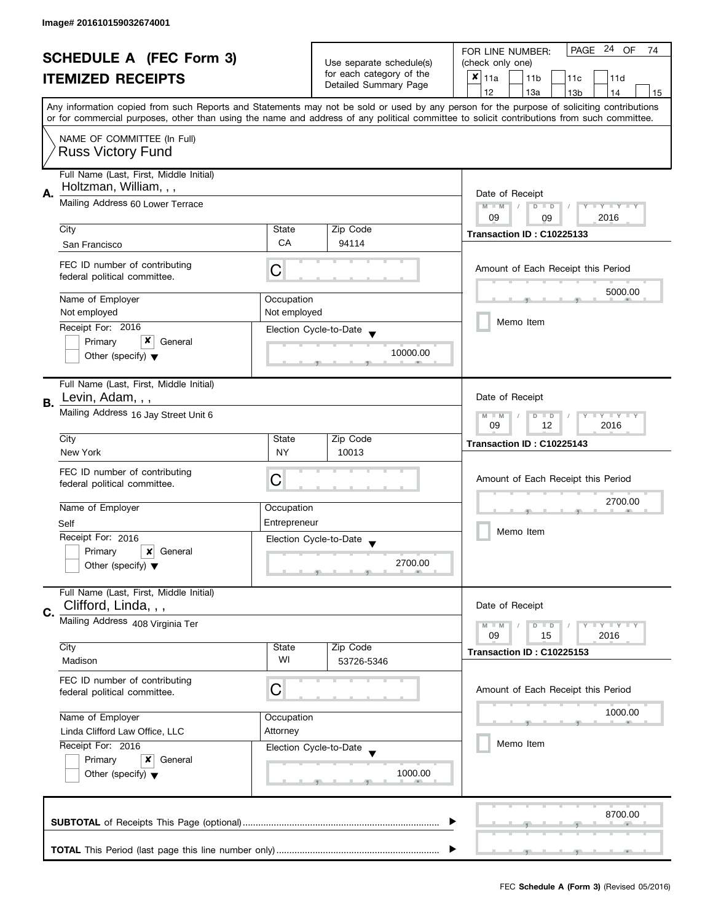Image# 201610159032674001

# SCHEDULE A (FEC Form 3)
# ITEMIZED RECEIPTS

Use separate schedule(s) for each category of the Detailed Summary Page

FOR LINE NUMBER: (check only one)

- [x] 11a
- [ ] 11b
- [ ] 11c
- [ ] 11d
- [ ] 12
- [ ] 13a
- [ ] 13b
- [ ] 14
- [ ] 15

PAGE 24 OF 74

Any information copied from such Reports and Statements may not be sold or used by any person for the purpose of soliciting contributions or for commercial purposes, other than using the name and address of any political committee to solicit contributions from such committee.

NAME OF COMMITTEE (In Full)
Russ Victory Fund

## A.

Full Name (Last, First, Middle Initial): Holtzman, William, , ,

Mailing Address: 60 Lower Terrace

City: San Francisco | State: CA | Zip Code: 94114

FEC ID number of contributing federal political committee: C

Name of Employer: Not employed

Occupation: Not employed

Receipt For: 2016
- [ ] Primary
- [x] General
- [ ] Other (specify)

Election Cycle-to-Date: 10000.00

Date of Receipt: 09/09/2016

Transaction ID : C10225133

Amount of Each Receipt this Period: 5000.00

- [ ] Memo Item

## B.

Full Name (Last, First, Middle Initial): Levin, Adam, , ,

Mailing Address: 16 Jay Street Unit 6

City: New York | State: NY | Zip Code: 10013

FEC ID number of contributing federal political committee: C

Name of Employer: Self

Occupation: Entrepreneur

Receipt For: 2016
- [ ] Primary
- [x] General
- [ ] Other (specify)

Election Cycle-to-Date: 2700.00

Date of Receipt: 09/12/2016

Transaction ID : C10225143

Amount of Each Receipt this Period: 2700.00

- [ ] Memo Item

## C.

Full Name (Last, First, Middle Initial): Clifford, Linda, , ,

Mailing Address: 408 Virginia Ter

City: Madison | State: WI | Zip Code: 53726-5346

FEC ID number of contributing federal political committee: C

Name of Employer: Linda Clifford Law Office, LLC

Occupation: Attorney

Receipt For: 2016
- [ ] Primary
- [x] General
- [ ] Other (specify)

Election Cycle-to-Date: 1000.00

Date of Receipt: 09/15/2016

Transaction ID : C10225153

Amount of Each Receipt this Period: 1000.00

- [ ] Memo Item

**SUBTOTAL** of Receipts This Page (optional): 8700.00

**TOTAL** This Period (last page this line number only):

FEC **Schedule A (Form 3)** (Revised 05/2016)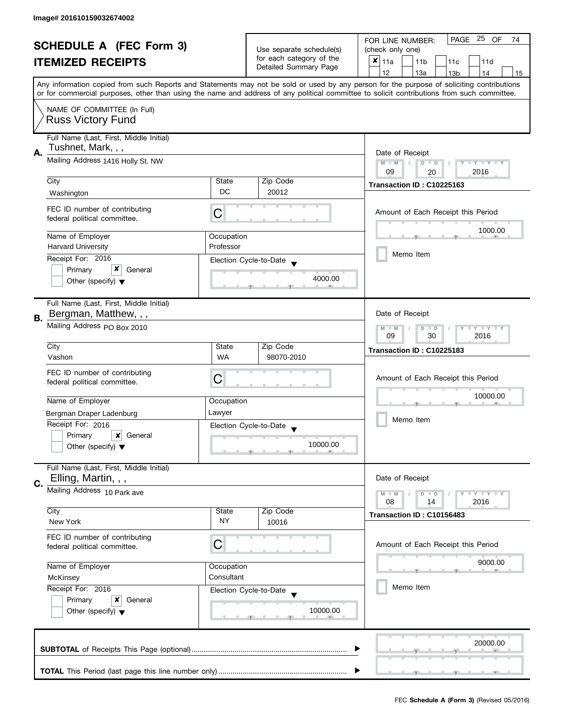Image# 201610159032674002

# SCHEDULE A (FEC Form 3)
## ITEMIZED RECEIPTS

Use separate schedule(s) for each category of the Detailed Summary Page

FOR LINE NUMBER: (check only one)
☒ 11a ☐ 11b ☐ 11c ☐ 11d ☐ 12 ☐ 13a ☐ 13b ☐ 14 ☐ 15

Any information copied from such Reports and Statements may not be sold or used by any person for the purpose of soliciting contributions or for commercial purposes, other than using the name and address of any political committee to solicit contributions from such committee.

NAME OF COMMITTEE (In Full)
Russ Victory Fund

---

**A.** Full Name (Last, First, Middle Initial): Tushnet, Mark, , ,

Mailing Address: 1416 Holly St. NW

| City | State | Zip Code |
|---|---|---|
| Washington | DC | 20012 |

FEC ID number of contributing federal political committee: C

Name of Employer: Harvard University
Occupation: Professor

Receipt For: 2016
☐ Primary ☒ General
☐ Other (specify)

Election Cycle-to-Date: 4000.00

Date of Receipt: 09 / 20 / 2016
Transaction ID : C10225163

Amount of Each Receipt this Period: 1000.00

☐ Memo Item

---

**B.** Full Name (Last, First, Middle Initial): Bergman, Matthew, , ,

Mailing Address: PO Box 2010

| City | State | Zip Code |
|---|---|---|
| Vashon | WA | 98070-2010 |

FEC ID number of contributing federal political committee: C

Name of Employer: Bergman Draper Ladenburg
Occupation: Lawyer

Receipt For: 2016
☐ Primary ☒ General
☐ Other (specify)

Election Cycle-to-Date: 10000.00

Date of Receipt: 09 / 30 / 2016
Transaction ID : C10225183

Amount of Each Receipt this Period: 10000.00

☐ Memo Item

---

**C.** Full Name (Last, First, Middle Initial): Elling, Martin, , ,

Mailing Address: 10 Park ave

| City | State | Zip Code |
|---|---|---|
| New York | NY | 10016 |

FEC ID number of contributing federal political committee: C

Name of Employer: McKinsey
Occupation: Consultant

Receipt For: 2016
☐ Primary ☒ General
☐ Other (specify)

Election Cycle-to-Date: 10000.00

Date of Receipt: 08 / 14 / 2016
Transaction ID : C10156483

Amount of Each Receipt this Period: 9000.00

☐ Memo Item

---

**SUBTOTAL** of Receipts This Page (optional): 20000.00

**TOTAL** This Period (last page this line number only):

FEC **Schedule A (Form 3)** (Revised 05/2016)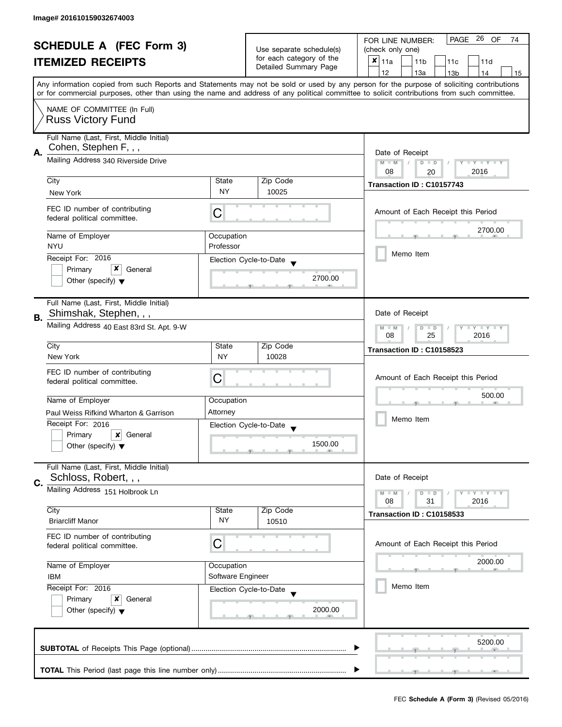Image# 201610159032674003

# SCHEDULE A (FEC Form 3)

## ITEMIZED RECEIPTS

Use separate schedule(s) for each category of the Detailed Summary Page

FOR LINE NUMBER: (check only one)

- [x] 11a
- [ ] 11b
- [ ] 11c
- [ ] 11d
- [ ] 12
- [ ] 13a
- [ ] 13b
- [ ] 14
- [ ] 15

Any information copied from such Reports and Statements may not be sold or used by any person for the purpose of soliciting contributions or for commercial purposes, other than using the name and address of any political committee to solicit contributions from such committee.

NAME OF COMMITTEE (In Full)
Russ Victory Fund

---

### A.

**Full Name (Last, First, Middle Initial):** Cohen, Stephen F, , ,

**Mailing Address:** 340 Riverside Drive

| City | State | Zip Code |
|---|---|---|
| New York | NY | 10025 |

**FEC ID number of contributing federal political committee.** C

| Name of Employer | Occupation |
|---|---|
| NYU | Professor |

**Receipt For:** 2016 — Primary [ ] General [x] Other (specify) [ ]

**Election Cycle-to-Date:** 2700.00

**Date of Receipt:** 08 / 20 / 2016

**Transaction ID : C10157743**

**Amount of Each Receipt this Period:** 2700.00

Memo Item [ ]

---

### B.

**Full Name (Last, First, Middle Initial):** Shimshak, Stephen, , ,

**Mailing Address:** 40 East 83rd St. Apt. 9-W

| City | State | Zip Code |
|---|---|---|
| New York | NY | 10028 |

**FEC ID number of contributing federal political committee.** C

| Name of Employer | Occupation |
|---|---|
| Paul Weiss Rifkind Wharton & Garrison | Attorney |

**Receipt For:** 2016 — Primary [ ] General [x] Other (specify) [ ]

**Election Cycle-to-Date:** 1500.00

**Date of Receipt:** 08 / 25 / 2016

**Transaction ID : C10158523**

**Amount of Each Receipt this Period:** 500.00

Memo Item [ ]

---

### C.

**Full Name (Last, First, Middle Initial):** Schloss, Robert, , ,

**Mailing Address:** 151 Holbrook Ln

| City | State | Zip Code |
|---|---|---|
| Briarcliff Manor | NY | 10510 |

**FEC ID number of contributing federal political committee.** C

| Name of Employer | Occupation |
|---|---|
| IBM | Software Engineer |

**Receipt For:** 2016 — Primary [ ] General [x] Other (specify) [ ]

**Election Cycle-to-Date:** 2000.00

**Date of Receipt:** 08 / 31 / 2016

**Transaction ID : C10158533**

**Amount of Each Receipt this Period:** 2000.00

Memo Item [ ]

---

**SUBTOTAL** of Receipts This Page (optional): 5200.00

**TOTAL** This Period (last page this line number only):

FEC **Schedule A (Form 3)** (Revised 05/2016)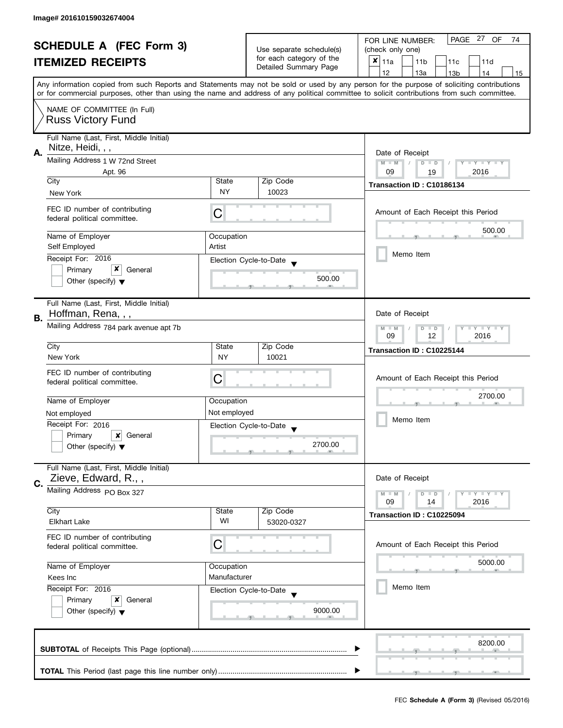Image# 201610159032674004

# SCHEDULE A (FEC Form 3)

## ITEMIZED RECEIPTS

Use separate schedule(s) for each category of the Detailed Summary Page

FOR LINE NUMBER: (check only one)

- [x] 11a
- [ ] 11b
- [ ] 11c
- [ ] 11d
- [ ] 12
- [ ] 13a
- [ ] 13b
- [ ] 14
- [ ] 15

PAGE 27 OF 74

Any information copied from such Reports and Statements may not be sold or used by any person for the purpose of soliciting contributions or for commercial purposes, other than using the name and address of any political committee to solicit contributions from such committee.

NAME OF COMMITTEE (In Full)
Russ Victory Fund

---

**A.** Full Name (Last, First, Middle Initial): Nitze, Heidi, , ,

Mailing Address: 1 W 72nd Street, Apt. 96

| City | State | Zip Code |
|---|---|---|
| New York | NY | 10023 |

FEC ID number of contributing federal political committee: C

| Name of Employer | Occupation |
|---|---|
| Self Employed | Artist |

Receipt For: 2016
- [ ] Primary
- [x] General
- [ ] Other (specify)

Election Cycle-to-Date: 500.00

Date of Receipt: 09 / 19 / 2016

Transaction ID : C10186134

Amount of Each Receipt this Period: 500.00

- [ ] Memo Item

---

**B.** Full Name (Last, First, Middle Initial): Hoffman, Rena, , ,

Mailing Address: 784 park avenue apt 7b

| City | State | Zip Code |
|---|---|---|
| New York | NY | 10021 |

FEC ID number of contributing federal political committee: C

| Name of Employer | Occupation |
|---|---|
| Not employed | Not employed |

Receipt For: 2016
- [ ] Primary
- [x] General
- [ ] Other (specify)

Election Cycle-to-Date: 2700.00

Date of Receipt: 09 / 12 / 2016

Transaction ID : C10225144

Amount of Each Receipt this Period: 2700.00

- [ ] Memo Item

---

**C.** Full Name (Last, First, Middle Initial): Zieve, Edward, R., ,

Mailing Address: PO Box 327

| City | State | Zip Code |
|---|---|---|
| Elkhart Lake | WI | 53020-0327 |

FEC ID number of contributing federal political committee: C

| Name of Employer | Occupation |
|---|---|
| Kees Inc | Manufacturer |

Receipt For: 2016
- [ ] Primary
- [x] General
- [ ] Other (specify)

Election Cycle-to-Date: 9000.00

Date of Receipt: 09 / 14 / 2016

Transaction ID : C10225094

Amount of Each Receipt this Period: 5000.00

- [ ] Memo Item

---

**SUBTOTAL** of Receipts This Page (optional): 8200.00

**TOTAL** This Period (last page this line number only):

FEC **Schedule A (Form 3)** (Revised 05/2016)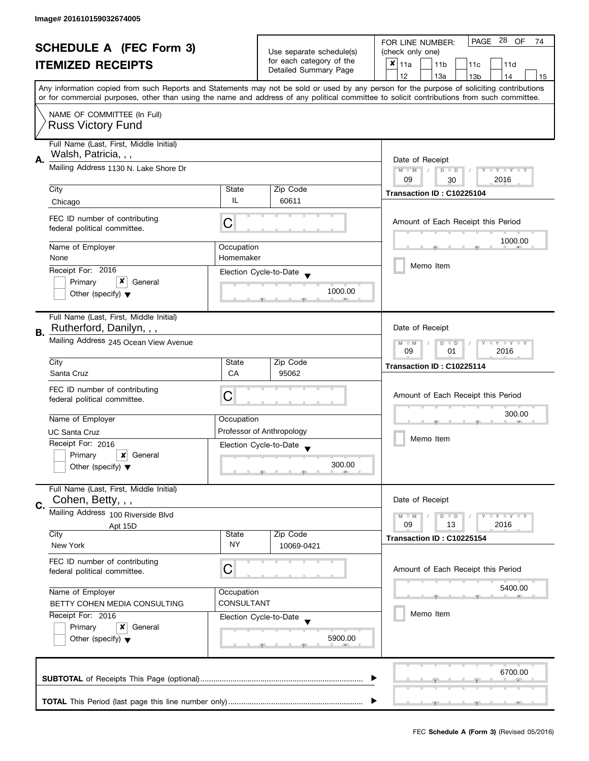Image# 201610159032674005

# SCHEDULE A (FEC Form 3)
## ITEMIZED RECEIPTS

Use separate schedule(s) for each category of the Detailed Summary Page

FOR LINE NUMBER: (check only one)

- [x] 11a
- [ ] 11b
- [ ] 11c
- [ ] 11d
- [ ] 12
- [ ] 13a
- [ ] 13b
- [ ] 14
- [ ] 15

PAGE 28 OF 74

Any information copied from such Reports and Statements may not be sold or used by any person for the purpose of soliciting contributions or for commercial purposes, other than using the name and address of any political committee to solicit contributions from such committee.

NAME OF COMMITTEE (In Full)
Russ Victory Fund

---

**A.** Full Name (Last, First, Middle Initial): Walsh, Patricia, , ,

Mailing Address: 1130 N. Lake Shore Dr

City: Chicago | State: IL | Zip Code: 60611

FEC ID number of contributing federal political committee: C

Name of Employer: None

Occupation: Homemaker

Receipt For: 2016
- [ ] Primary
- [x] General
- [ ] Other (specify)

Election Cycle-to-Date: 1000.00

Date of Receipt: 09 / 30 / 2016

Transaction ID : C10225104

Amount of Each Receipt this Period: 1000.00

- [ ] Memo Item

---

**B.** Full Name (Last, First, Middle Initial): Rutherford, Danilyn, , ,

Mailing Address: 245 Ocean View Avenue

City: Santa Cruz | State: CA | Zip Code: 95062

FEC ID number of contributing federal political committee: C

Name of Employer: UC Santa Cruz

Occupation: Professor of Anthropology

Receipt For: 2016
- [ ] Primary
- [x] General
- [ ] Other (specify)

Election Cycle-to-Date: 300.00

Date of Receipt: 09 / 01 / 2016

Transaction ID : C10225114

Amount of Each Receipt this Period: 300.00

- [ ] Memo Item

---

**C.** Full Name (Last, First, Middle Initial): Cohen, Betty, , ,

Mailing Address: 100 Riverside Blvd
Apt 15D

City: New York | State: NY | Zip Code: 10069-0421

FEC ID number of contributing federal political committee: C

Name of Employer: BETTY COHEN MEDIA CONSULTING

Occupation: CONSULTANT

Receipt For: 2016
- [ ] Primary
- [x] General
- [ ] Other (specify)

Election Cycle-to-Date: 5900.00

Date of Receipt: 09 / 13 / 2016

Transaction ID : C10225154

Amount of Each Receipt this Period: 5400.00

- [ ] Memo Item

---

**SUBTOTAL** of Receipts This Page (optional): 6700.00

**TOTAL** This Period (last page this line number only):

FEC Schedule A (Form 3) (Revised 05/2016)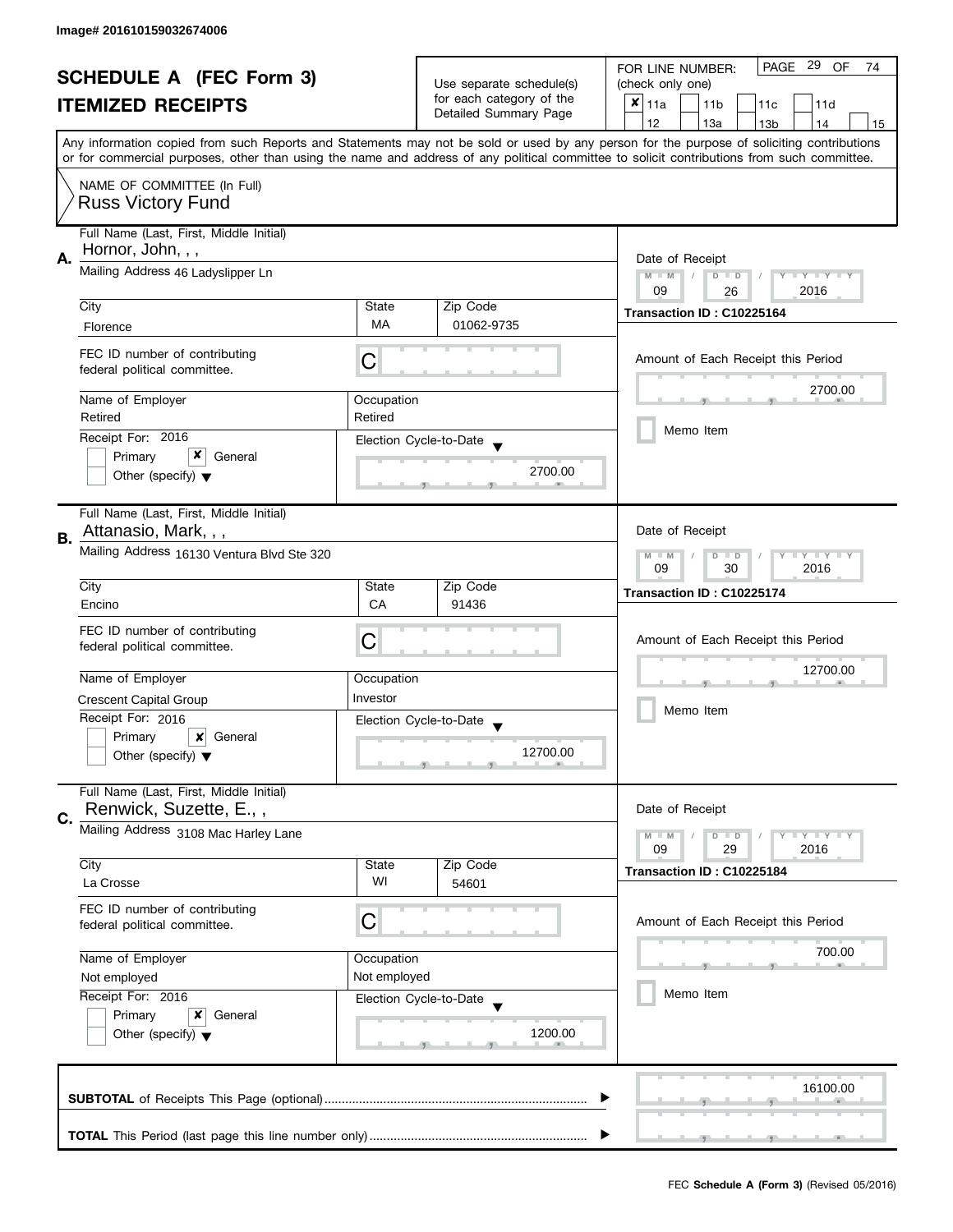Image# 201610159032674006

# SCHEDULE A (FEC Form 3)

## ITEMIZED RECEIPTS

Use separate schedule(s) for each category of the Detailed Summary Page

FOR LINE NUMBER: (check only one)

PAGE 29 OF 74

- [x] 11a
- [ ] 11b
- [ ] 11c
- [ ] 11d
- [ ] 12
- [ ] 13a
- [ ] 13b
- [ ] 14
- [ ] 15

Any information copied from such Reports and Statements may not be sold or used by any person for the purpose of soliciting contributions or for commercial purposes, other than using the name and address of any political committee to solicit contributions from such committee.

NAME OF COMMITTEE (In Full)
Russ Victory Fund

---

**A.** Full Name (Last, First, Middle Initial): Hornor, John, , ,

Mailing Address: 46 Ladyslipper Ln

City: Florence | State: MA | Zip Code: 01062-9735

FEC ID number of contributing federal political committee: C

Name of Employer: Retired | Occupation: Retired

Receipt For: 2016 — [ ] Primary [x] General [ ] Other (specify)

Election Cycle-to-Date: 2700.00

Date of Receipt: 09 / 26 / 2016

Transaction ID : C10225164

Amount of Each Receipt this Period: 2700.00

[ ] Memo Item

---

**B.** Full Name (Last, First, Middle Initial): Attanasio, Mark, , ,

Mailing Address: 16130 Ventura Blvd Ste 320

City: Encino | State: CA | Zip Code: 91436

FEC ID number of contributing federal political committee: C

Name of Employer: Crescent Capital Group | Occupation: Investor

Receipt For: 2016 — [ ] Primary [x] General [ ] Other (specify)

Election Cycle-to-Date: 12700.00

Date of Receipt: 09 / 30 / 2016

Transaction ID : C10225174

Amount of Each Receipt this Period: 12700.00

[ ] Memo Item

---

**C.** Full Name (Last, First, Middle Initial): Renwick, Suzette, E., ,

Mailing Address: 3108 Mac Harley Lane

City: La Crosse | State: WI | Zip Code: 54601

FEC ID number of contributing federal political committee: C

Name of Employer: Not employed | Occupation: Not employed

Receipt For: 2016 — [ ] Primary [x] General [ ] Other (specify)

Election Cycle-to-Date: 1200.00

Date of Receipt: 09 / 29 / 2016

Transaction ID : C10225184

Amount of Each Receipt this Period: 700.00

[ ] Memo Item

---

**SUBTOTAL** of Receipts This Page (optional): 16100.00

**TOTAL** This Period (last page this line number only):

FEC **Schedule A (Form 3)** (Revised 05/2016)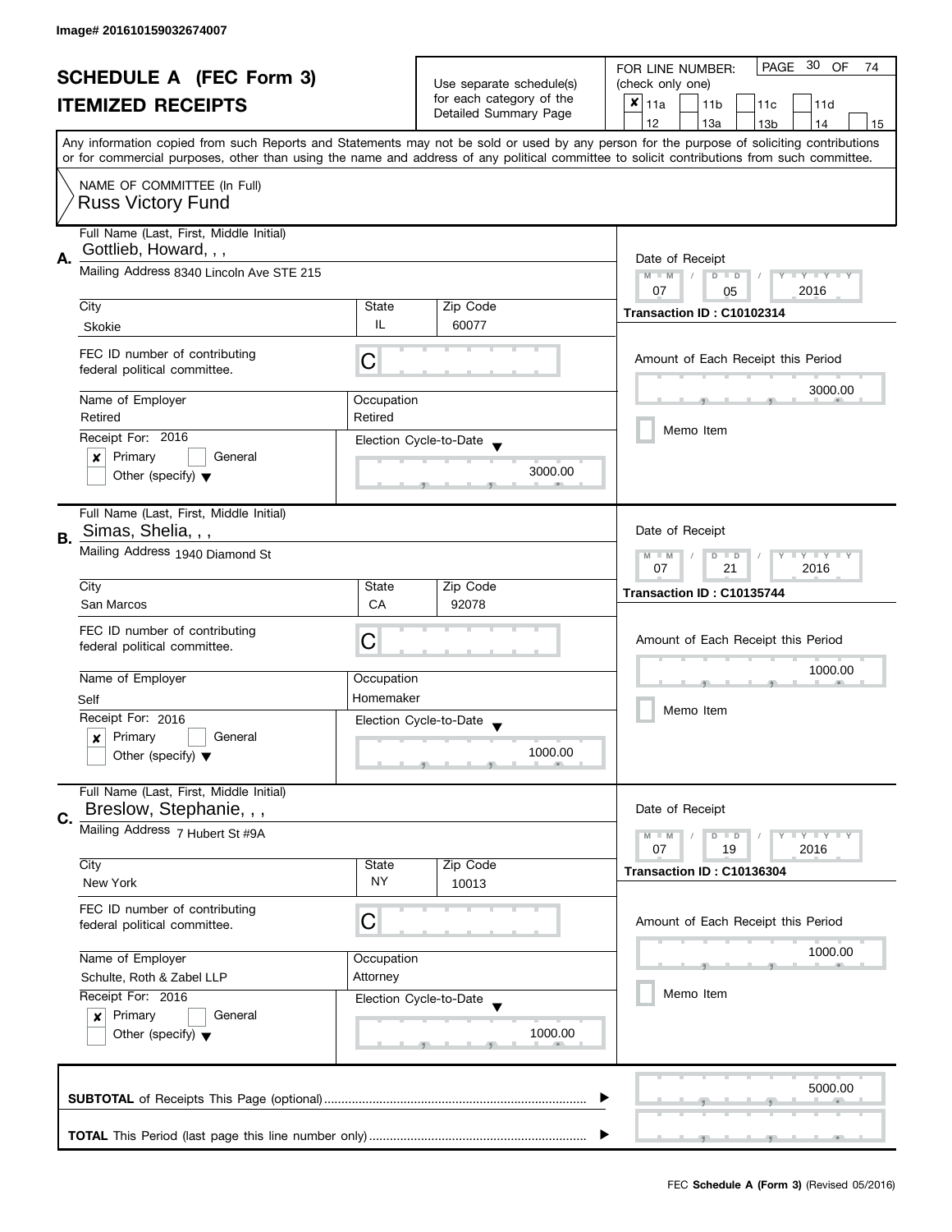Image# 201610159032674007

# SCHEDULE A (FEC Form 3)
## ITEMIZED RECEIPTS

Use separate schedule(s) for each category of the Detailed Summary Page

FOR LINE NUMBER: (check only one)

- [x] 11a
- [ ] 11b
- [ ] 11c
- [ ] 11d
- [ ] 12
- [ ] 13a
- [ ] 13b
- [ ] 14
- [ ] 15

Any information copied from such Reports and Statements may not be sold or used by any person for the purpose of soliciting contributions or for commercial purposes, other than using the name and address of any political committee to solicit contributions from such committee.

NAME OF COMMITTEE (In Full): Russ Victory Fund

---

**A.** Full Name (Last, First, Middle Initial): Gottlieb, Howard, , ,

Mailing Address: 8340 Lincoln Ave STE 215

City: Skokie | State: IL | Zip Code: 60077

FEC ID number of contributing federal political committee: C

Name of Employer: Retired | Occupation: Retired

Receipt For: 2016 — [x] Primary [ ] General [ ] Other (specify)

Election Cycle-to-Date: 3000.00

Date of Receipt: 07 / 05 / 2016

Transaction ID : C10102314

Amount of Each Receipt this Period: 3000.00

[ ] Memo Item

---

**B.** Full Name (Last, First, Middle Initial): Simas, Shelia, , ,

Mailing Address: 1940 Diamond St

City: San Marcos | State: CA | Zip Code: 92078

FEC ID number of contributing federal political committee: C

Name of Employer: Self | Occupation: Homemaker

Receipt For: 2016 — [x] Primary [ ] General [ ] Other (specify)

Election Cycle-to-Date: 1000.00

Date of Receipt: 07 / 21 / 2016

Transaction ID : C10135744

Amount of Each Receipt this Period: 1000.00

[ ] Memo Item

---

**C.** Full Name (Last, First, Middle Initial): Breslow, Stephanie, , ,

Mailing Address: 7 Hubert St #9A

City: New York | State: NY | Zip Code: 10013

FEC ID number of contributing federal political committee: C

Name of Employer: Schulte, Roth & Zabel LLP | Occupation: Attorney

Receipt For: 2016 — [x] Primary [ ] General [ ] Other (specify)

Election Cycle-to-Date: 1000.00

Date of Receipt: 07 / 19 / 2016

Transaction ID : C10136304

Amount of Each Receipt this Period: 1000.00

[ ] Memo Item

---

**SUBTOTAL** of Receipts This Page (optional): 5000.00

**TOTAL** This Period (last page this line number only):

FEC **Schedule A (Form 3)** (Revised 05/2016)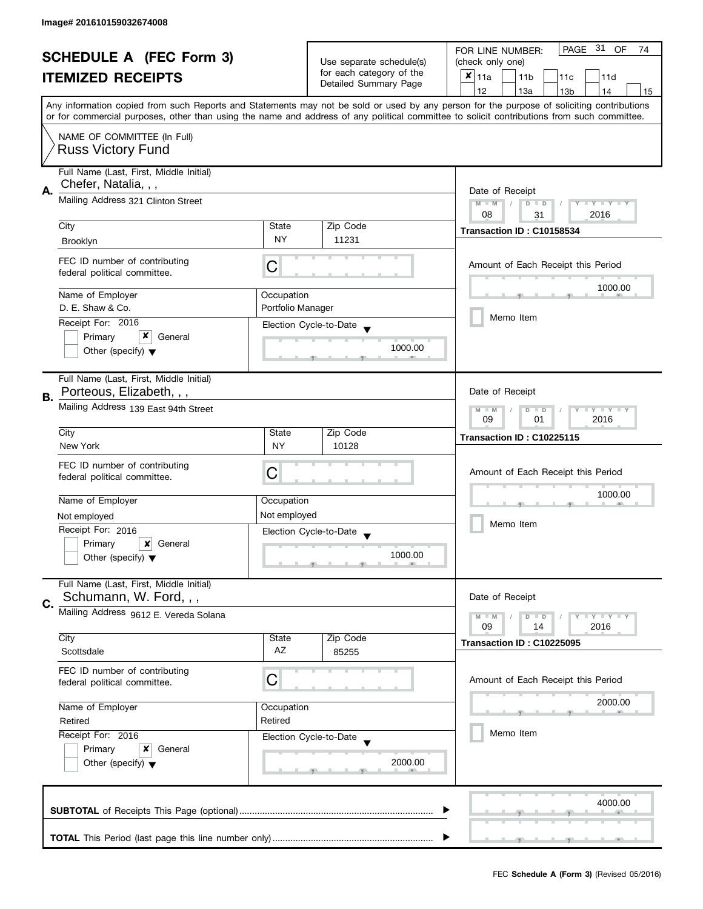Image# 201610159032674008

# SCHEDULE A (FEC Form 3)

## ITEMIZED RECEIPTS

Use separate schedule(s) for each category of the Detailed Summary Page

FOR LINE NUMBER: (check only one)

PAGE 31 OF 74

- [x] 11a
- [ ] 11b
- [ ] 11c
- [ ] 11d
- [ ] 12
- [ ] 13a
- [ ] 13b
- [ ] 14
- [ ] 15

Any information copied from such Reports and Statements may not be sold or used by any person for the purpose of soliciting contributions or for commercial purposes, other than using the name and address of any political committee to solicit contributions from such committee.

NAME OF COMMITTEE (In Full)
Russ Victory Fund

---

**A.**

Full Name (Last, First, Middle Initial): Chefer, Natalia, , ,

Mailing Address: 321 Clinton Street

| City | State | Zip Code |
|---|---|---|
| Brooklyn | NY | 11231 |

FEC ID number of contributing federal political committee: C

| Name of Employer | Occupation |
|---|---|
| D. E. Shaw & Co. | Portfolio Manager |

Receipt For: 2016
- [ ] Primary
- [x] General
- [ ] Other (specify)

Election Cycle-to-Date: 1000.00

Date of Receipt: 08 / 31 / 2016

Transaction ID : C10158534

Amount of Each Receipt this Period: 1000.00

- [ ] Memo Item

---

**B.**

Full Name (Last, First, Middle Initial): Porteous, Elizabeth, , ,

Mailing Address: 139 East 94th Street

| City | State | Zip Code |
|---|---|---|
| New York | NY | 10128 |

FEC ID number of contributing federal political committee: C

| Name of Employer | Occupation |
|---|---|
| Not employed | Not employed |

Receipt For: 2016
- [ ] Primary
- [x] General
- [ ] Other (specify)

Election Cycle-to-Date: 1000.00

Date of Receipt: 09 / 01 / 2016

Transaction ID : C10225115

Amount of Each Receipt this Period: 1000.00

- [ ] Memo Item

---

**C.**

Full Name (Last, First, Middle Initial): Schumann, W. Ford, , ,

Mailing Address: 9612 E. Vereda Solana

| City | State | Zip Code |
|---|---|---|
| Scottsdale | AZ | 85255 |

FEC ID number of contributing federal political committee: C

| Name of Employer | Occupation |
|---|---|
| Retired | Retired |

Receipt For: 2016
- [ ] Primary
- [x] General
- [ ] Other (specify)

Election Cycle-to-Date: 2000.00

Date of Receipt: 09 / 14 / 2016

Transaction ID : C10225095

Amount of Each Receipt this Period: 2000.00

- [ ] Memo Item

---

**SUBTOTAL** of Receipts This Page (optional): 4000.00

**TOTAL** This Period (last page this line number only):

FEC **Schedule A (Form 3)** (Revised 05/2016)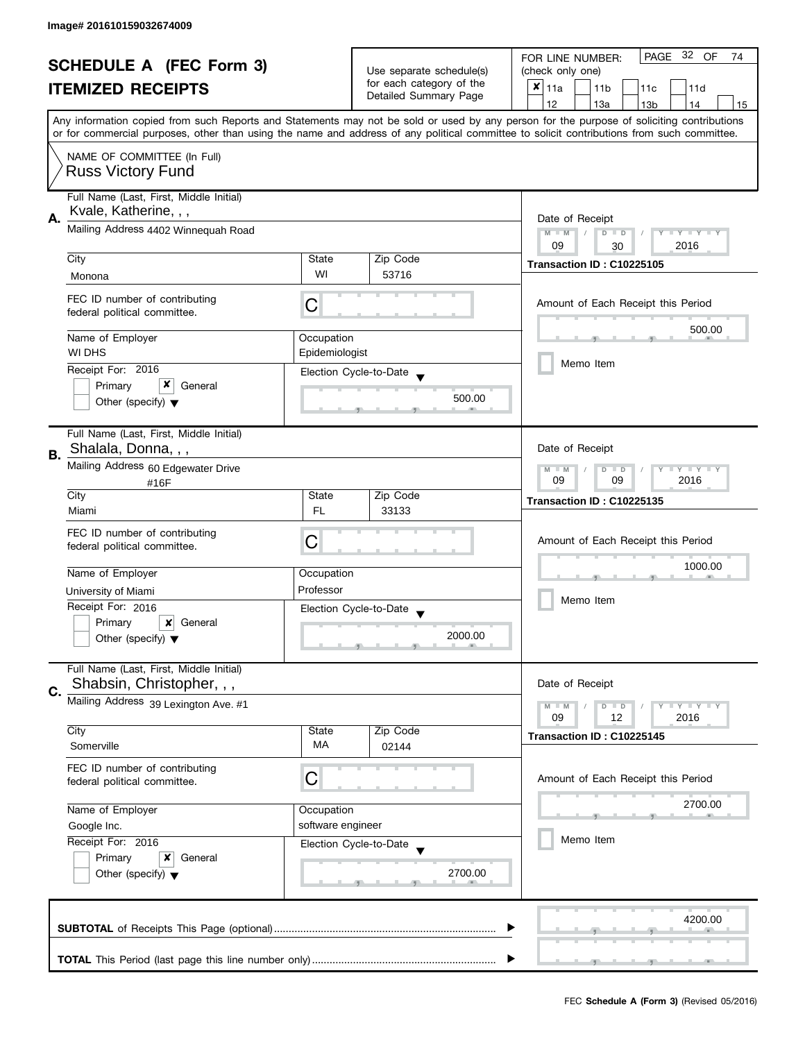Image# 201610159032674009

# SCHEDULE A (FEC Form 3)

## ITEMIZED RECEIPTS

Use separate schedule(s) for each category of the Detailed Summary Page

FOR LINE NUMBER: (check only one)

- [x] 11a
- [ ] 11b
- [ ] 11c
- [ ] 11d
- [ ] 12
- [ ] 13a
- [ ] 13b
- [ ] 14
- [ ] 15

PAGE 32 OF 74

Any information copied from such Reports and Statements may not be sold or used by any person for the purpose of soliciting contributions or for commercial purposes, other than using the name and address of any political committee to solicit contributions from such committee.

NAME OF COMMITTEE (In Full)
Russ Victory Fund

---

**A.** Full Name (Last, First, Middle Initial): Kvale, Katherine, , ,

Mailing Address: 4402 Winnequah Road

City: Monona | State: WI | Zip Code: 53716

FEC ID number of contributing federal political committee: C

Name of Employer: WI DHS

Occupation: Epidemiologist

Receipt For: 2016
- [ ] Primary
- [x] General
- [ ] Other (specify)

Election Cycle-to-Date: 500.00

Date of Receipt: 09 / 30 / 2016

Transaction ID : C10225105

Amount of Each Receipt this Period: 500.00

- [ ] Memo Item

---

**B.** Full Name (Last, First, Middle Initial): Shalala, Donna, , ,

Mailing Address: 60 Edgewater Drive #16F

City: Miami | State: FL | Zip Code: 33133

FEC ID number of contributing federal political committee: C

Name of Employer: University of Miami

Occupation: Professor

Receipt For: 2016
- [ ] Primary
- [x] General
- [ ] Other (specify)

Election Cycle-to-Date: 2000.00

Date of Receipt: 09 / 09 / 2016

Transaction ID : C10225135

Amount of Each Receipt this Period: 1000.00

- [ ] Memo Item

---

**C.** Full Name (Last, First, Middle Initial): Shabsin, Christopher, , ,

Mailing Address: 39 Lexington Ave. #1

City: Somerville | State: MA | Zip Code: 02144

FEC ID number of contributing federal political committee: C

Name of Employer: Google Inc.

Occupation: software engineer

Receipt For: 2016
- [ ] Primary
- [x] General
- [ ] Other (specify)

Election Cycle-to-Date: 2700.00

Date of Receipt: 09 / 12 / 2016

Transaction ID : C10225145

Amount of Each Receipt this Period: 2700.00

- [ ] Memo Item

---

**SUBTOTAL** of Receipts This Page (optional): 4200.00

**TOTAL** This Period (last page this line number only):

FEC **Schedule A (Form 3)** (Revised 05/2016)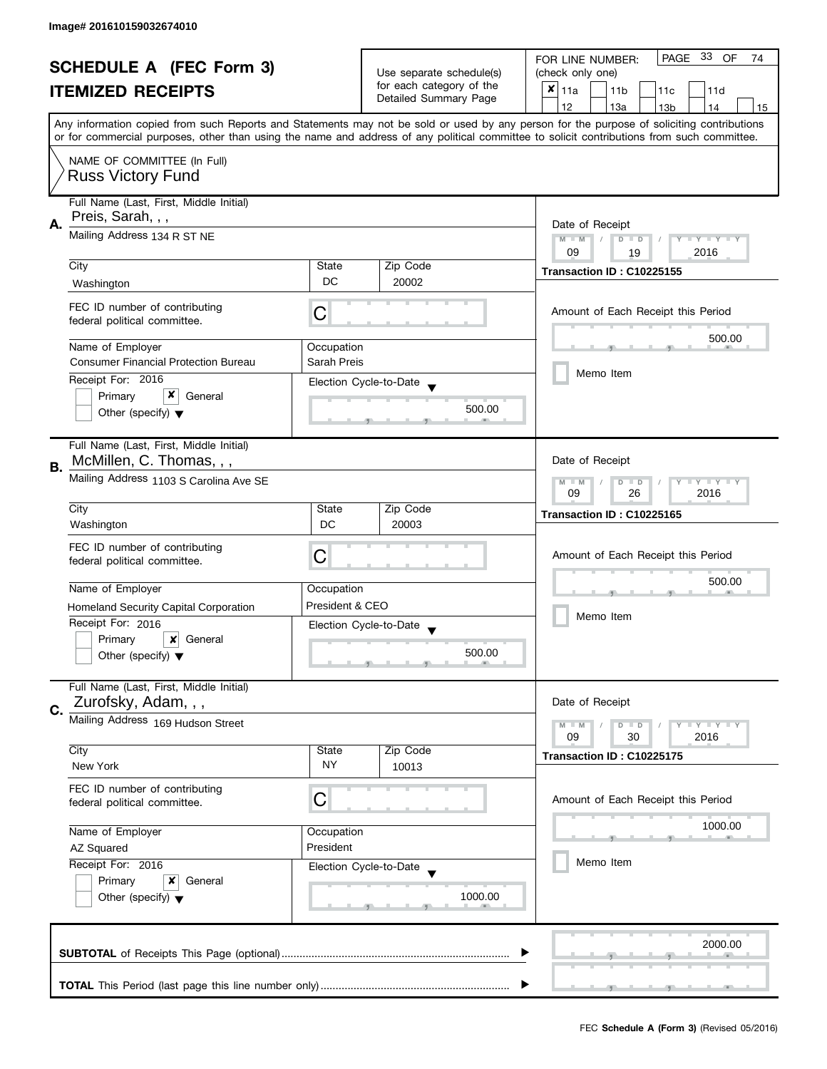Image# 201610159032674010

# SCHEDULE A (FEC Form 3)
## ITEMIZED RECEIPTS

Use separate schedule(s) for each category of the Detailed Summary Page

FOR LINE NUMBER: (check only one)

- [x] 11a
- [ ] 11b
- [ ] 11c
- [ ] 11d
- [ ] 12
- [ ] 13a
- [ ] 13b
- [ ] 14
- [ ] 15

PAGE 33 OF 74

Any information copied from such Reports and Statements may not be sold or used by any person for the purpose of soliciting contributions or for commercial purposes, other than using the name and address of any political committee to solicit contributions from such committee.

NAME OF COMMITTEE (In Full)
Russ Victory Fund

---

**A.** Full Name (Last, First, Middle Initial): Preis, Sarah, , ,

Mailing Address: 134 R ST NE

City: Washington | State: DC | Zip Code: 20002

FEC ID number of contributing federal political committee: C

Name of Employer: Consumer Financial Protection Bureau

Occupation: Sarah Preis

Receipt For: 2016 — [ ] Primary [x] General [ ] Other (specify)

Election Cycle-to-Date: 500.00

Date of Receipt: 09 / 19 / 2016

Transaction ID : C10225155

Amount of Each Receipt this Period: 500.00

[ ] Memo Item

---

**B.** Full Name (Last, First, Middle Initial): McMillen, C. Thomas, , ,

Mailing Address: 1103 S Carolina Ave SE

City: Washington | State: DC | Zip Code: 20003

FEC ID number of contributing federal political committee: C

Name of Employer: Homeland Security Capital Corporation

Occupation: President & CEO

Receipt For: 2016 — [ ] Primary [x] General [ ] Other (specify)

Election Cycle-to-Date: 500.00

Date of Receipt: 09 / 26 / 2016

Transaction ID : C10225165

Amount of Each Receipt this Period: 500.00

[ ] Memo Item

---

**C.** Full Name (Last, First, Middle Initial): Zurofsky, Adam, , ,

Mailing Address: 169 Hudson Street

City: New York | State: NY | Zip Code: 10013

FEC ID number of contributing federal political committee: C

Name of Employer: AZ Squared

Occupation: President

Receipt For: 2016 — [ ] Primary [x] General [ ] Other (specify)

Election Cycle-to-Date: 1000.00

Date of Receipt: 09 / 30 / 2016

Transaction ID : C10225175

Amount of Each Receipt this Period: 1000.00

[ ] Memo Item

---

**SUBTOTAL** of Receipts This Page (optional): 2000.00

**TOTAL** This Period (last page this line number only):

FEC **Schedule A (Form 3)** (Revised 05/2016)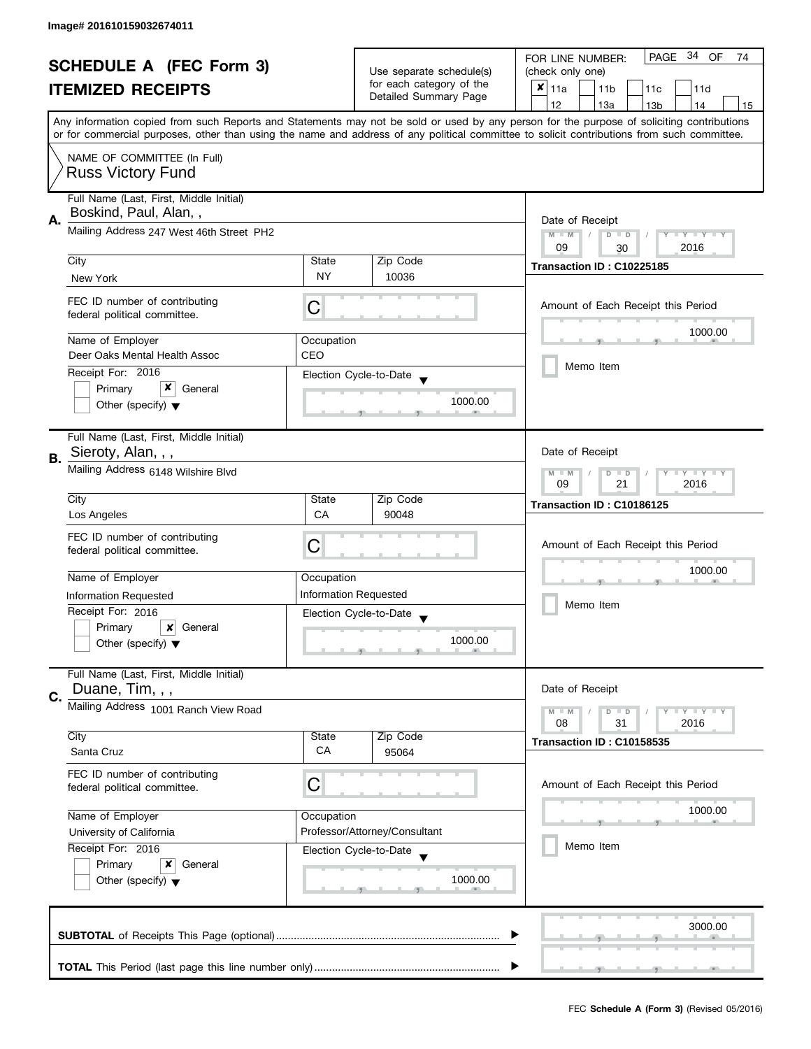Image# 201610159032674011

# SCHEDULE A (FEC Form 3)
## ITEMIZED RECEIPTS

Use separate schedule(s) for each category of the Detailed Summary Page

FOR LINE NUMBER: (check only one)

- [x] 11a
- [ ] 11b
- [ ] 11c
- [ ] 11d
- [ ] 12
- [ ] 13a
- [ ] 13b
- [ ] 14
- [ ] 15

PAGE 34 OF 74

Any information copied from such Reports and Statements may not be sold or used by any person for the purpose of soliciting contributions or for commercial purposes, other than using the name and address of any political committee to solicit contributions from such committee.

NAME OF COMMITTEE (In Full)
Russ Victory Fund

---

**A.** Full Name (Last, First, Middle Initial): Boskind, Paul, Alan, ,

Mailing Address: 247 West 46th Street PH2

City: New York | State: NY | Zip Code: 10036

FEC ID number of contributing federal political committee: C

Name of Employer: Deer Oaks Mental Health Assoc

Occupation: CEO

Receipt For: 2016
- [ ] Primary
- [x] General
- [ ] Other (specify)

Election Cycle-to-Date: 1000.00

Date of Receipt: 09 / 30 / 2016

Transaction ID : C10225185

Amount of Each Receipt this Period: 1000.00

- [ ] Memo Item

---

**B.** Full Name (Last, First, Middle Initial): Sieroty, Alan, , ,

Mailing Address: 6148 Wilshire Blvd

City: Los Angeles | State: CA | Zip Code: 90048

FEC ID number of contributing federal political committee: C

Name of Employer: Information Requested

Occupation: Information Requested

Receipt For: 2016
- [ ] Primary
- [x] General
- [ ] Other (specify)

Election Cycle-to-Date: 1000.00

Date of Receipt: 09 / 21 / 2016

Transaction ID : C10186125

Amount of Each Receipt this Period: 1000.00

- [ ] Memo Item

---

**C.** Full Name (Last, First, Middle Initial): Duane, Tim, , ,

Mailing Address: 1001 Ranch View Road

City: Santa Cruz | State: CA | Zip Code: 95064

FEC ID number of contributing federal political committee: C

Name of Employer: University of California

Occupation: Professor/Attorney/Consultant

Receipt For: 2016
- [ ] Primary
- [x] General
- [ ] Other (specify)

Election Cycle-to-Date: 1000.00

Date of Receipt: 08 / 31 / 2016

Transaction ID : C10158535

Amount of Each Receipt this Period: 1000.00

- [ ] Memo Item

---

**SUBTOTAL** of Receipts This Page (optional): 3000.00

**TOTAL** This Period (last page this line number only):

FEC **Schedule A (Form 3)** (Revised 05/2016)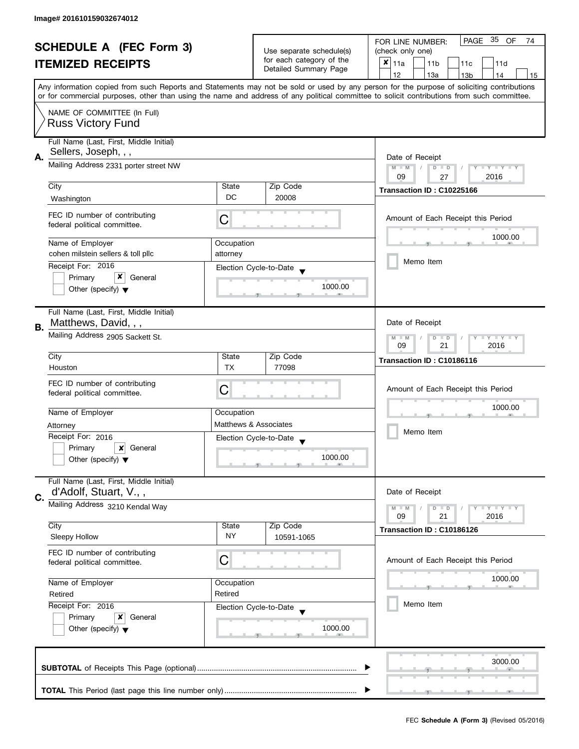Image# 201610159032674012

# SCHEDULE A (FEC Form 3)
# ITEMIZED RECEIPTS

Use separate schedule(s) for each category of the Detailed Summary Page

FOR LINE NUMBER: (check only one)

- [x] 11a
- [ ] 11b
- [ ] 11c
- [ ] 11d
- [ ] 12
- [ ] 13a
- [ ] 13b
- [ ] 14
- [ ] 15

PAGE 35 OF 74

Any information copied from such Reports and Statements may not be sold or used by any person for the purpose of soliciting contributions or for commercial purposes, other than using the name and address of any political committee to solicit contributions from such committee.

NAME OF COMMITTEE (In Full)
Russ Victory Fund

---

## A.

**Full Name (Last, First, Middle Initial):** Sellers, Joseph, , ,

**Mailing Address:** 2331 porter street NW

| City | State | Zip Code |
|---|---|---|
| Washington | DC | 20008 |

**FEC ID number of contributing federal political committee:** C

| Name of Employer | Occupation |
|---|---|
| cohen milstein sellers & toll pllc | attorney |

**Receipt For:** 2016
- [ ] Primary
- [x] General
- [ ] Other (specify)

**Election Cycle-to-Date:** 1000.00

**Date of Receipt:** 09 / 27 / 2016

**Transaction ID : C10225166**

**Amount of Each Receipt this Period:** 1000.00

- [ ] Memo Item

---

## B.

**Full Name (Last, First, Middle Initial):** Matthews, David, , ,

**Mailing Address:** 2905 Sackett St.

| City | State | Zip Code |
|---|---|---|
| Houston | TX | 77098 |

**FEC ID number of contributing federal political committee:** C

| Name of Employer | Occupation |
|---|---|
| Attorney | Matthews & Associates |

**Receipt For:** 2016
- [ ] Primary
- [x] General
- [ ] Other (specify)

**Election Cycle-to-Date:** 1000.00

**Date of Receipt:** 09 / 21 / 2016

**Transaction ID : C10186116**

**Amount of Each Receipt this Period:** 1000.00

- [ ] Memo Item

---

## C.

**Full Name (Last, First, Middle Initial):** d'Adolf, Stuart, V., ,

**Mailing Address:** 3210 Kendal Way

| City | State | Zip Code |
|---|---|---|
| Sleepy Hollow | NY | 10591-1065 |

**FEC ID number of contributing federal political committee:** C

| Name of Employer | Occupation |
|---|---|
| Retired | Retired |

**Receipt For:** 2016
- [ ] Primary
- [x] General
- [ ] Other (specify)

**Election Cycle-to-Date:** 1000.00

**Date of Receipt:** 09 / 21 / 2016

**Transaction ID : C10186126**

**Amount of Each Receipt this Period:** 1000.00

- [ ] Memo Item

---

**SUBTOTAL** of Receipts This Page (optional) ........ 3000.00

**TOTAL** This Period (last page this line number only) ........

FEC **Schedule A (Form 3)** (Revised 05/2016)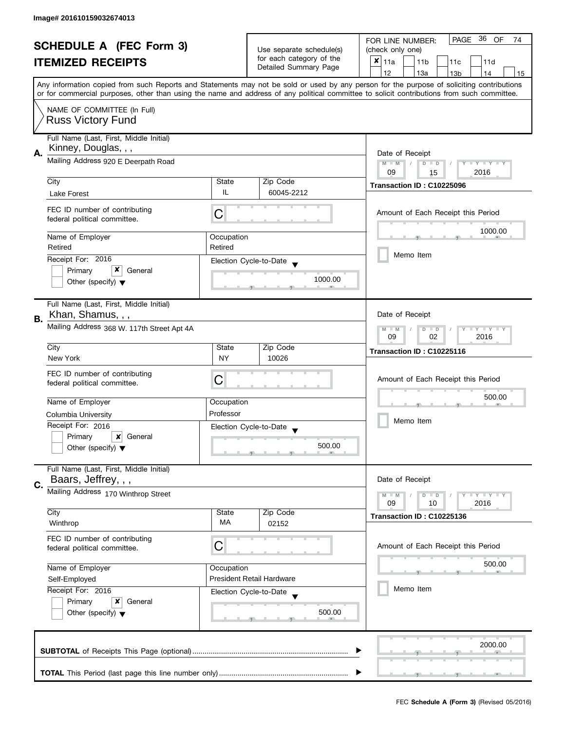Image# 201610159032674013

# SCHEDULE A (FEC Form 3)
## ITEMIZED RECEIPTS

Use separate schedule(s) for each category of the Detailed Summary Page

FOR LINE NUMBER: (check only one)

- [x] 11a
- [ ] 11b
- [ ] 11c
- [ ] 11d
- [ ] 12
- [ ] 13a
- [ ] 13b
- [ ] 14
- [ ] 15

PAGE 36 OF 74

Any information copied from such Reports and Statements may not be sold or used by any person for the purpose of soliciting contributions or for commercial purposes, other than using the name and address of any political committee to solicit contributions from such committee.

NAME OF COMMITTEE (In Full): Russ Victory Fund

---

**A.** Full Name (Last, First, Middle Initial): Kinney, Douglas, , ,

Mailing Address: 920 E Deerpath Road

| City | State | Zip Code |
|---|---|---|
| Lake Forest | IL | 60045-2212 |

FEC ID number of contributing federal political committee: C

Name of Employer: Retired

Occupation: Retired

Receipt For: 2016 — [ ] Primary [x] General [ ] Other (specify)

Election Cycle-to-Date: 1000.00

Date of Receipt: 09 / 15 / 2016

Transaction ID : C10225096

Amount of Each Receipt this Period: 1000.00

[ ] Memo Item

---

**B.** Full Name (Last, First, Middle Initial): Khan, Shamus, , ,

Mailing Address: 368 W. 117th Street Apt 4A

| City | State | Zip Code |
|---|---|---|
| New York | NY | 10026 |

FEC ID number of contributing federal political committee: C

Name of Employer: Columbia University

Occupation: Professor

Receipt For: 2016 — [ ] Primary [x] General [ ] Other (specify)

Election Cycle-to-Date: 500.00

Date of Receipt: 09 / 02 / 2016

Transaction ID : C10225116

Amount of Each Receipt this Period: 500.00

[ ] Memo Item

---

**C.** Full Name (Last, First, Middle Initial): Baars, Jeffrey, , ,

Mailing Address: 170 Winthrop Street

| City | State | Zip Code |
|---|---|---|
| Winthrop | MA | 02152 |

FEC ID number of contributing federal political committee: C

Name of Employer: Self-Employed

Occupation: President Retail Hardware

Receipt For: 2016 — [ ] Primary [x] General [ ] Other (specify)

Election Cycle-to-Date: 500.00

Date of Receipt: 09 / 10 / 2016

Transaction ID : C10225136

Amount of Each Receipt this Period: 500.00

[ ] Memo Item

---

**SUBTOTAL** of Receipts This Page (optional): 2000.00

**TOTAL** This Period (last page this line number only):

FEC Schedule A (Form 3) (Revised 05/2016)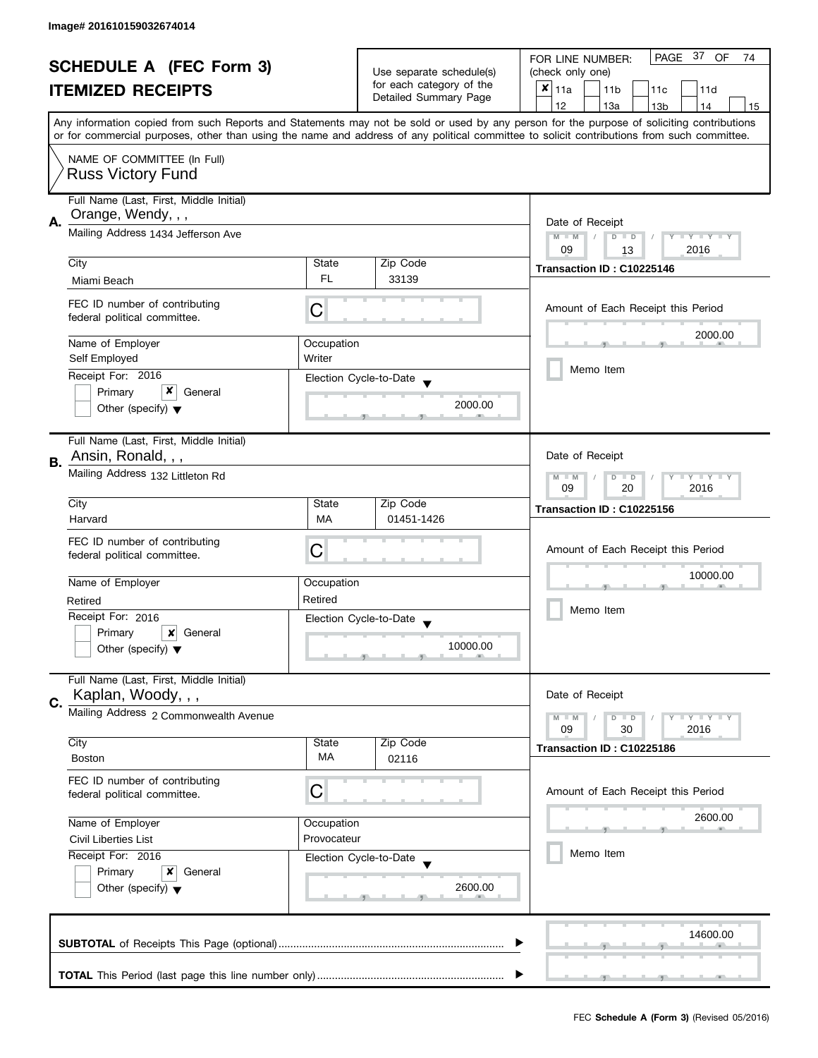Image# 201610159032674014

# SCHEDULE A (FEC Form 3)
## ITEMIZED RECEIPTS

Use separate schedule(s) for each category of the Detailed Summary Page

FOR LINE NUMBER: (check only one)

- [x] 11a
- [ ] 11b
- [ ] 11c
- [ ] 11d
- [ ] 12
- [ ] 13a
- [ ] 13b
- [ ] 14
- [ ] 15

PAGE 37 OF 74

Any information copied from such Reports and Statements may not be sold or used by any person for the purpose of soliciting contributions or for commercial purposes, other than using the name and address of any political committee to solicit contributions from such committee.

NAME OF COMMITTEE (In Full)
Russ Victory Fund

---

**A.**

Full Name (Last, First, Middle Initial): Orange, Wendy, , ,

Mailing Address: 1434 Jefferson Ave

City: Miami Beach | State: FL | Zip Code: 33139

FEC ID number of contributing federal political committee: C

Name of Employer: Self Employed | Occupation: Writer

Receipt For: 2016
- [ ] Primary
- [x] General
- [ ] Other (specify)

Election Cycle-to-Date: 2000.00

Date of Receipt: 09 / 13 / 2016

Transaction ID : C10225146

Amount of Each Receipt this Period: 2000.00

- [ ] Memo Item

---

**B.**

Full Name (Last, First, Middle Initial): Ansin, Ronald, , ,

Mailing Address: 132 Littleton Rd

City: Harvard | State: MA | Zip Code: 01451-1426

FEC ID number of contributing federal political committee: C

Name of Employer: Retired | Occupation: Retired

Receipt For: 2016
- [ ] Primary
- [x] General
- [ ] Other (specify)

Election Cycle-to-Date: 10000.00

Date of Receipt: 09 / 20 / 2016

Transaction ID : C10225156

Amount of Each Receipt this Period: 10000.00

- [ ] Memo Item

---

**C.**

Full Name (Last, First, Middle Initial): Kaplan, Woody, , ,

Mailing Address: 2 Commonwealth Avenue

City: Boston | State: MA | Zip Code: 02116

FEC ID number of contributing federal political committee: C

Name of Employer: Civil Liberties List | Occupation: Provocateur

Receipt For: 2016
- [ ] Primary
- [x] General
- [ ] Other (specify)

Election Cycle-to-Date: 2600.00

Date of Receipt: 09 / 30 / 2016

Transaction ID : C10225186

Amount of Each Receipt this Period: 2600.00

- [ ] Memo Item

---

**SUBTOTAL** of Receipts This Page (optional): 14600.00

**TOTAL** This Period (last page this line number only):

FEC **Schedule A (Form 3)** (Revised 05/2016)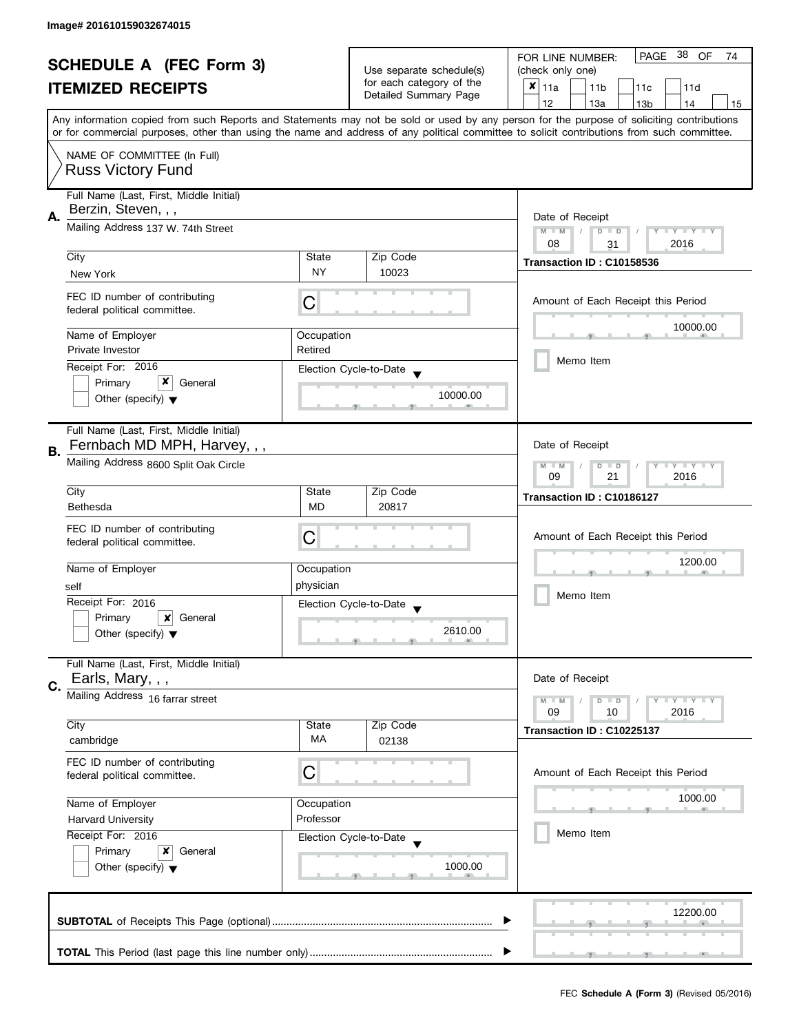Image# 201610159032674015

# SCHEDULE A (FEC Form 3)
## ITEMIZED RECEIPTS

Use separate schedule(s) for each category of the Detailed Summary Page

FOR LINE NUMBER: (check only one)

- [x] 11a
- [ ] 11b
- [ ] 11c
- [ ] 11d
- [ ] 12
- [ ] 13a
- [ ] 13b
- [ ] 14
- [ ] 15

Any information copied from such Reports and Statements may not be sold or used by any person for the purpose of soliciting contributions or for commercial purposes, other than using the name and address of any political committee to solicit contributions from such committee.

NAME OF COMMITTEE (In Full)
Russ Victory Fund

---

**A.** Full Name (Last, First, Middle Initial): Berzin, Steven, , ,

Mailing Address: 137 W. 74th Street

| City | State | Zip Code |
|---|---|---|
| New York | NY | 10023 |

FEC ID number of contributing federal political committee: C

| Name of Employer | Occupation |
|---|---|
| Private Investor | Retired |

Receipt For: 2016
- [ ] Primary
- [x] General
- [ ] Other (specify)

Election Cycle-to-Date: 10000.00

Date of Receipt: 08 / 31 / 2016

Transaction ID : C10158536

Amount of Each Receipt this Period: 10000.00

- [ ] Memo Item

---

**B.** Full Name (Last, First, Middle Initial): Fernbach MD MPH, Harvey, , ,

Mailing Address: 8600 Split Oak Circle

| City | State | Zip Code |
|---|---|---|
| Bethesda | MD | 20817 |

FEC ID number of contributing federal political committee: C

| Name of Employer | Occupation |
|---|---|
| self | physician |

Receipt For: 2016
- [ ] Primary
- [x] General
- [ ] Other (specify)

Election Cycle-to-Date: 2610.00

Date of Receipt: 09 / 21 / 2016

Transaction ID : C10186127

Amount of Each Receipt this Period: 1200.00

- [ ] Memo Item

---

**C.** Full Name (Last, First, Middle Initial): Earls, Mary, , ,

Mailing Address: 16 farrar street

| City | State | Zip Code |
|---|---|---|
| cambridge | MA | 02138 |

FEC ID number of contributing federal political committee: C

| Name of Employer | Occupation |
|---|---|
| Harvard University | Professor |

Receipt For: 2016
- [ ] Primary
- [x] General
- [ ] Other (specify)

Election Cycle-to-Date: 1000.00

Date of Receipt: 09 / 10 / 2016

Transaction ID : C10225137

Amount of Each Receipt this Period: 1000.00

- [ ] Memo Item

---

**SUBTOTAL** of Receipts This Page (optional): 12200.00

**TOTAL** This Period (last page this line number only):

FEC **Schedule A (Form 3)** (Revised 05/2016)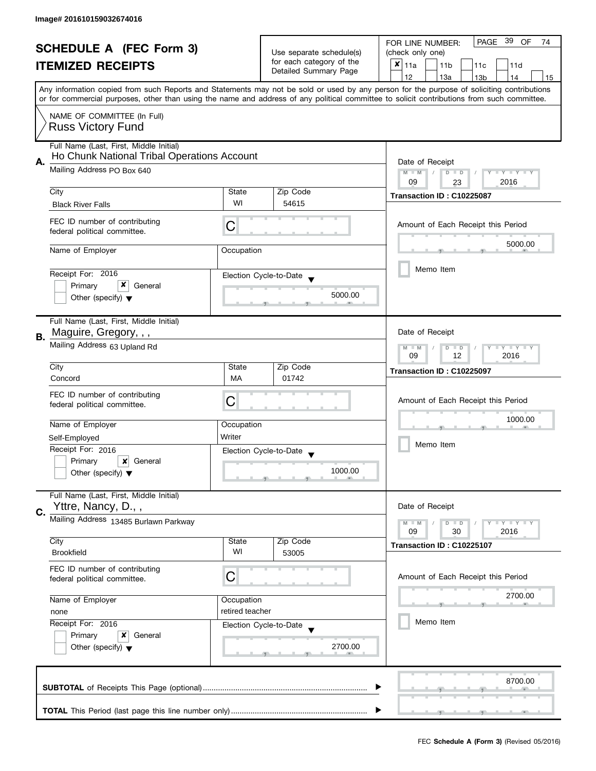Image# 201610159032674016

# SCHEDULE A (FEC Form 3)

## ITEMIZED RECEIPTS

Use separate schedule(s) for each category of the Detailed Summary Page

FOR LINE NUMBER: (check only one)

- [x] 11a
- [ ] 11b
- [ ] 11c
- [ ] 11d
- [ ] 12
- [ ] 13a
- [ ] 13b
- [ ] 14
- [ ] 15

Any information copied from such Reports and Statements may not be sold or used by any person for the purpose of soliciting contributions or for commercial purposes, other than using the name and address of any political committee to solicit contributions from such committee.

NAME OF COMMITTEE (In Full)
Russ Victory Fund

---

**A.** Full Name (Last, First, Middle Initial): Ho Chunk National Tribal Operations Account

Mailing Address: PO Box 640

| City | State | Zip Code |
|---|---|---|
| Black River Falls | WI | 54615 |

FEC ID number of contributing federal political committee: C

Name of Employer: 

Occupation: 

Receipt For: 2016 — [ ] Primary [x] General [ ] Other (specify)

Election Cycle-to-Date: 5000.00

Date of Receipt: 09 / 23 / 2016

Transaction ID : C10225087

Amount of Each Receipt this Period: 5000.00

[ ] Memo Item

---

**B.** Full Name (Last, First, Middle Initial): Maguire, Gregory, , ,

Mailing Address: 63 Upland Rd

| City | State | Zip Code |
|---|---|---|
| Concord | MA | 01742 |

FEC ID number of contributing federal political committee: C

Name of Employer: Self-Employed

Occupation: Writer

Receipt For: 2016 — [ ] Primary [x] General [ ] Other (specify)

Election Cycle-to-Date: 1000.00

Date of Receipt: 09 / 12 / 2016

Transaction ID : C10225097

Amount of Each Receipt this Period: 1000.00

[ ] Memo Item

---

**C.** Full Name (Last, First, Middle Initial): Yttre, Nancy, D., ,

Mailing Address: 13485 Burlawn Parkway

| City | State | Zip Code |
|---|---|---|
| Brookfield | WI | 53005 |

FEC ID number of contributing federal political committee: C

Name of Employer: none

Occupation: retired teacher

Receipt For: 2016 — [ ] Primary [x] General [ ] Other (specify)

Election Cycle-to-Date: 2700.00

Date of Receipt: 09 / 30 / 2016

Transaction ID : C10225107

Amount of Each Receipt this Period: 2700.00

[ ] Memo Item

---

**SUBTOTAL** of Receipts This Page (optional): 8700.00

**TOTAL** This Period (last page this line number only): 

FEC **Schedule A (Form 3)** (Revised 05/2016)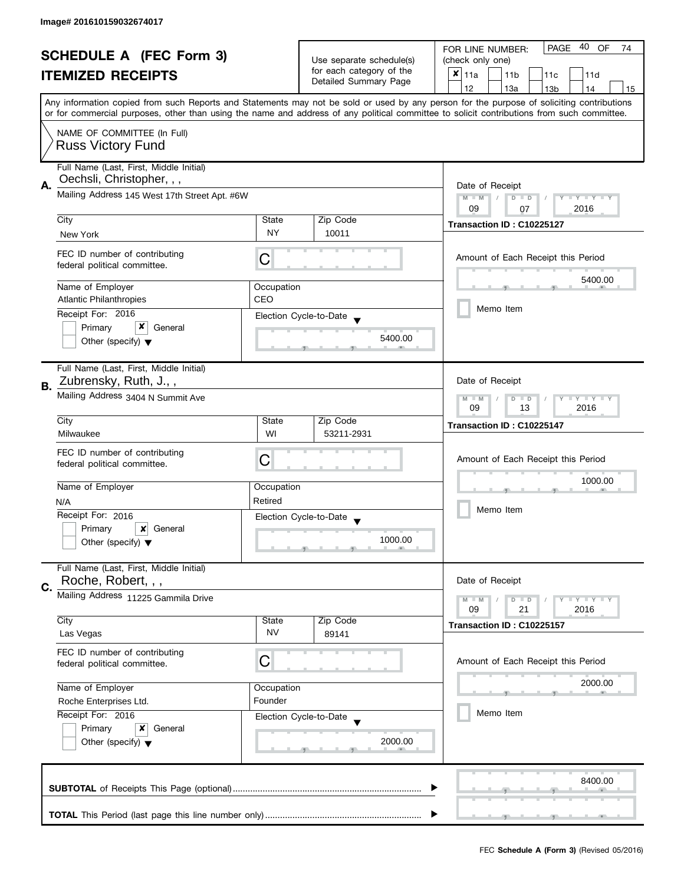Image# 201610159032674017

# SCHEDULE A (FEC Form 3)
## ITEMIZED RECEIPTS

Use separate schedule(s) for each category of the Detailed Summary Page

FOR LINE NUMBER: (check only one)

- [x] 11a
- [ ] 11b
- [ ] 11c
- [ ] 11d
- [ ] 12
- [ ] 13a
- [ ] 13b
- [ ] 14
- [ ] 15

PAGE 40 OF 74

Any information copied from such Reports and Statements may not be sold or used by any person for the purpose of soliciting contributions or for commercial purposes, other than using the name and address of any political committee to solicit contributions from such committee.

NAME OF COMMITTEE (In Full)
Russ Victory Fund

---

**A.** Full Name (Last, First, Middle Initial): Oechsli, Christopher, , ,

Mailing Address: 145 West 17th Street Apt. #6W

| City | State | Zip Code |
|---|---|---|
| New York | NY | 10011 |

FEC ID number of contributing federal political committee: C

| Name of Employer | Occupation |
|---|---|
| Atlantic Philanthropies | CEO |

Receipt For: 2016
- [ ] Primary
- [x] General
- [ ] Other (specify)

Election Cycle-to-Date: 5400.00

Date of Receipt: 09 / 07 / 2016

Transaction ID : C10225127

Amount of Each Receipt this Period: 5400.00

- [ ] Memo Item

---

**B.** Full Name (Last, First, Middle Initial): Zubrensky, Ruth, J., ,

Mailing Address: 3404 N Summit Ave

| City | State | Zip Code |
|---|---|---|
| Milwaukee | WI | 53211-2931 |

FEC ID number of contributing federal political committee: C

| Name of Employer | Occupation |
|---|---|
| N/A | Retired |

Receipt For: 2016
- [ ] Primary
- [x] General
- [ ] Other (specify)

Election Cycle-to-Date: 1000.00

Date of Receipt: 09 / 13 / 2016

Transaction ID : C10225147

Amount of Each Receipt this Period: 1000.00

- [ ] Memo Item

---

**C.** Full Name (Last, First, Middle Initial): Roche, Robert, , ,

Mailing Address: 11225 Gammila Drive

| City | State | Zip Code |
|---|---|---|
| Las Vegas | NV | 89141 |

FEC ID number of contributing federal political committee: C

| Name of Employer | Occupation |
|---|---|
| Roche Enterprises Ltd. | Founder |

Receipt For: 2016
- [ ] Primary
- [x] General
- [ ] Other (specify)

Election Cycle-to-Date: 2000.00

Date of Receipt: 09 / 21 / 2016

Transaction ID : C10225157

Amount of Each Receipt this Period: 2000.00

- [ ] Memo Item

---

**SUBTOTAL** of Receipts This Page (optional): 8400.00

**TOTAL** This Period (last page this line number only):

FEC **Schedule A (Form 3)** (Revised 05/2016)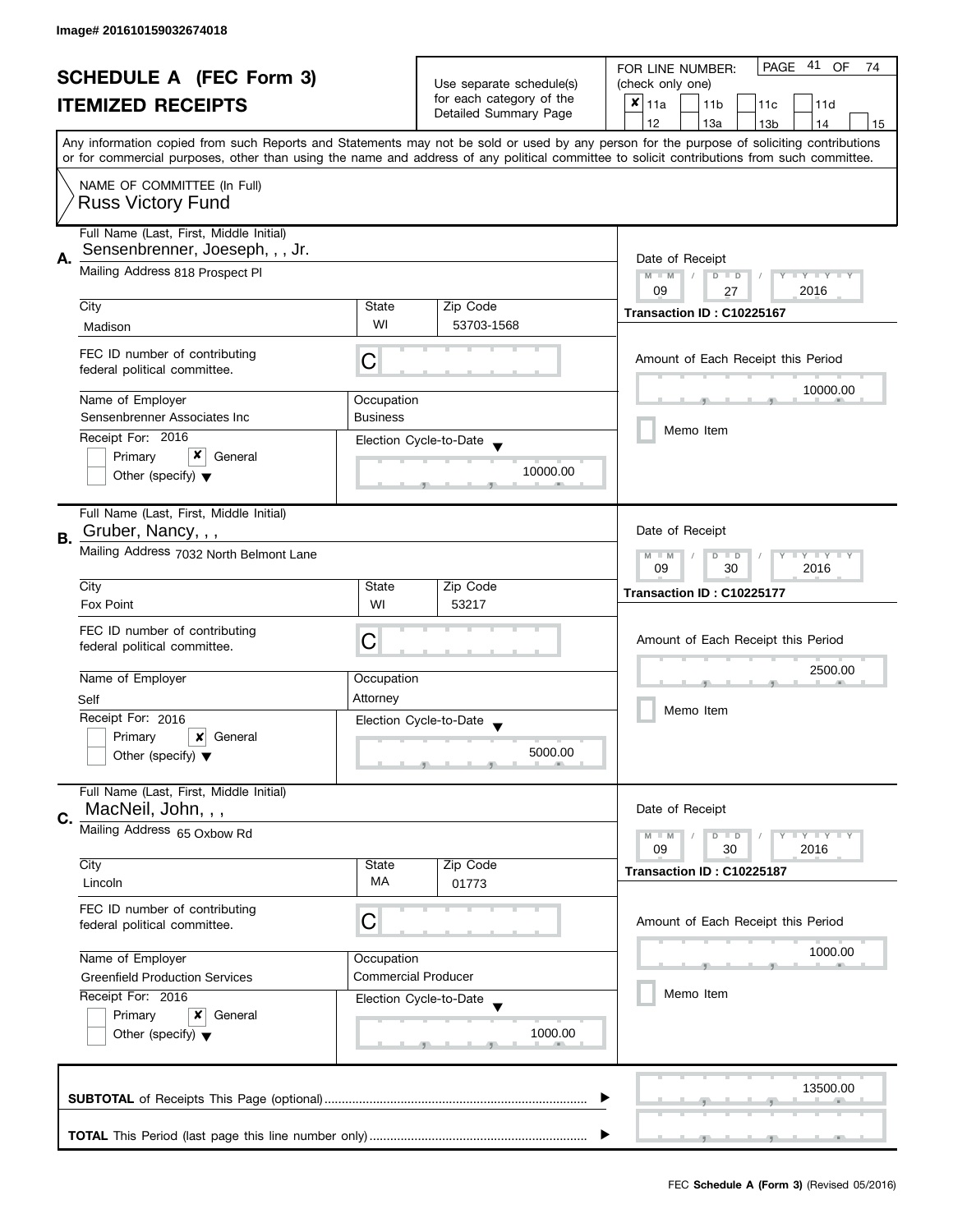Image# 201610159032674018

# SCHEDULE A (FEC Form 3)
## ITEMIZED RECEIPTS

Use separate schedule(s) for each category of the Detailed Summary Page

FOR LINE NUMBER: (check only one)

- [x] 11a
- [ ] 11b
- [ ] 11c
- [ ] 11d
- [ ] 12
- [ ] 13a
- [ ] 13b
- [ ] 14
- [ ] 15

Any information copied from such Reports and Statements may not be sold or used by any person for the purpose of soliciting contributions or for commercial purposes, other than using the name and address of any political committee to solicit contributions from such committee.

NAME OF COMMITTEE (In Full)
Russ Victory Fund

---

**A.** Full Name (Last, First, Middle Initial): Sensenbrenner, Joeseph, , , Jr.

Mailing Address: 818 Prospect Pl

| City | State | Zip Code |
|---|---|---|
| Madison | WI | 53703-1568 |

FEC ID number of contributing federal political committee: C

| Name of Employer | Occupation |
|---|---|
| Sensenbrenner Associates Inc | Business |

Receipt For: 2016
- [ ] Primary
- [x] General
- [ ] Other (specify)

Election Cycle-to-Date: 10000.00

Date of Receipt: 09 / 27 / 2016

Transaction ID : C10225167

Amount of Each Receipt this Period: 10000.00

- [ ] Memo Item

---

**B.** Full Name (Last, First, Middle Initial): Gruber, Nancy, , ,

Mailing Address: 7032 North Belmont Lane

| City | State | Zip Code |
|---|---|---|
| Fox Point | WI | 53217 |

FEC ID number of contributing federal political committee: C

| Name of Employer | Occupation |
|---|---|
| Self | Attorney |

Receipt For: 2016
- [ ] Primary
- [x] General
- [ ] Other (specify)

Election Cycle-to-Date: 5000.00

Date of Receipt: 09 / 30 / 2016

Transaction ID : C10225177

Amount of Each Receipt this Period: 2500.00

- [ ] Memo Item

---

**C.** Full Name (Last, First, Middle Initial): MacNeil, John, , ,

Mailing Address: 65 Oxbow Rd

| City | State | Zip Code |
|---|---|---|
| Lincoln | MA | 01773 |

FEC ID number of contributing federal political committee: C

| Name of Employer | Occupation |
|---|---|
| Greenfield Production Services | Commercial Producer |

Receipt For: 2016
- [ ] Primary
- [x] General
- [ ] Other (specify)

Election Cycle-to-Date: 1000.00

Date of Receipt: 09 / 30 / 2016

Transaction ID : C10225187

Amount of Each Receipt this Period: 1000.00

- [ ] Memo Item

---

**SUBTOTAL** of Receipts This Page (optional): 13500.00

**TOTAL** This Period (last page this line number only):

FEC **Schedule A (Form 3)** (Revised 05/2016)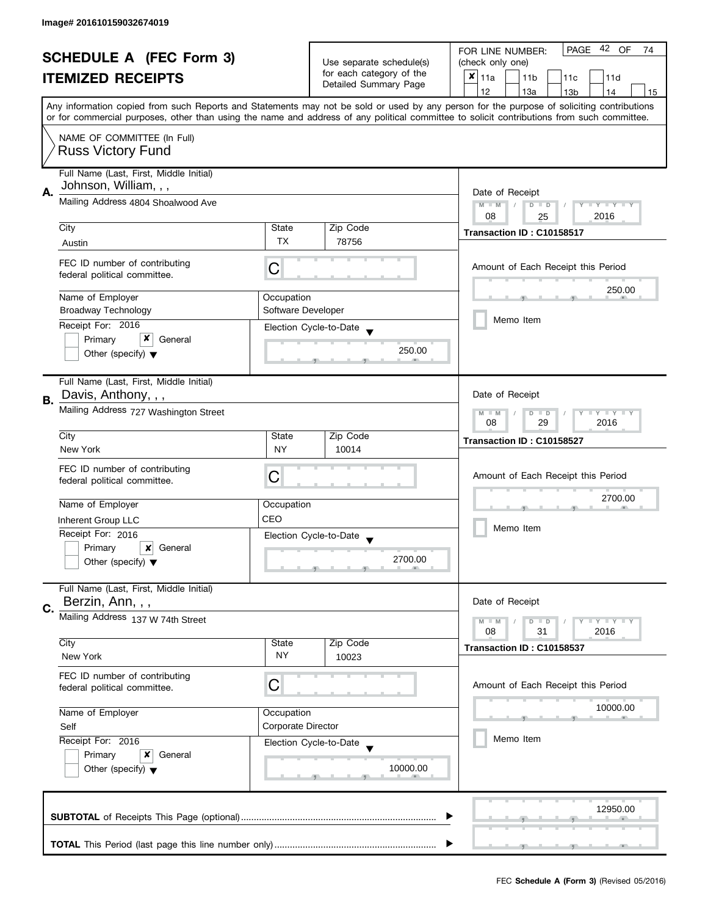Image# 201610159032674019

# SCHEDULE A (FEC Form 3)
## ITEMIZED RECEIPTS

Use separate schedule(s) for each category of the Detailed Summary Page

FOR LINE NUMBER: (check only one)
- [x] 11a
- [ ] 11b
- [ ] 11c
- [ ] 11d
- [ ] 12
- [ ] 13a
- [ ] 13b
- [ ] 14
- [ ] 15

PAGE 42 OF 74

Any information copied from such Reports and Statements may not be sold or used by any person for the purpose of soliciting contributions or for commercial purposes, other than using the name and address of any political committee to solicit contributions from such committee.

NAME OF COMMITTEE (In Full)
Russ Victory Fund

---

**A.** Full Name (Last, First, Middle Initial): Johnson, William, , ,

Mailing Address: 4804 Shoalwood Ave

City: Austin | State: TX | Zip Code: 78756

FEC ID number of contributing federal political committee: C

Name of Employer: Broadway Technology | Occupation: Software Developer

Receipt For: 2016 — Primary [ ] General [x] Other (specify) [ ]

Election Cycle-to-Date: 250.00

Date of Receipt: 08 / 25 / 2016

Transaction ID : C10158517

Amount of Each Receipt this Period: 250.00

Memo Item [ ]

---

**B.** Full Name (Last, First, Middle Initial): Davis, Anthony, , ,

Mailing Address: 727 Washington Street

City: New York | State: NY | Zip Code: 10014

FEC ID number of contributing federal political committee: C

Name of Employer: Inherent Group LLC | Occupation: CEO

Receipt For: 2016 — Primary [ ] General [x] Other (specify) [ ]

Election Cycle-to-Date: 2700.00

Date of Receipt: 08 / 29 / 2016

Transaction ID : C10158527

Amount of Each Receipt this Period: 2700.00

Memo Item [ ]

---

**C.** Full Name (Last, First, Middle Initial): Berzin, Ann, , ,

Mailing Address: 137 W 74th Street

City: New York | State: NY | Zip Code: 10023

FEC ID number of contributing federal political committee: C

Name of Employer: Self | Occupation: Corporate Director

Receipt For: 2016 — Primary [ ] General [x] Other (specify) [ ]

Election Cycle-to-Date: 10000.00

Date of Receipt: 08 / 31 / 2016

Transaction ID : C10158537

Amount of Each Receipt this Period: 10000.00

Memo Item [ ]

---

**SUBTOTAL** of Receipts This Page (optional): 12950.00

**TOTAL** This Period (last page this line number only):

FEC **Schedule A (Form 3)** (Revised 05/2016)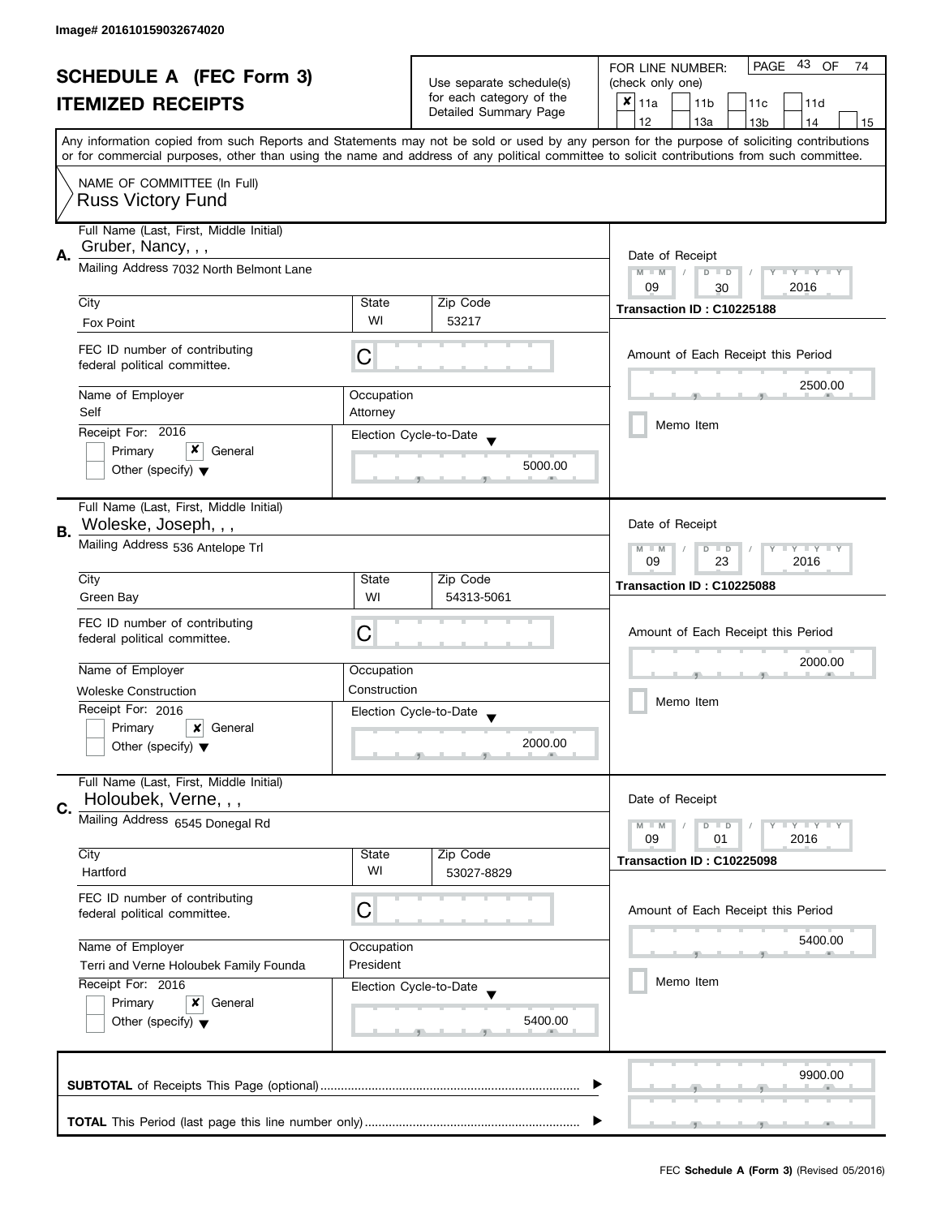Image# 201610159032674020

# SCHEDULE A (FEC Form 3)
## ITEMIZED RECEIPTS

Use separate schedule(s) for each category of the Detailed Summary Page

FOR LINE NUMBER: (check only one)

- [x] 11a
- [ ] 11b
- [ ] 11c
- [ ] 11d
- [ ] 12
- [ ] 13a
- [ ] 13b
- [ ] 14
- [ ] 15

Any information copied from such Reports and Statements may not be sold or used by any person for the purpose of soliciting contributions or for commercial purposes, other than using the name and address of any political committee to solicit contributions from such committee.

NAME OF COMMITTEE (In Full)
Russ Victory Fund

---

**A.**

| Field | Value |
|---|---|
| Full Name (Last, First, Middle Initial) | Gruber, Nancy, , , |
| Mailing Address | 7032 North Belmont Lane |
| City | Fox Point |
| State | WI |
| Zip Code | 53217 |
| FEC ID number of contributing federal political committee | C |
| Name of Employer | Self |
| Occupation | Attorney |
| Receipt For | 2016 — Primary [ ] General [x] Other (specify) [ ] |
| Election Cycle-to-Date | 5000.00 |
| Date of Receipt | 09 / 30 / 2016 |
| Transaction ID | C10225188 |
| Amount of Each Receipt this Period | 2500.00 |
| Memo Item | [ ] |

---

**B.**

| Field | Value |
|---|---|
| Full Name (Last, First, Middle Initial) | Woleske, Joseph, , , |
| Mailing Address | 536 Antelope Trl |
| City | Green Bay |
| State | WI |
| Zip Code | 54313-5061 |
| FEC ID number of contributing federal political committee | C |
| Name of Employer | Woleske Construction |
| Occupation | Construction |
| Receipt For | 2016 — Primary [ ] General [x] Other (specify) [ ] |
| Election Cycle-to-Date | 2000.00 |
| Date of Receipt | 09 / 23 / 2016 |
| Transaction ID | C10225088 |
| Amount of Each Receipt this Period | 2000.00 |
| Memo Item | [ ] |

---

**C.**

| Field | Value |
|---|---|
| Full Name (Last, First, Middle Initial) | Holoubek, Verne, , , |
| Mailing Address | 6545 Donegal Rd |
| City | Hartford |
| State | WI |
| Zip Code | 53027-8829 |
| FEC ID number of contributing federal political committee | C |
| Name of Employer | Terri and Verne Holoubek Family Founda |
| Occupation | President |
| Receipt For | 2016 — Primary [ ] General [x] Other (specify) [ ] |
| Election Cycle-to-Date | 5400.00 |
| Date of Receipt | 09 / 01 / 2016 |
| Transaction ID | C10225098 |
| Amount of Each Receipt this Period | 5400.00 |
| Memo Item | [ ] |

---

**SUBTOTAL** of Receipts This Page (optional) ........ 9900.00

**TOTAL** This Period (last page this line number only) ........

FEC **Schedule A (Form 3)** (Revised 05/2016)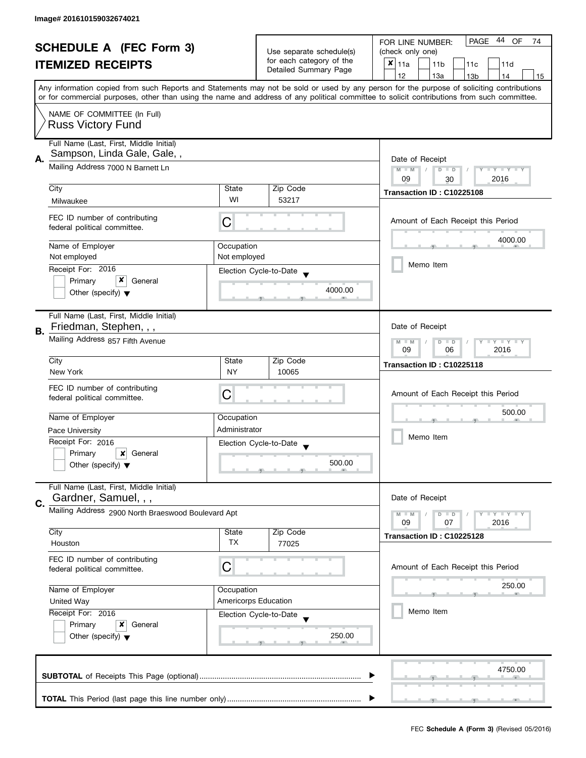Image# 201610159032674021

# SCHEDULE A (FEC Form 3)
## ITEMIZED RECEIPTS

Use separate schedule(s) for each category of the Detailed Summary Page

FOR LINE NUMBER: (check only one)
- [x] 11a
- [ ] 11b
- [ ] 11c
- [ ] 11d
- [ ] 12
- [ ] 13a
- [ ] 13b
- [ ] 14
- [ ] 15

PAGE 44 OF 74

Any information copied from such Reports and Statements may not be sold or used by any person for the purpose of soliciting contributions or for commercial purposes, other than using the name and address of any political committee to solicit contributions from such committee.

NAME OF COMMITTEE (In Full)
Russ Victory Fund

---

**A.** Full Name (Last, First, Middle Initial): Sampson, Linda Gale, Gale, ,

Mailing Address: 7000 N Barnett Ln

City: Milwaukee | State: WI | Zip Code: 53217

FEC ID number of contributing federal political committee: C

Name of Employer: Not employed | Occupation: Not employed

Receipt For: 2016 — [ ] Primary [x] General [ ] Other (specify)

Election Cycle-to-Date: 4000.00

Date of Receipt: 09 / 30 / 2016

Transaction ID : C10225108

Amount of Each Receipt this Period: 4000.00

[ ] Memo Item

---

**B.** Full Name (Last, First, Middle Initial): Friedman, Stephen, , ,

Mailing Address: 857 Fifth Avenue

City: New York | State: NY | Zip Code: 10065

FEC ID number of contributing federal political committee: C

Name of Employer: Pace University | Occupation: Administrator

Receipt For: 2016 — [ ] Primary [x] General [ ] Other (specify)

Election Cycle-to-Date: 500.00

Date of Receipt: 09 / 06 / 2016

Transaction ID : C10225118

Amount of Each Receipt this Period: 500.00

[ ] Memo Item

---

**C.** Full Name (Last, First, Middle Initial): Gardner, Samuel, , ,

Mailing Address: 2900 North Braeswood Boulevard Apt

City: Houston | State: TX | Zip Code: 77025

FEC ID number of contributing federal political committee: C

Name of Employer: United Way | Occupation: Americorps Education

Receipt For: 2016 — [ ] Primary [x] General [ ] Other (specify)

Election Cycle-to-Date: 250.00

Date of Receipt: 09 / 07 / 2016

Transaction ID : C10225128

Amount of Each Receipt this Period: 250.00

[ ] Memo Item

---

**SUBTOTAL** of Receipts This Page (optional): 4750.00

**TOTAL** This Period (last page this line number only):

FEC **Schedule A (Form 3)** (Revised 05/2016)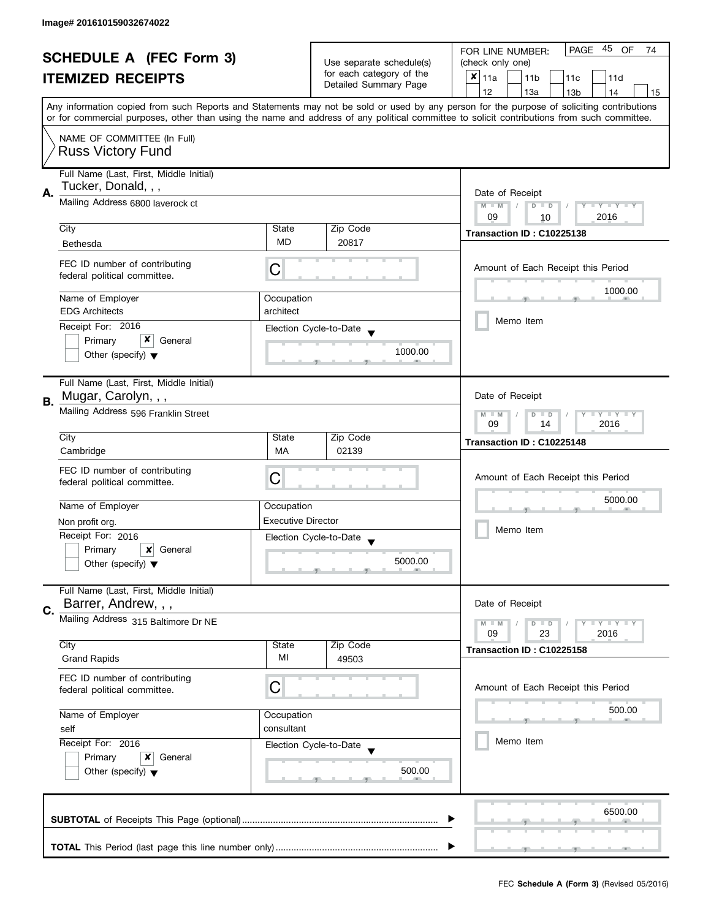Image# 201610159032674022

# SCHEDULE A (FEC Form 3)

## ITEMIZED RECEIPTS

Use separate schedule(s) for each category of the Detailed Summary Page

FOR LINE NUMBER: (check only one)

- [x] 11a
- [ ] 11b
- [ ] 11c
- [ ] 11d
- [ ] 12
- [ ] 13a
- [ ] 13b
- [ ] 14
- [ ] 15

PAGE 45 OF 74

Any information copied from such Reports and Statements may not be sold or used by any person for the purpose of soliciting contributions or for commercial purposes, other than using the name and address of any political committee to solicit contributions from such committee.

NAME OF COMMITTEE (In Full)
Russ Victory Fund

---

**A.** Full Name (Last, First, Middle Initial): Tucker, Donald, , ,

Mailing Address: 6800 laverock ct

| City | State | Zip Code |
|---|---|---|
| Bethesda | MD | 20817 |

FEC ID number of contributing federal political committee: C

| Name of Employer | Occupation |
|---|---|
| EDG Architects | architect |

Receipt For: 2016
- [ ] Primary
- [x] General
- [ ] Other (specify)

Election Cycle-to-Date: 1000.00

Date of Receipt: 09 / 10 / 2016

Transaction ID : C10225138

Amount of Each Receipt this Period: 1000.00

- [ ] Memo Item

---

**B.** Full Name (Last, First, Middle Initial): Mugar, Carolyn, , ,

Mailing Address: 596 Franklin Street

| City | State | Zip Code |
|---|---|---|
| Cambridge | MA | 02139 |

FEC ID number of contributing federal political committee: C

| Name of Employer | Occupation |
|---|---|
| Non profit org. | Executive Director |

Receipt For: 2016
- [ ] Primary
- [x] General
- [ ] Other (specify)

Election Cycle-to-Date: 5000.00

Date of Receipt: 09 / 14 / 2016

Transaction ID : C10225148

Amount of Each Receipt this Period: 5000.00

- [ ] Memo Item

---

**C.** Full Name (Last, First, Middle Initial): Barrer, Andrew, , ,

Mailing Address: 315 Baltimore Dr NE

| City | State | Zip Code |
|---|---|---|
| Grand Rapids | MI | 49503 |

FEC ID number of contributing federal political committee: C

| Name of Employer | Occupation |
|---|---|
| self | consultant |

Receipt For: 2016
- [ ] Primary
- [x] General
- [ ] Other (specify)

Election Cycle-to-Date: 500.00

Date of Receipt: 09 / 23 / 2016

Transaction ID : C10225158

Amount of Each Receipt this Period: 500.00

- [ ] Memo Item

---

**SUBTOTAL** of Receipts This Page (optional): 6500.00

**TOTAL** This Period (last page this line number only):

FEC **Schedule A (Form 3)** (Revised 05/2016)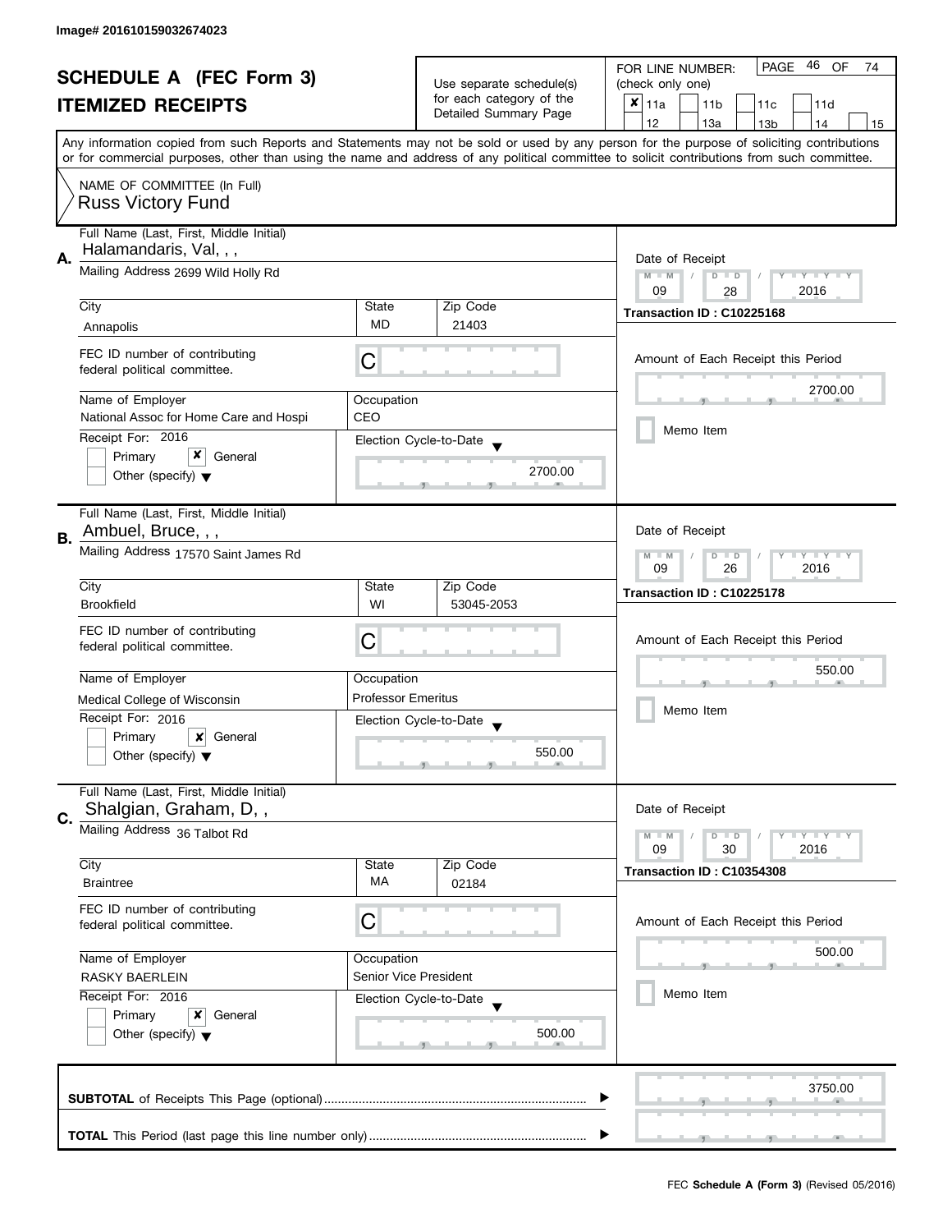Image# 201610159032674023

# SCHEDULE A (FEC Form 3)
## ITEMIZED RECEIPTS

Use separate schedule(s) for each category of the Detailed Summary Page

FOR LINE NUMBER: (check only one)

- [x] 11a
- [ ] 11b
- [ ] 11c
- [ ] 11d
- [ ] 12
- [ ] 13a
- [ ] 13b
- [ ] 14
- [ ] 15

PAGE 46 OF 74

Any information copied from such Reports and Statements may not be sold or used by any person for the purpose of soliciting contributions or for commercial purposes, other than using the name and address of any political committee to solicit contributions from such committee.

NAME OF COMMITTEE (In Full)
Russ Victory Fund

---

**A.**

Full Name (Last, First, Middle Initial): Halamandaris, Val, , ,

Mailing Address: 2699 Wild Holly Rd

| City | State | Zip Code |
|---|---|---|
| Annapolis | MD | 21403 |

FEC ID number of contributing federal political committee: C

| Name of Employer | Occupation |
|---|---|
| National Assoc for Home Care and Hospi | CEO |

Receipt For: 2016
- [ ] Primary
- [x] General
- [ ] Other (specify)

Election Cycle-to-Date: 2700.00

Date of Receipt: 09 / 28 / 2016

Transaction ID : C10225168

Amount of Each Receipt this Period: 2700.00

- [ ] Memo Item

---

**B.**

Full Name (Last, First, Middle Initial): Ambuel, Bruce, , ,

Mailing Address: 17570 Saint James Rd

| City | State | Zip Code |
|---|---|---|
| Brookfield | WI | 53045-2053 |

FEC ID number of contributing federal political committee: C

| Name of Employer | Occupation |
|---|---|
| Medical College of Wisconsin | Professor Emeritus |

Receipt For: 2016
- [ ] Primary
- [x] General
- [ ] Other (specify)

Election Cycle-to-Date: 550.00

Date of Receipt: 09 / 26 / 2016

Transaction ID : C10225178

Amount of Each Receipt this Period: 550.00

- [ ] Memo Item

---

**C.**

Full Name (Last, First, Middle Initial): Shalgian, Graham, D, ,

Mailing Address: 36 Talbot Rd

| City | State | Zip Code |
|---|---|---|
| Braintree | MA | 02184 |

FEC ID number of contributing federal political committee: C

| Name of Employer | Occupation |
|---|---|
| RASKY BAERLEIN | Senior Vice President |

Receipt For: 2016
- [ ] Primary
- [x] General
- [ ] Other (specify)

Election Cycle-to-Date: 500.00

Date of Receipt: 09 / 30 / 2016

Transaction ID : C10354308

Amount of Each Receipt this Period: 500.00

- [ ] Memo Item

---

**SUBTOTAL** of Receipts This Page (optional): 3750.00

**TOTAL** This Period (last page this line number only):

FEC **Schedule A (Form 3)** (Revised 05/2016)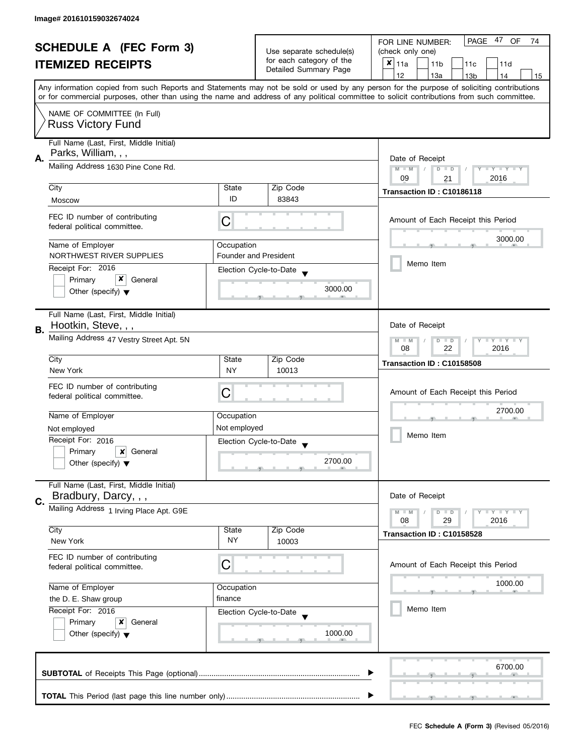Image# 201610159032674024

# SCHEDULE A (FEC Form 3)
## ITEMIZED RECEIPTS

Use separate schedule(s) for each category of the Detailed Summary Page

FOR LINE NUMBER: (check only one)

- [x] 11a
- [ ] 11b
- [ ] 11c
- [ ] 11d
- [ ] 12
- [ ] 13a
- [ ] 13b
- [ ] 14
- [ ] 15

PAGE 47 OF 74

Any information copied from such Reports and Statements may not be sold or used by any person for the purpose of soliciting contributions or for commercial purposes, other than using the name and address of any political committee to solicit contributions from such committee.

NAME OF COMMITTEE (In Full)
Russ Victory Fund

---

**A.**
Full Name (Last, First, Middle Initial): Parks, William, , ,
Mailing Address: 1630 Pine Cone Rd.
City: Moscow | State: ID | Zip Code: 83843
FEC ID number of contributing federal political committee: C
Name of Employer: NORTHWEST RIVER SUPPLIES
Occupation: Founder and President
Receipt For: 2016
- [ ] Primary
- [x] General
- [ ] Other (specify)

Election Cycle-to-Date: 3000.00

Date of Receipt: 09 / 21 / 2016
Transaction ID : C10186118
Amount of Each Receipt this Period: 3000.00
- [ ] Memo Item

---

**B.**
Full Name (Last, First, Middle Initial): Hootkin, Steve, , ,
Mailing Address: 47 Vestry Street Apt. 5N
City: New York | State: NY | Zip Code: 10013
FEC ID number of contributing federal political committee: C
Name of Employer: Not employed
Occupation: Not employed
Receipt For: 2016
- [ ] Primary
- [x] General
- [ ] Other (specify)

Election Cycle-to-Date: 2700.00

Date of Receipt: 08 / 22 / 2016
Transaction ID : C10158508
Amount of Each Receipt this Period: 2700.00
- [ ] Memo Item

---

**C.**
Full Name (Last, First, Middle Initial): Bradbury, Darcy, , ,
Mailing Address: 1 Irving Place Apt. G9E
City: New York | State: NY | Zip Code: 10003
FEC ID number of contributing federal political committee: C
Name of Employer: the D. E. Shaw group
Occupation: finance
Receipt For: 2016
- [ ] Primary
- [x] General
- [ ] Other (specify)

Election Cycle-to-Date: 1000.00

Date of Receipt: 08 / 29 / 2016
Transaction ID : C10158528
Amount of Each Receipt this Period: 1000.00
- [ ] Memo Item

---

**SUBTOTAL** of Receipts This Page (optional): 6700.00

**TOTAL** This Period (last page this line number only):

FEC **Schedule A (Form 3)** (Revised 05/2016)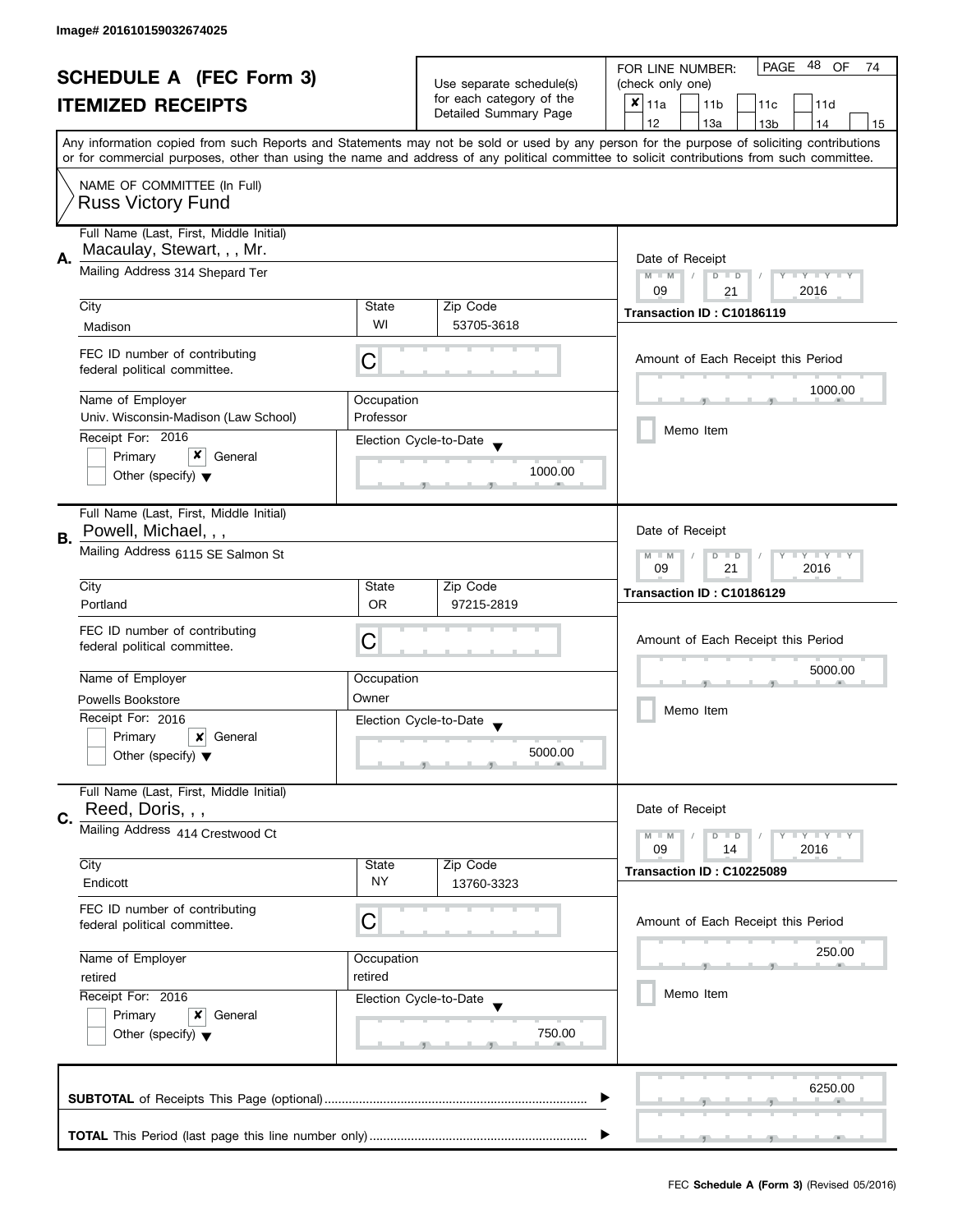Image# 201610159032674025

# SCHEDULE A (FEC Form 3)
## ITEMIZED RECEIPTS

Use separate schedule(s) for each category of the Detailed Summary Page

FOR LINE NUMBER: (check only one)

- [x] 11a
- [ ] 11b
- [ ] 11c
- [ ] 11d
- [ ] 12
- [ ] 13a
- [ ] 13b
- [ ] 14
- [ ] 15

Any information copied from such Reports and Statements may not be sold or used by any person for the purpose of soliciting contributions or for commercial purposes, other than using the name and address of any political committee to solicit contributions from such committee.

NAME OF COMMITTEE (In Full)
Russ Victory Fund

---

**A.** Full Name (Last, First, Middle Initial): Macaulay, Stewart, , , Mr.

Mailing Address: 314 Shepard Ter

| City | State | Zip Code |
|---|---|---|
| Madison | WI | 53705-3618 |

FEC ID number of contributing federal political committee: C

Name of Employer: Univ. Wisconsin-Madison (Law School)
Occupation: Professor

Receipt For: 2016
- [ ] Primary
- [x] General
- [ ] Other (specify)

Election Cycle-to-Date: 1000.00

Date of Receipt: 09 / 21 / 2016
Transaction ID : C10186119

Amount of Each Receipt this Period: 1000.00

- [ ] Memo Item

---

**B.** Full Name (Last, First, Middle Initial): Powell, Michael, , ,

Mailing Address: 6115 SE Salmon St

| City | State | Zip Code |
|---|---|---|
| Portland | OR | 97215-2819 |

FEC ID number of contributing federal political committee: C

Name of Employer: Powells Bookstore
Occupation: Owner

Receipt For: 2016
- [ ] Primary
- [x] General
- [ ] Other (specify)

Election Cycle-to-Date: 5000.00

Date of Receipt: 09 / 21 / 2016
Transaction ID : C10186129

Amount of Each Receipt this Period: 5000.00

- [ ] Memo Item

---

**C.** Full Name (Last, First, Middle Initial): Reed, Doris, , ,

Mailing Address: 414 Crestwood Ct

| City | State | Zip Code |
|---|---|---|
| Endicott | NY | 13760-3323 |

FEC ID number of contributing federal political committee: C

Name of Employer: retired
Occupation: retired

Receipt For: 2016
- [ ] Primary
- [x] General
- [ ] Other (specify)

Election Cycle-to-Date: 750.00

Date of Receipt: 09 / 14 / 2016
Transaction ID : C10225089

Amount of Each Receipt this Period: 250.00

- [ ] Memo Item

---

**SUBTOTAL** of Receipts This Page (optional): 6250.00

**TOTAL** This Period (last page this line number only):

FEC **Schedule A (Form 3)** (Revised 05/2016)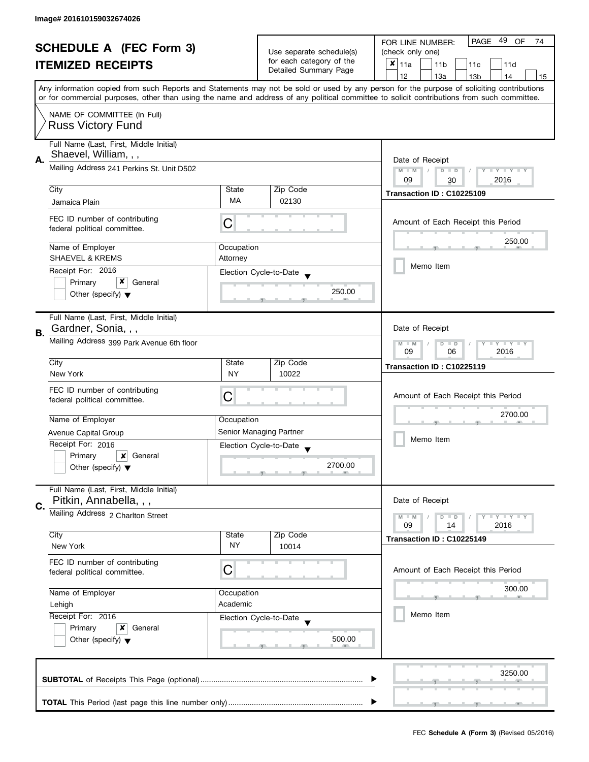Image# 201610159032674026

# SCHEDULE A (FEC Form 3)
## ITEMIZED RECEIPTS

Use separate schedule(s) for each category of the Detailed Summary Page

FOR LINE NUMBER: (check only one)

- [x] 11a
- [ ] 11b
- [ ] 11c
- [ ] 11d
- [ ] 12
- [ ] 13a
- [ ] 13b
- [ ] 14
- [ ] 15

PAGE 49 OF 74

Any information copied from such Reports and Statements may not be sold or used by any person for the purpose of soliciting contributions or for commercial purposes, other than using the name and address of any political committee to solicit contributions from such committee.

NAME OF COMMITTEE (In Full)
Russ Victory Fund

---

**A.** Full Name (Last, First, Middle Initial): Shaevel, William, , ,

Mailing Address: 241 Perkins St. Unit D502

City: Jamaica Plain | State: MA | Zip Code: 02130

FEC ID number of contributing federal political committee: C

Name of Employer: SHAEVEL & KREMS | Occupation: Attorney

Receipt For: 2016 — [ ] Primary [x] General [ ] Other (specify)

Election Cycle-to-Date: 250.00

Date of Receipt: 09 / 30 / 2016

Transaction ID : C10225109

Amount of Each Receipt this Period: 250.00

[ ] Memo Item

---

**B.** Full Name (Last, First, Middle Initial): Gardner, Sonia, , ,

Mailing Address: 399 Park Avenue 6th floor

City: New York | State: NY | Zip Code: 10022

FEC ID number of contributing federal political committee: C

Name of Employer: Avenue Capital Group | Occupation: Senior Managing Partner

Receipt For: 2016 — [ ] Primary [x] General [ ] Other (specify)

Election Cycle-to-Date: 2700.00

Date of Receipt: 09 / 06 / 2016

Transaction ID : C10225119

Amount of Each Receipt this Period: 2700.00

[ ] Memo Item

---

**C.** Full Name (Last, First, Middle Initial): Pitkin, Annabella, , ,

Mailing Address: 2 Charlton Street

City: New York | State: NY | Zip Code: 10014

FEC ID number of contributing federal political committee: C

Name of Employer: Lehigh | Occupation: Academic

Receipt For: 2016 — [ ] Primary [x] General [ ] Other (specify)

Election Cycle-to-Date: 500.00

Date of Receipt: 09 / 14 / 2016

Transaction ID : C10225149

Amount of Each Receipt this Period: 300.00

[ ] Memo Item

---

**SUBTOTAL** of Receipts This Page (optional): 3250.00

**TOTAL** This Period (last page this line number only):

FEC **Schedule A (Form 3)** (Revised 05/2016)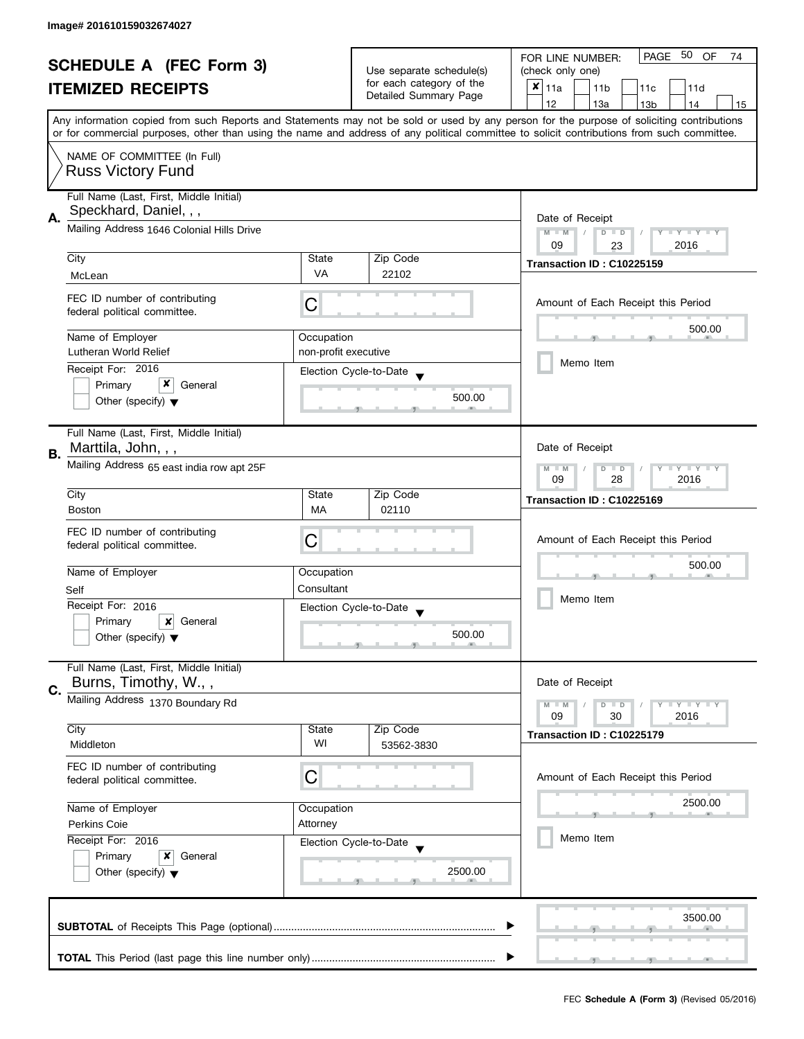Image# 201610159032674027

# SCHEDULE A (FEC Form 3)
## ITEMIZED RECEIPTS

Use separate schedule(s) for each category of the Detailed Summary Page

FOR LINE NUMBER: (check only one)

- [x] 11a
- [ ] 11b
- [ ] 11c
- [ ] 11d
- [ ] 12
- [ ] 13a
- [ ] 13b
- [ ] 14
- [ ] 15

PAGE 50 OF 74

Any information copied from such Reports and Statements may not be sold or used by any person for the purpose of soliciting contributions or for commercial purposes, other than using the name and address of any political committee to solicit contributions from such committee.

NAME OF COMMITTEE (In Full)
Russ Victory Fund

---

**A.** Full Name (Last, First, Middle Initial): Speckhard, Daniel, , ,

Mailing Address: 1646 Colonial Hills Drive

City: McLean | State: VA | Zip Code: 22102

FEC ID number of contributing federal political committee: C

Name of Employer: Lutheran World Relief

Occupation: non-profit executive

Receipt For: 2016 — [ ] Primary [x] General [ ] Other (specify)

Election Cycle-to-Date: 500.00

Date of Receipt: 09 / 23 / 2016

Transaction ID : C10225159

Amount of Each Receipt this Period: 500.00

[ ] Memo Item

---

**B.** Full Name (Last, First, Middle Initial): Marttila, John, , ,

Mailing Address: 65 east india row apt 25F

City: Boston | State: MA | Zip Code: 02110

FEC ID number of contributing federal political committee: C

Name of Employer: Self

Occupation: Consultant

Receipt For: 2016 — [ ] Primary [x] General [ ] Other (specify)

Election Cycle-to-Date: 500.00

Date of Receipt: 09 / 28 / 2016

Transaction ID : C10225169

Amount of Each Receipt this Period: 500.00

[ ] Memo Item

---

**C.** Full Name (Last, First, Middle Initial): Burns, Timothy, W., ,

Mailing Address: 1370 Boundary Rd

City: Middleton | State: WI | Zip Code: 53562-3830

FEC ID number of contributing federal political committee: C

Name of Employer: Perkins Coie

Occupation: Attorney

Receipt For: 2016 — [ ] Primary [x] General [ ] Other (specify)

Election Cycle-to-Date: 2500.00

Date of Receipt: 09 / 30 / 2016

Transaction ID : C10225179

Amount of Each Receipt this Period: 2500.00

[ ] Memo Item

---

**SUBTOTAL** of Receipts This Page (optional): 3500.00

**TOTAL** This Period (last page this line number only):

FEC **Schedule A (Form 3)** (Revised 05/2016)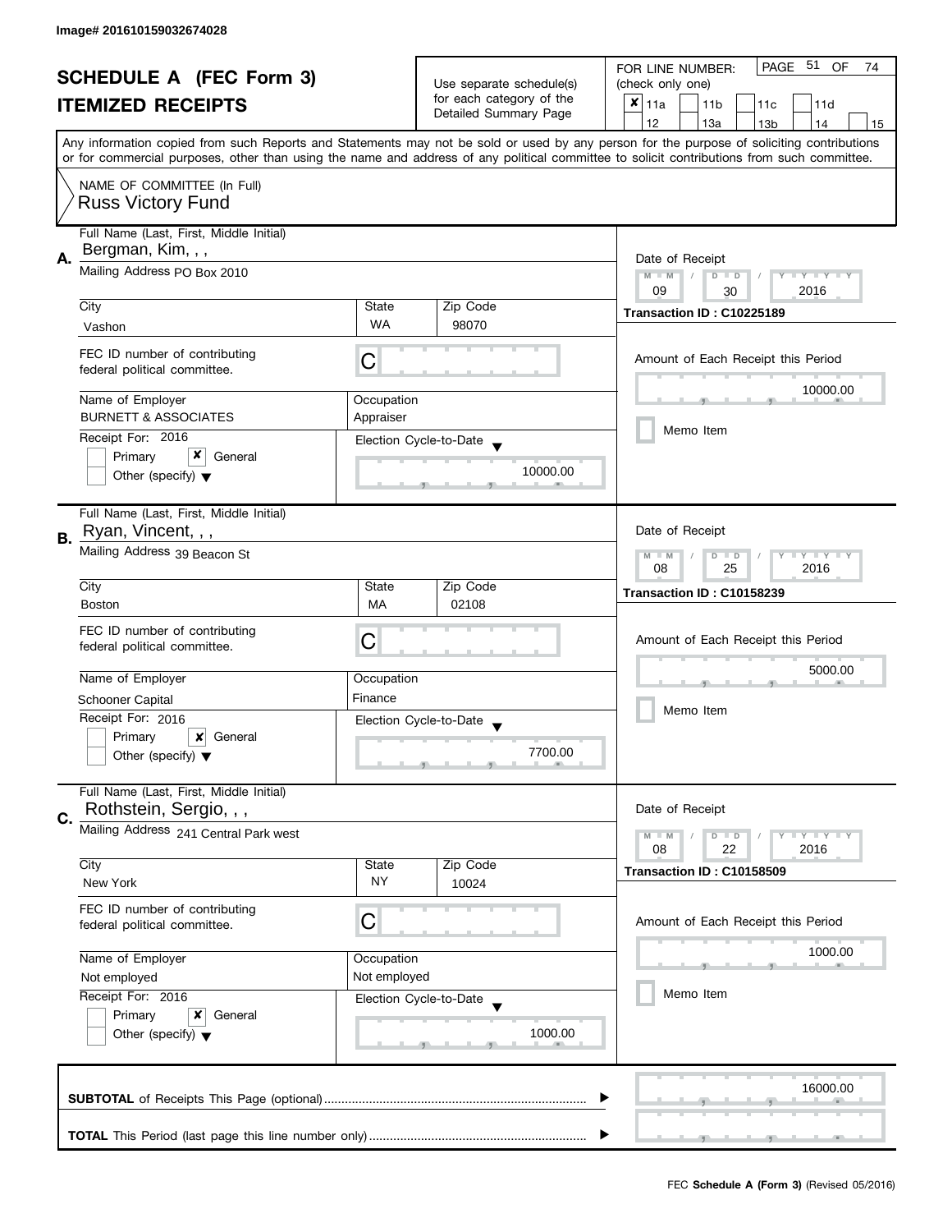Image# 201610159032674028

# SCHEDULE A (FEC Form 3)

## ITEMIZED RECEIPTS

Use separate schedule(s) for each category of the Detailed Summary Page

FOR LINE NUMBER: (check only one)

☒ 11a ☐ 11b ☐ 11c ☐ 11d ☐ 12 ☐ 13a ☐ 13b ☐ 14 ☐ 15

PAGE 51 OF 74

Any information copied from such Reports and Statements may not be sold or used by any person for the purpose of soliciting contributions or for commercial purposes, other than using the name and address of any political committee to solicit contributions from such committee.

NAME OF COMMITTEE (In Full)
Russ Victory Fund

---

**A.** Full Name (Last, First, Middle Initial): Bergman, Kim, , ,

Mailing Address: PO Box 2010

City: Vashon | State: WA | Zip Code: 98070

FEC ID number of contributing federal political committee: C

Name of Employer: BURNETT & ASSOCIATES

Occupation: Appraiser

Receipt For: 2016 — ☐ Primary ☒ General ☐ Other (specify)

Election Cycle-to-Date: 10000.00

Date of Receipt: 09 / 30 / 2016

Transaction ID : C10225189

Amount of Each Receipt this Period: 10000.00

☐ Memo Item

---

**B.** Full Name (Last, First, Middle Initial): Ryan, Vincent, , ,

Mailing Address: 39 Beacon St

City: Boston | State: MA | Zip Code: 02108

FEC ID number of contributing federal political committee: C

Name of Employer: Schooner Capital

Occupation: Finance

Receipt For: 2016 — ☐ Primary ☒ General ☐ Other (specify)

Election Cycle-to-Date: 7700.00

Date of Receipt: 08 / 25 / 2016

Transaction ID : C10158239

Amount of Each Receipt this Period: 5000.00

☐ Memo Item

---

**C.** Full Name (Last, First, Middle Initial): Rothstein, Sergio, , ,

Mailing Address: 241 Central Park west

City: New York | State: NY | Zip Code: 10024

FEC ID number of contributing federal political committee: C

Name of Employer: Not employed

Occupation: Not employed

Receipt For: 2016 — ☐ Primary ☒ General ☐ Other (specify)

Election Cycle-to-Date: 1000.00

Date of Receipt: 08 / 22 / 2016

Transaction ID : C10158509

Amount of Each Receipt this Period: 1000.00

☐ Memo Item

---

**SUBTOTAL** of Receipts This Page (optional): 16000.00

**TOTAL** This Period (last page this line number only):

FEC **Schedule A (Form 3)** (Revised 05/2016)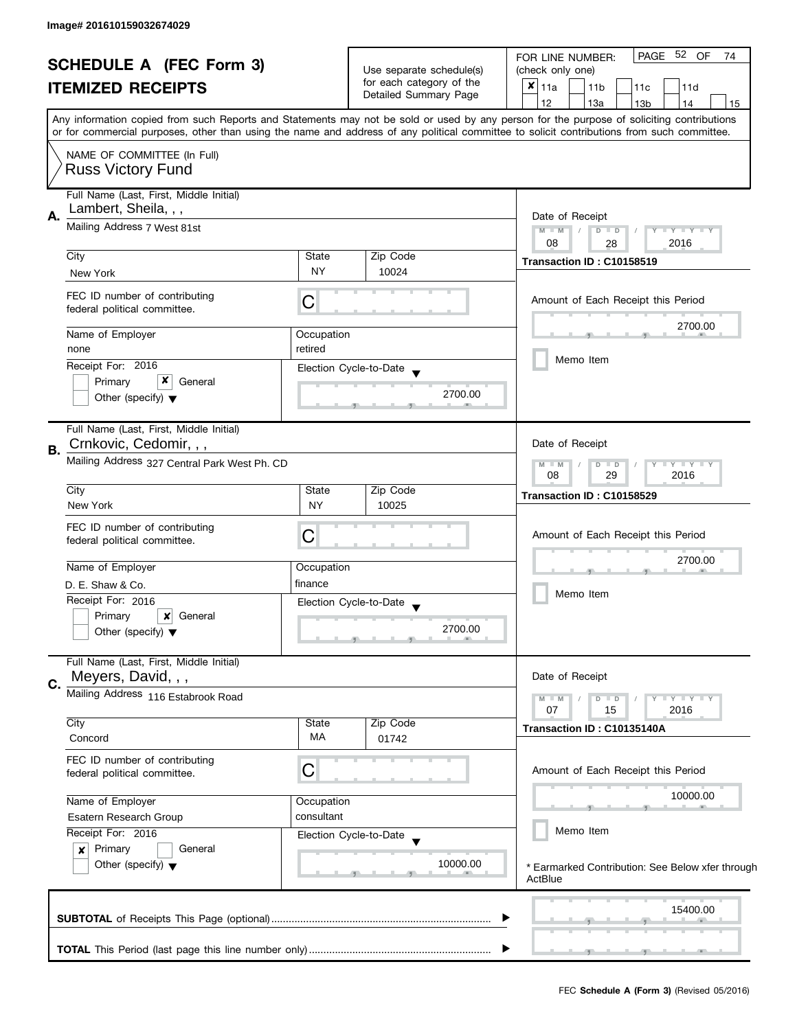Image# 201610159032674029

# SCHEDULE A (FEC Form 3)

## ITEMIZED RECEIPTS

Use separate schedule(s) for each category of the Detailed Summary Page

FOR LINE NUMBER: (check only one)

- [x] 11a
- [ ] 11b
- [ ] 11c
- [ ] 11d
- [ ] 12
- [ ] 13a
- [ ] 13b
- [ ] 14
- [ ] 15

PAGE 52 OF 74

Any information copied from such Reports and Statements may not be sold or used by any person for the purpose of soliciting contributions or for commercial purposes, other than using the name and address of any political committee to solicit contributions from such committee.

NAME OF COMMITTEE (In Full)
Russ Victory Fund

---

### A.

Full Name (Last, First, Middle Initial): Lambert, Sheila, , ,

Mailing Address: 7 West 81st

City: New York | State: NY | Zip Code: 10024

FEC ID number of contributing federal political committee: C

Name of Employer: none | Occupation: retired

Receipt For: 2016
- [ ] Primary
- [x] General
- [ ] Other (specify)

Election Cycle-to-Date: 2700.00

Date of Receipt: 08 / 28 / 2016

Transaction ID : C10158519

Amount of Each Receipt this Period: 2700.00

- [ ] Memo Item

---

### B.

Full Name (Last, First, Middle Initial): Crnkovic, Cedomir, , ,

Mailing Address: 327 Central Park West Ph. CD

City: New York | State: NY | Zip Code: 10025

FEC ID number of contributing federal political committee: C

Name of Employer: D. E. Shaw & Co. | Occupation: finance

Receipt For: 2016
- [ ] Primary
- [x] General
- [ ] Other (specify)

Election Cycle-to-Date: 2700.00

Date of Receipt: 08 / 29 / 2016

Transaction ID : C10158529

Amount of Each Receipt this Period: 2700.00

- [ ] Memo Item

---

### C.

Full Name (Last, First, Middle Initial): Meyers, David, , ,

Mailing Address: 116 Estabrook Road

City: Concord | State: MA | Zip Code: 01742

FEC ID number of contributing federal political committee: C

Name of Employer: Esatern Research Group | Occupation: consultant

Receipt For: 2016
- [x] Primary
- [ ] General
- [ ] Other (specify)

Election Cycle-to-Date: 10000.00

Date of Receipt: 07 / 15 / 2016

Transaction ID : C10135140A

Amount of Each Receipt this Period: 10000.00

- [ ] Memo Item

\* Earmarked Contribution: See Below xfer through ActBlue

---

**SUBTOTAL** of Receipts This Page (optional): 15400.00

**TOTAL** This Period (last page this line number only):

FEC **Schedule A (Form 3)** (Revised 05/2016)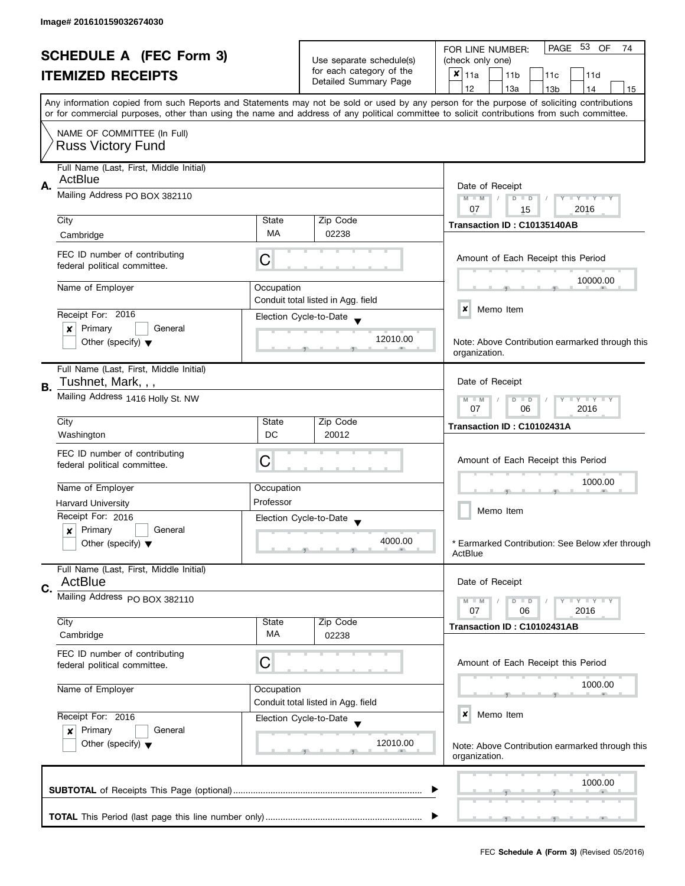Image# 201610159032674030

# SCHEDULE A (FEC Form 3)
# ITEMIZED RECEIPTS

Use separate schedule(s) for each category of the Detailed Summary Page

FOR LINE NUMBER: (check only one)

- [x] 11a
- [ ] 11b
- [ ] 11c
- [ ] 11d
- [ ] 12
- [ ] 13a
- [ ] 13b
- [ ] 14
- [ ] 15

PAGE 53 OF 74

Any information copied from such Reports and Statements may not be sold or used by any person for the purpose of soliciting contributions or for commercial purposes, other than using the name and address of any political committee to solicit contributions from such committee.

NAME OF COMMITTEE (In Full)
Russ Victory Fund

---

**A.**

Full Name (Last, First, Middle Initial): ActBlue

Mailing Address: PO BOX 382110

City: Cambridge | State: MA | Zip Code: 02238

FEC ID number of contributing federal political committee: C

Name of Employer:

Occupation: Conduit total listed in Agg. field

Receipt For: 2016 — [x] Primary [ ] General [ ] Other (specify)

Election Cycle-to-Date: 12010.00

Date of Receipt: 07 / 15 / 2016

Transaction ID : C10135140AB

Amount of Each Receipt this Period: 10000.00

[x] Memo Item

Note: Above Contribution earmarked through this organization.

---

**B.**

Full Name (Last, First, Middle Initial): Tushnet, Mark, , ,

Mailing Address: 1416 Holly St. NW

City: Washington | State: DC | Zip Code: 20012

FEC ID number of contributing federal political committee: C

Name of Employer: Harvard University

Occupation: Professor

Receipt For: 2016 — [x] Primary [ ] General [ ] Other (specify)

Election Cycle-to-Date: 4000.00

Date of Receipt: 07 / 06 / 2016

Transaction ID : C10102431A

Amount of Each Receipt this Period: 1000.00

[ ] Memo Item

* Earmarked Contribution: See Below xfer through ActBlue

---

**C.**

Full Name (Last, First, Middle Initial): ActBlue

Mailing Address: PO BOX 382110

City: Cambridge | State: MA | Zip Code: 02238

FEC ID number of contributing federal political committee: C

Name of Employer:

Occupation: Conduit total listed in Agg. field

Receipt For: 2016 — [x] Primary [ ] General [ ] Other (specify)

Election Cycle-to-Date: 12010.00

Date of Receipt: 07 / 06 / 2016

Transaction ID : C10102431AB

Amount of Each Receipt this Period: 1000.00

[x] Memo Item

Note: Above Contribution earmarked through this organization.

---

**SUBTOTAL** of Receipts This Page (optional): 1000.00

**TOTAL** This Period (last page this line number only):

FEC Schedule A (Form 3) (Revised 05/2016)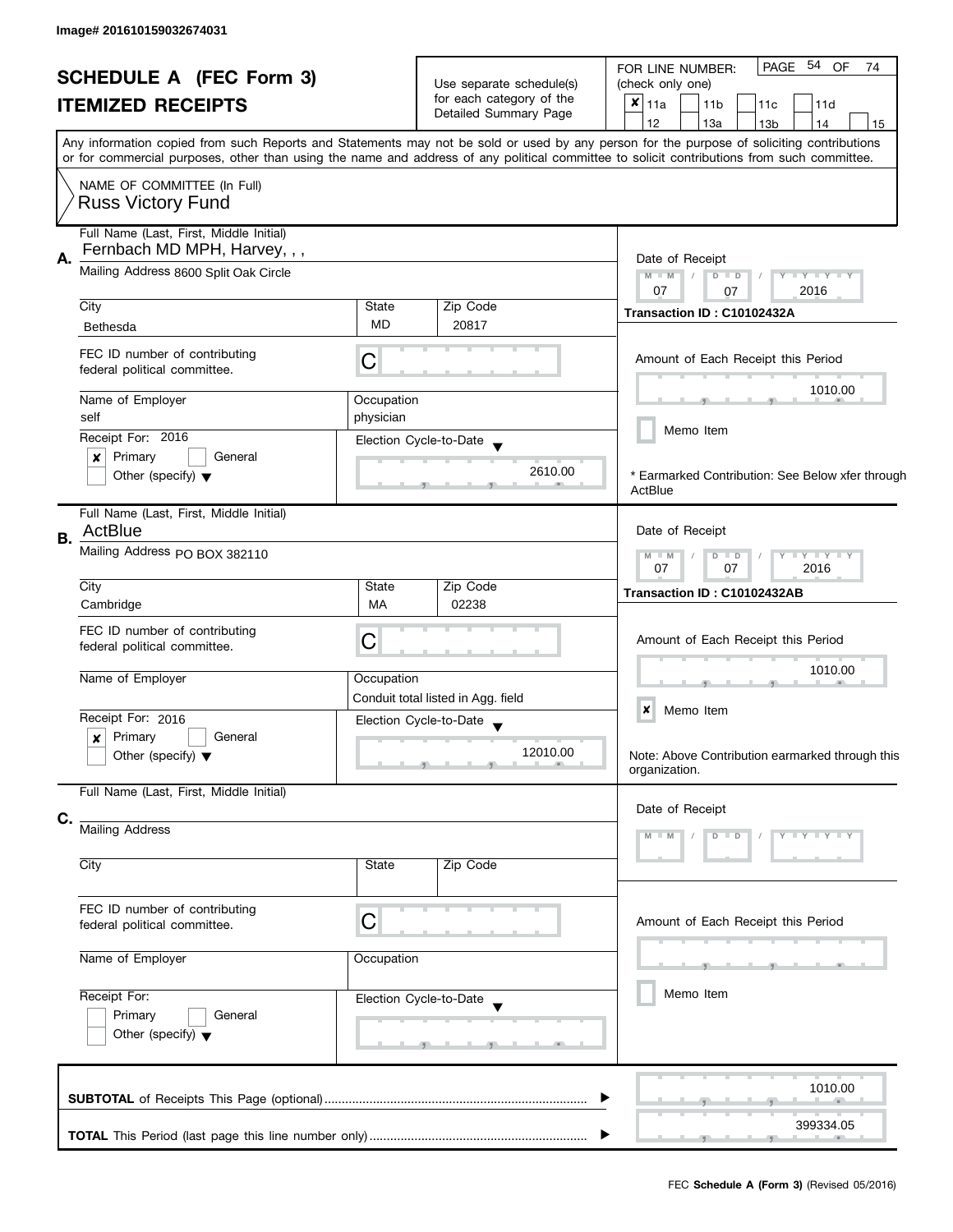Image# 201610159032674031

# SCHEDULE A (FEC Form 3)
## ITEMIZED RECEIPTS

Use separate schedule(s) for each category of the Detailed Summary Page

FOR LINE NUMBER: (check only one)
PAGE 54 OF 74

- [x] 11a
- [ ] 11b
- [ ] 11c
- [ ] 11d
- [ ] 12
- [ ] 13a
- [ ] 13b
- [ ] 14
- [ ] 15

Any information copied from such Reports and Statements may not be sold or used by any person for the purpose of soliciting contributions or for commercial purposes, other than using the name and address of any political committee to solicit contributions from such committee.

NAME OF COMMITTEE (In Full)
Russ Victory Fund

---

**A.** Full Name (Last, First, Middle Initial): Fernbach MD MPH, Harvey, , ,

Mailing Address: 8600 Split Oak Circle

| City | State | Zip Code |
|---|---|---|
| Bethesda | MD | 20817 |

FEC ID number of contributing federal political committee: C

| Name of Employer | Occupation |
|---|---|
| self | physician |

Receipt For: 2016
- [x] Primary
- [ ] General
- [ ] Other (specify)

Election Cycle-to-Date: 2610.00

Date of Receipt: 07 / 07 / 2016

Transaction ID : C10102432A

Amount of Each Receipt this Period: 1010.00

- [ ] Memo Item

\* Earmarked Contribution: See Below xfer through ActBlue

---

**B.** Full Name (Last, First, Middle Initial): ActBlue

Mailing Address: PO BOX 382110

| City | State | Zip Code |
|---|---|---|
| Cambridge | MA | 02238 |

FEC ID number of contributing federal political committee: C

| Name of Employer | Occupation |
|---|---|
| | Conduit total listed in Agg. field |

Receipt For: 2016
- [x] Primary
- [ ] General
- [ ] Other (specify)

Election Cycle-to-Date: 12010.00

Date of Receipt: 07 / 07 / 2016

Transaction ID : C10102432AB

Amount of Each Receipt this Period: 1010.00

- [x] Memo Item

Note: Above Contribution earmarked through this organization.

---

**C.** Full Name (Last, First, Middle Initial):

Mailing Address:

| City | State | Zip Code |
|---|---|---|
| | | |

FEC ID number of contributing federal political committee: C

| Name of Employer | Occupation |
|---|---|
| | |

Receipt For:
- [ ] Primary
- [ ] General
- [ ] Other (specify)

Election Cycle-to-Date:

Date of Receipt: M M / D D / Y Y Y Y

Amount of Each Receipt this Period:

- [ ] Memo Item

---

**SUBTOTAL** of Receipts This Page (optional): 1010.00

**TOTAL** This Period (last page this line number only): 399334.05

FEC **Schedule A (Form 3)** (Revised 05/2016)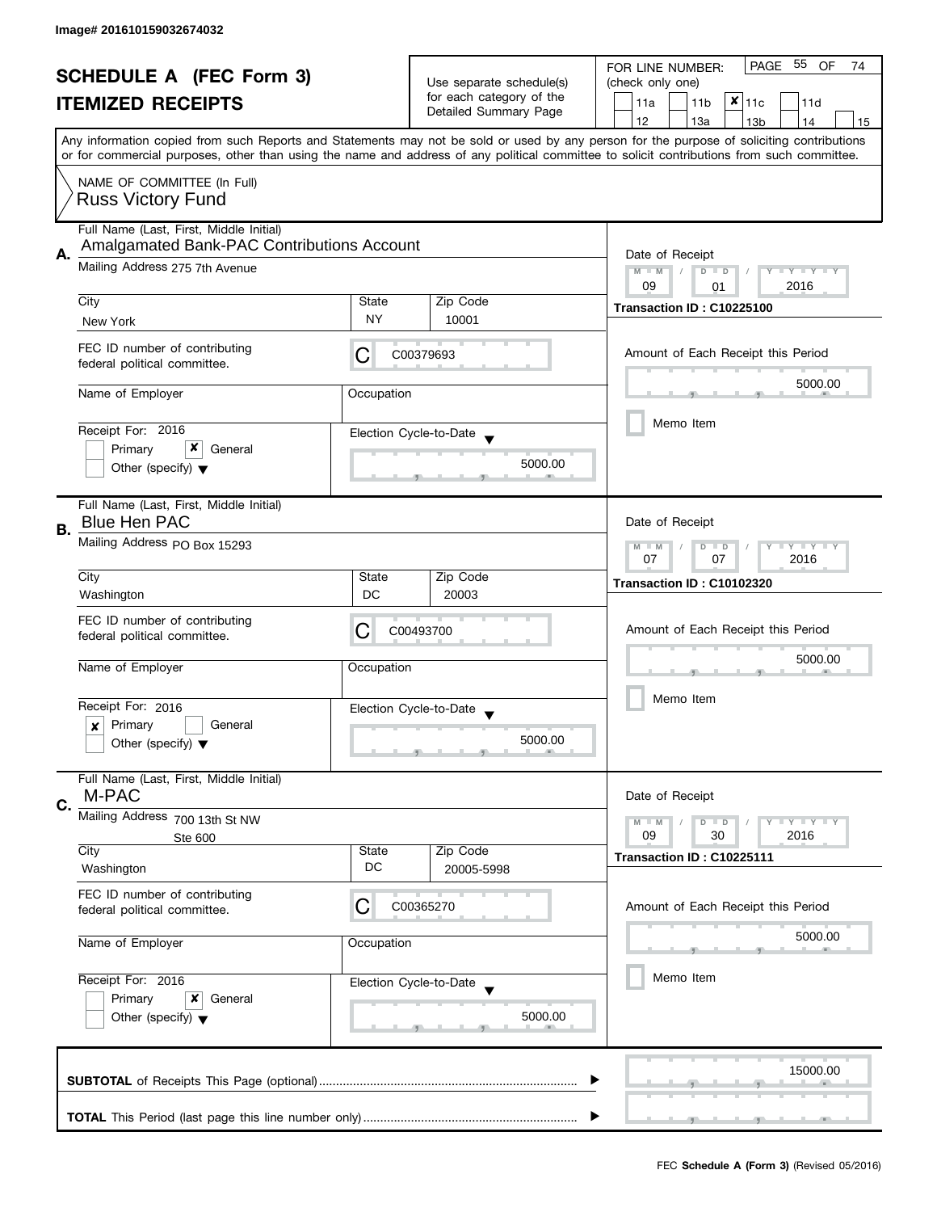Image# 201610159032674032

# SCHEDULE A (FEC Form 3)
## ITEMIZED RECEIPTS

Use separate schedule(s) for each category of the Detailed Summary Page

FOR LINE NUMBER: (check only one)
[ ] 11a [ ] 11b [x] 11c [ ] 11d
[ ] 12 [ ] 13a [ ] 13b [ ] 14 [ ] 15

PAGE 55 OF 74

Any information copied from such Reports and Statements may not be sold or used by any person for the purpose of soliciting contributions or for commercial purposes, other than using the name and address of any political committee to solicit contributions from such committee.

NAME OF COMMITTEE (In Full)
Russ Victory Fund

---

**A.** Full Name (Last, First, Middle Initial): Amalgamated Bank-PAC Contributions Account

Mailing Address: 275 7th Avenue

City: New York | State: NY | Zip Code: 10001

FEC ID number of contributing federal political committee: C C00379693

Name of Employer: | Occupation:

Receipt For: 2016
[ ] Primary [x] General
[ ] Other (specify)

Election Cycle-to-Date: 5000.00

Date of Receipt: 09 / 01 / 2016

Transaction ID : C10225100

Amount of Each Receipt this Period: 5000.00

[ ] Memo Item

---

**B.** Full Name (Last, First, Middle Initial): Blue Hen PAC

Mailing Address: PO Box 15293

City: Washington | State: DC | Zip Code: 20003

FEC ID number of contributing federal political committee: C C00493700

Name of Employer: | Occupation:

Receipt For: 2016
[x] Primary [ ] General
[ ] Other (specify)

Election Cycle-to-Date: 5000.00

Date of Receipt: 07 / 07 / 2016

Transaction ID : C10102320

Amount of Each Receipt this Period: 5000.00

[ ] Memo Item

---

**C.** Full Name (Last, First, Middle Initial): M-PAC

Mailing Address: 700 13th St NW, Ste 600

City: Washington | State: DC | Zip Code: 20005-5998

FEC ID number of contributing federal political committee: C C00365270

Name of Employer: | Occupation:

Receipt For: 2016
[ ] Primary [x] General
[ ] Other (specify)

Election Cycle-to-Date: 5000.00

Date of Receipt: 09 / 30 / 2016

Transaction ID : C10225111

Amount of Each Receipt this Period: 5000.00

[ ] Memo Item

---

**SUBTOTAL** of Receipts This Page (optional): 15000.00

**TOTAL** This Period (last page this line number only):

FEC **Schedule A (Form 3)** (Revised 05/2016)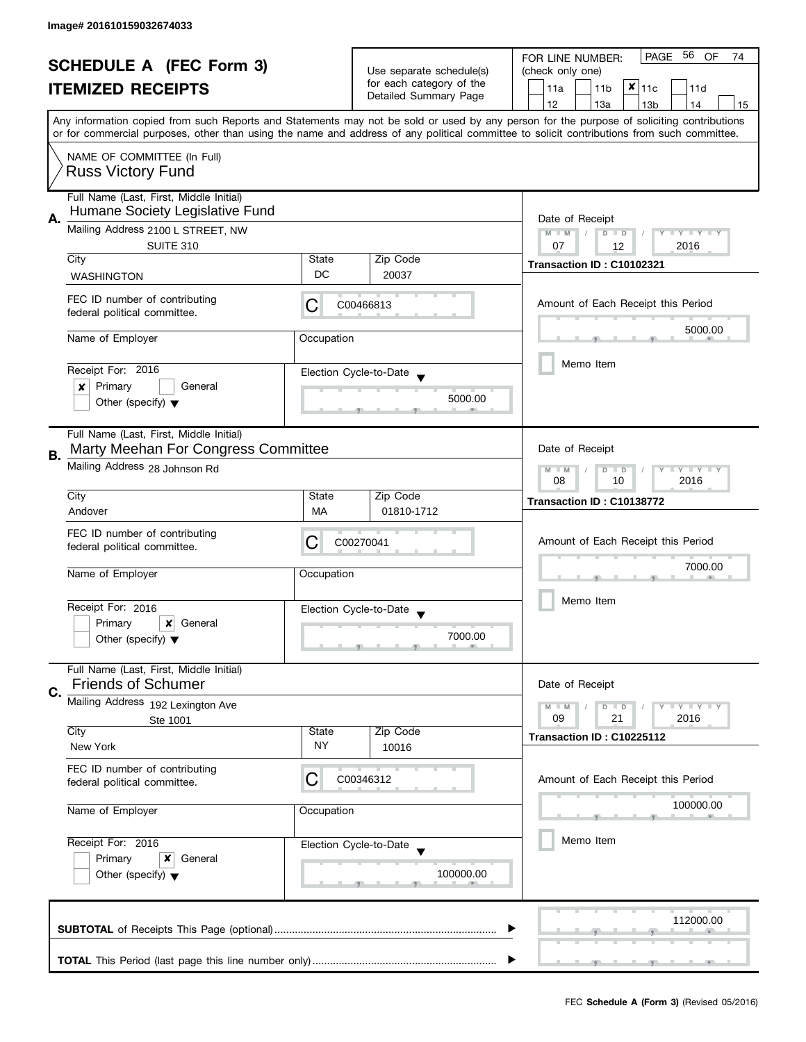Image# 201610159032674033

# SCHEDULE A (FEC Form 3)
## ITEMIZED RECEIPTS

Use separate schedule(s) for each category of the Detailed Summary Page

FOR LINE NUMBER: (check only one)

11a | 11b | **x** 11c | 11d | 12 | 13a | 13b | 14 | 15

PAGE 56 OF 74

Any information copied from such Reports and Statements may not be sold or used by any person for the purpose of soliciting contributions or for commercial purposes, other than using the name and address of any political committee to solicit contributions from such committee.

NAME OF COMMITTEE (In Full)
Russ Victory Fund

---

**A.** Full Name (Last, First, Middle Initial)
Humane Society Legislative Fund

Mailing Address 2100 L STREET, NW
SUITE 310

| City | State | Zip Code |
|---|---|---|
| WASHINGTON | DC | 20037 |

FEC ID number of contributing federal political committee: C C00466813

Name of Employer:

Occupation:

Receipt For: 2016
- [x] Primary
- [ ] General
- [ ] Other (specify)

Election Cycle-to-Date: 5000.00

Date of Receipt: 07 / 12 / 2016

Transaction ID : C10102321

Amount of Each Receipt this Period: 5000.00

Memo Item

---

**B.** Full Name (Last, First, Middle Initial)
Marty Meehan For Congress Committee

Mailing Address 28 Johnson Rd

| City | State | Zip Code |
|---|---|---|
| Andover | MA | 01810-1712 |

FEC ID number of contributing federal political committee: C C00270041

Name of Employer:

Occupation:

Receipt For: 2016
- [ ] Primary
- [x] General
- [ ] Other (specify)

Election Cycle-to-Date: 7000.00

Date of Receipt: 08 / 10 / 2016

Transaction ID : C10138772

Amount of Each Receipt this Period: 7000.00

Memo Item

---

**C.** Full Name (Last, First, Middle Initial)
Friends of Schumer

Mailing Address 192 Lexington Ave
Ste 1001

| City | State | Zip Code |
|---|---|---|
| New York | NY | 10016 |

FEC ID number of contributing federal political committee: C C00346312

Name of Employer:

Occupation:

Receipt For: 2016
- [ ] Primary
- [x] General
- [ ] Other (specify)

Election Cycle-to-Date: 100000.00

Date of Receipt: 09 / 21 / 2016

Transaction ID : C10225112

Amount of Each Receipt this Period: 100000.00

Memo Item

---

**SUBTOTAL** of Receipts This Page (optional): 112000.00

**TOTAL** This Period (last page this line number only):

FEC **Schedule A (Form 3)** (Revised 05/2016)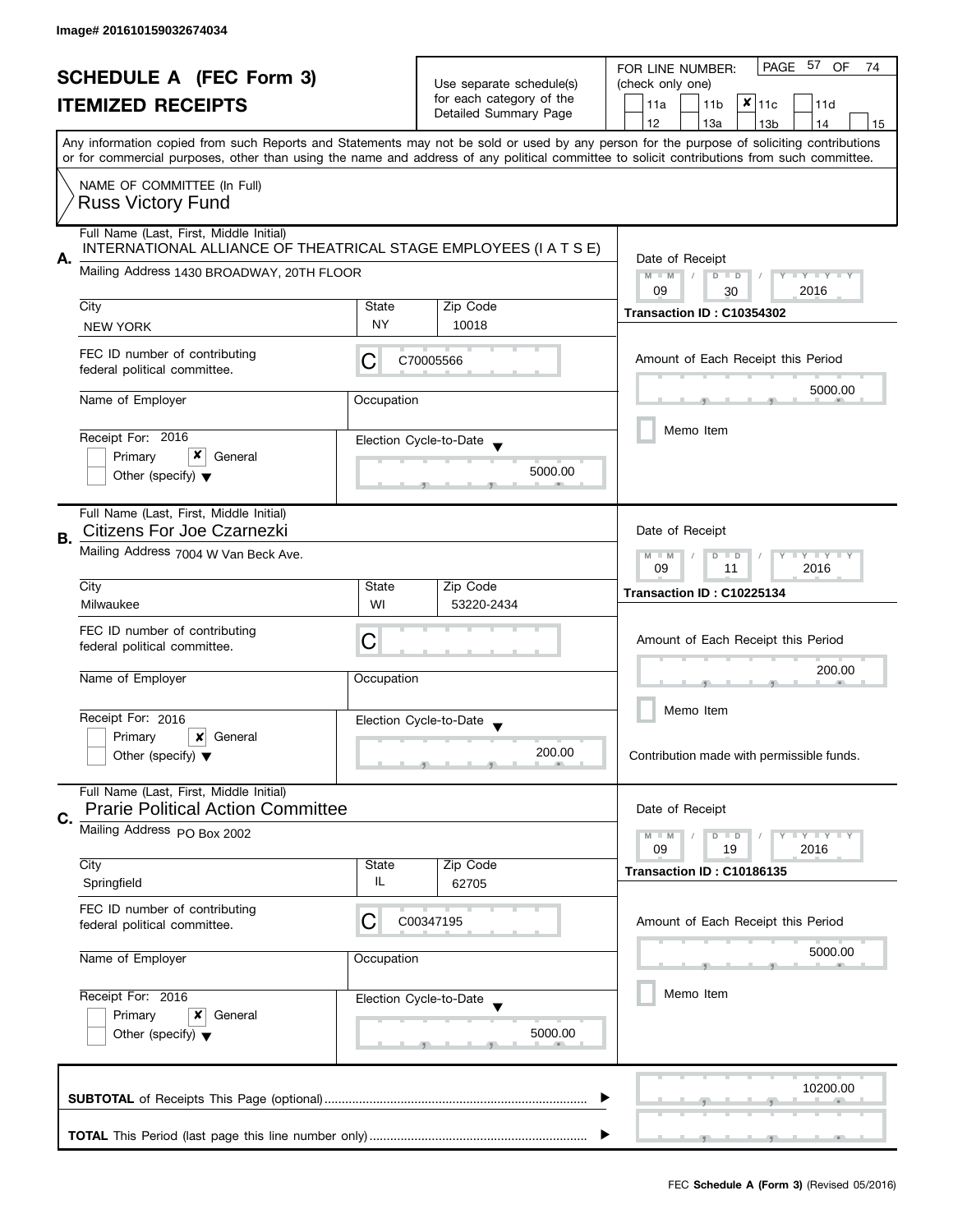Image# 201610159032674034

# SCHEDULE A (FEC Form 3)
## ITEMIZED RECEIPTS

Use separate schedule(s) for each category of the Detailed Summary Page

FOR LINE NUMBER: (check only one)

11a | 11b | ✘ 11c | 11d
12 | 13a | 13b | 14 | 15

Any information copied from such Reports and Statements may not be sold or used by any person for the purpose of soliciting contributions or for commercial purposes, other than using the name and address of any political committee to solicit contributions from such committee.

NAME OF COMMITTEE (In Full)
Russ Victory Fund

---

**A.** Full Name (Last, First, Middle Initial)
INTERNATIONAL ALLIANCE OF THEATRICAL STAGE EMPLOYEES (I A T S E)

Mailing Address 1430 BROADWAY, 20TH FLOOR

City: NEW YORK | State: NY | Zip Code: 10018

FEC ID number of contributing federal political committee: C70005566

Name of Employer: | Occupation:

Receipt For: 2016 — Primary [ ] General [✘] Other (specify)

Election Cycle-to-Date: 5000.00

Date of Receipt: 09 / 30 / 2016

Transaction ID : C10354302

Amount of Each Receipt this Period: 5000.00

Memo Item

---

**B.** Full Name (Last, First, Middle Initial)
Citizens For Joe Czarnezki

Mailing Address 7004 W Van Beck Ave.

City: Milwaukee | State: WI | Zip Code: 53220-2434

FEC ID number of contributing federal political committee: C

Name of Employer: | Occupation:

Receipt For: 2016 — Primary [ ] General [✘] Other (specify)

Election Cycle-to-Date: 200.00

Date of Receipt: 09 / 11 / 2016

Transaction ID : C10225134

Amount of Each Receipt this Period: 200.00

Memo Item

Contribution made with permissible funds.

---

**C.** Full Name (Last, First, Middle Initial)
Prarie Political Action Committee

Mailing Address PO Box 2002

City: Springfield | State: IL | Zip Code: 62705

FEC ID number of contributing federal political committee: C00347195

Name of Employer: | Occupation:

Receipt For: 2016 — Primary [ ] General [✘] Other (specify)

Election Cycle-to-Date: 5000.00

Date of Receipt: 09 / 19 / 2016

Transaction ID : C10186135

Amount of Each Receipt this Period: 5000.00

Memo Item

---

**SUBTOTAL** of Receipts This Page (optional): 10200.00

**TOTAL** This Period (last page this line number only):

FEC **Schedule A (Form 3)** (Revised 05/2016)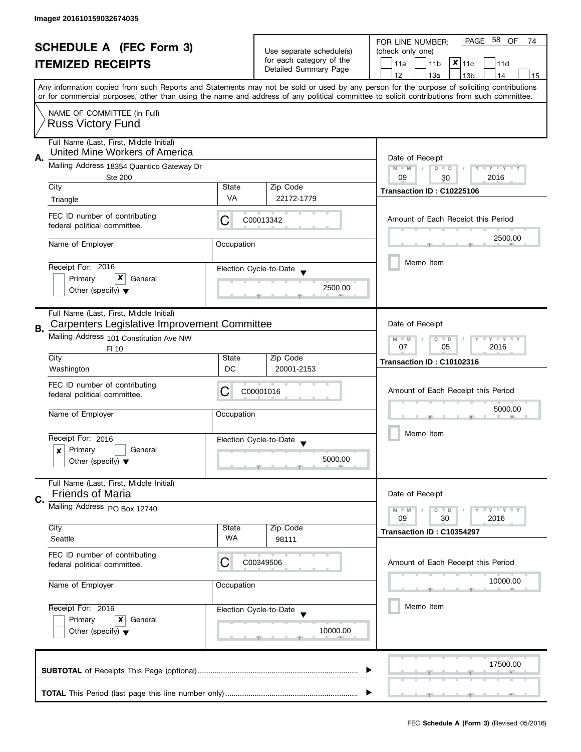Image# 201610159032674035

# SCHEDULE A (FEC Form 3)
# ITEMIZED RECEIPTS

Use separate schedule(s) for each category of the Detailed Summary Page

FOR LINE NUMBER: (check only one)

11a | 11b | **✘** 11c | 11d | 12 | 13a | 13b | 14 | 15

Any information copied from such Reports and Statements may not be sold or used by any person for the purpose of soliciting contributions or for commercial purposes, other than using the name and address of any political committee to solicit contributions from such committee.

NAME OF COMMITTEE (In Full)
Russ Victory Fund

---

**A.** Full Name (Last, First, Middle Initial): United Mine Workers of America

Mailing Address: 18354 Quantico Gateway Dr, Ste 200

City: Triangle | State: VA | Zip Code: 22172-1779

FEC ID number of contributing federal political committee: C C00013342

Name of Employer: | Occupation:

Receipt For: 2016 — Primary [ ] General [✘] Other (specify) [ ]

Election Cycle-to-Date: 2500.00

Date of Receipt: 09 / 30 / 2016

Transaction ID : C10225106

Amount of Each Receipt this Period: 2500.00

Memo Item [ ]

---

**B.** Full Name (Last, First, Middle Initial): Carpenters Legislative Improvement Committee

Mailing Address: 101 Constitution Ave NW, Fl 10

City: Washington | State: DC | Zip Code: 20001-2153

FEC ID number of contributing federal political committee: C C00001016

Name of Employer: | Occupation:

Receipt For: 2016 — Primary [✘] General [ ] Other (specify) [ ]

Election Cycle-to-Date: 5000.00

Date of Receipt: 07 / 05 / 2016

Transaction ID : C10102316

Amount of Each Receipt this Period: 5000.00

Memo Item [ ]

---

**C.** Full Name (Last, First, Middle Initial): Friends of Maria

Mailing Address: PO Box 12740

City: Seattle | State: WA | Zip Code: 98111

FEC ID number of contributing federal political committee: C C00349506

Name of Employer: | Occupation:

Receipt For: 2016 — Primary [ ] General [✘] Other (specify) [ ]

Election Cycle-to-Date: 10000.00

Date of Receipt: 09 / 30 / 2016

Transaction ID : C10354297

Amount of Each Receipt this Period: 10000.00

Memo Item [ ]

---

**SUBTOTAL** of Receipts This Page (optional) ▶ 17500.00

**TOTAL** This Period (last page this line number only) ▶

FEC **Schedule A (Form 3)** (Revised 05/2016)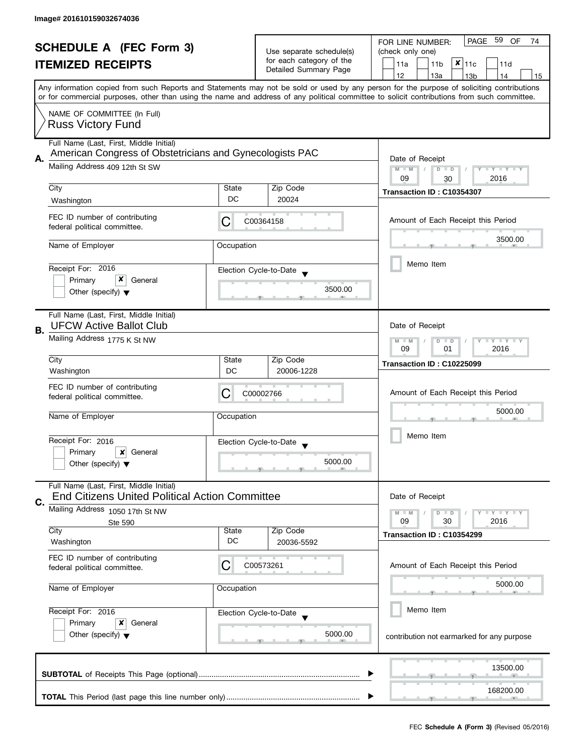Image# 201610159032674036

# SCHEDULE A (FEC Form 3)

## ITEMIZED RECEIPTS

Use separate schedule(s) for each category of the Detailed Summary Page

FOR LINE NUMBER: (check only one)

- [ ] 11a
- [ ] 11b
- [x] 11c
- [ ] 11d
- [ ] 12
- [ ] 13a
- [ ] 13b
- [ ] 14
- [ ] 15

PAGE 59 OF 74

Any information copied from such Reports and Statements may not be sold or used by any person for the purpose of soliciting contributions or for commercial purposes, other than using the name and address of any political committee to solicit contributions from such committee.

NAME OF COMMITTEE (In Full)
Russ Victory Fund

---

**A.**

Full Name (Last, First, Middle Initial): American Congress of Obstetricians and Gynecologists PAC

Mailing Address: 409 12th St SW

City: Washington | State: DC | Zip Code: 20024

FEC ID number of contributing federal political committee: C00364158

Name of Employer: | Occupation:

Receipt For: 2016 — [ ] Primary [x] General [ ] Other (specify)

Election Cycle-to-Date: 3500.00

Date of Receipt: 09 / 30 / 2016

Transaction ID : C10354307

Amount of Each Receipt this Period: 3500.00

[ ] Memo Item

---

**B.**

Full Name (Last, First, Middle Initial): UFCW Active Ballot Club

Mailing Address: 1775 K St NW

City: Washington | State: DC | Zip Code: 20006-1228

FEC ID number of contributing federal political committee: C00002766

Name of Employer: | Occupation:

Receipt For: 2016 — [ ] Primary [x] General [ ] Other (specify)

Election Cycle-to-Date: 5000.00

Date of Receipt: 09 / 01 / 2016

Transaction ID : C10225099

Amount of Each Receipt this Period: 5000.00

[ ] Memo Item

---

**C.**

Full Name (Last, First, Middle Initial): End Citizens United Political Action Committee

Mailing Address: 1050 17th St NW, Ste 590

City: Washington | State: DC | Zip Code: 20036-5592

FEC ID number of contributing federal political committee: C00573261

Name of Employer: | Occupation:

Receipt For: 2016 — [ ] Primary [x] General [ ] Other (specify)

Election Cycle-to-Date: 5000.00

Date of Receipt: 09 / 30 / 2016

Transaction ID : C10354299

Amount of Each Receipt this Period: 5000.00

[ ] Memo Item

contribution not earmarked for any purpose

---

**SUBTOTAL** of Receipts This Page (optional): 13500.00

**TOTAL** This Period (last page this line number only): 168200.00

FEC **Schedule A (Form 3)** (Revised 05/2016)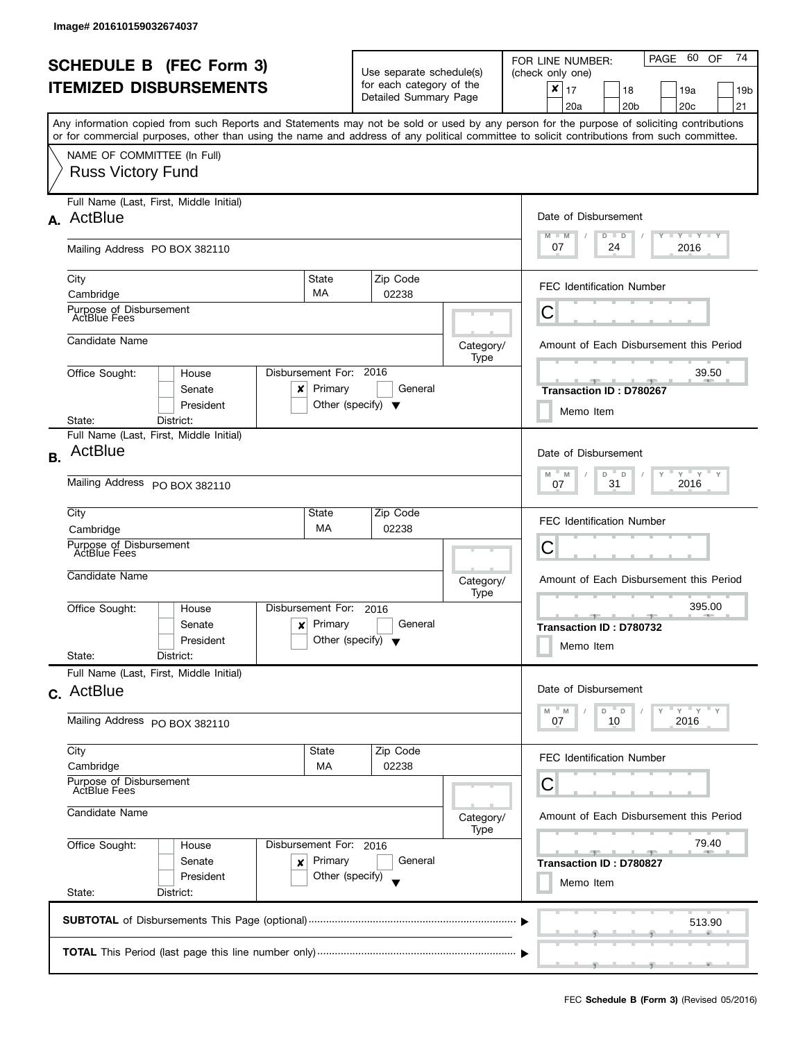Image# 201610159032674037

# SCHEDULE B (FEC Form 3)
## ITEMIZED DISBURSEMENTS

Use separate schedule(s) for each category of the Detailed Summary Page

FOR LINE NUMBER: (check only one)

- [x] 17
- [ ] 18
- [ ] 19a
- [ ] 19b
- [ ] 20a
- [ ] 20b
- [ ] 20c
- [ ] 21

PAGE 60 OF 74

Any information copied from such Reports and Statements may not be sold or used by any person for the purpose of soliciting contributions or for commercial purposes, other than using the name and address of any political committee to solicit contributions from such committee.

NAME OF COMMITTEE (In Full)
Russ Victory Fund

---

**A.** Full Name (Last, First, Middle Initial): ActBlue

Mailing Address: PO BOX 382110

| City | State | Zip Code |
|---|---|---|
| Cambridge | MA | 02238 |

Purpose of Disbursement: ActBlue Fees

Candidate Name:

Category/Type:

Office Sought: [ ] House [ ] Senate [ ] President

State: District:

Disbursement For: 2016 [x] Primary [ ] General [ ] Other (specify)

Date of Disbursement: 07 / 24 / 2016

FEC Identification Number: C

Amount of Each Disbursement this Period: 39.50

Transaction ID : D780267

[ ] Memo Item

---

**B.** Full Name (Last, First, Middle Initial): ActBlue

Mailing Address: PO BOX 382110

| City | State | Zip Code |
|---|---|---|
| Cambridge | MA | 02238 |

Purpose of Disbursement: ActBlue Fees

Candidate Name:

Category/Type:

Office Sought: [ ] House [ ] Senate [ ] President

State: District:

Disbursement For: 2016 [x] Primary [ ] General [ ] Other (specify)

Date of Disbursement: 07 / 31 / 2016

FEC Identification Number: C

Amount of Each Disbursement this Period: 395.00

Transaction ID : D780732

[ ] Memo Item

---

**C.** Full Name (Last, First, Middle Initial): ActBlue

Mailing Address: PO BOX 382110

| City | State | Zip Code |
|---|---|---|
| Cambridge | MA | 02238 |

Purpose of Disbursement: ActBlue Fees

Candidate Name:

Category/Type:

Office Sought: [ ] House [ ] Senate [ ] President

State: District:

Disbursement For: 2016 [x] Primary [ ] General [ ] Other (specify)

Date of Disbursement: 07 / 10 / 2016

FEC Identification Number: C

Amount of Each Disbursement this Period: 79.40

Transaction ID : D780827

[ ] Memo Item

---

**SUBTOTAL** of Disbursements This Page (optional): 513.90

**TOTAL** This Period (last page this line number only):

FEC **Schedule B (Form 3)** (Revised 05/2016)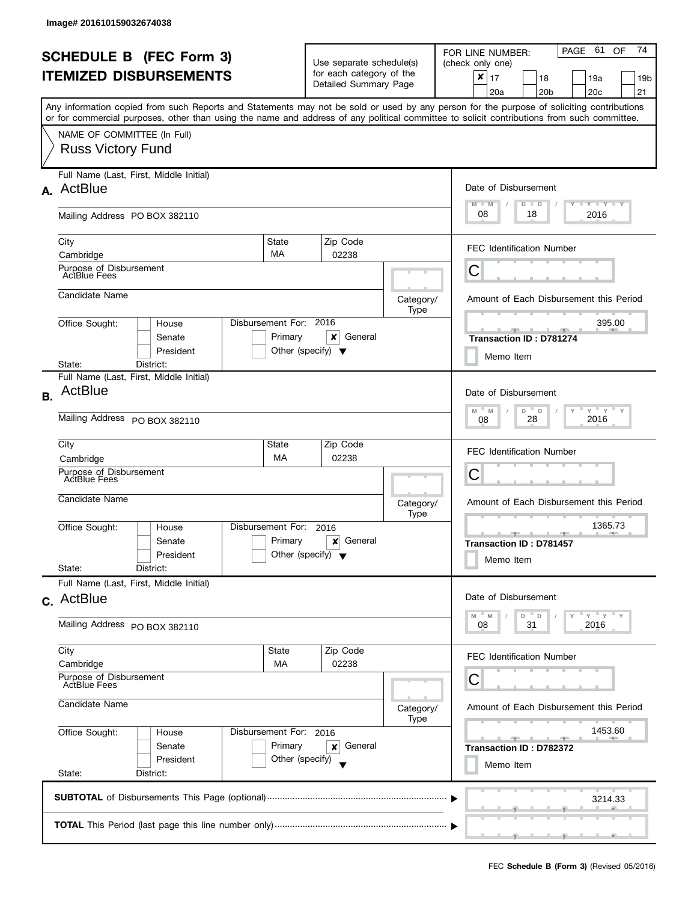Image# 201610159032674038

# SCHEDULE B (FEC Form 3)
# ITEMIZED DISBURSEMENTS

Use separate schedule(s) for each category of the Detailed Summary Page

FOR LINE NUMBER: (check only one)

- [x] 17
- [ ] 18
- [ ] 19a
- [ ] 19b
- [ ] 20a
- [ ] 20b
- [ ] 20c
- [ ] 21

PAGE 61 OF 74

Any information copied from such Reports and Statements may not be sold or used by any person for the purpose of soliciting contributions or for commercial purposes, other than using the name and address of any political committee to solicit contributions from such committee.

NAME OF COMMITTEE (In Full)
Russ Victory Fund

---

**A.** Full Name (Last, First, Middle Initial): ActBlue

Mailing Address: PO BOX 382110

City: Cambridge | State: MA | Zip Code: 02238

Purpose of Disbursement: ActBlue Fees

Candidate Name:

Category/Type:

Office Sought: [ ] House [ ] Senate [ ] President

State: District:

Disbursement For: 2016 [ ] Primary [x] General [ ] Other (specify)

Date of Disbursement: 08 / 18 / 2016

FEC Identification Number: C

Amount of Each Disbursement this Period: 395.00

Transaction ID : D781274

[ ] Memo Item

---

**B.** Full Name (Last, First, Middle Initial): ActBlue

Mailing Address: PO BOX 382110

City: Cambridge | State: MA | Zip Code: 02238

Purpose of Disbursement: ActBlue Fees

Candidate Name:

Category/Type:

Office Sought: [ ] House [ ] Senate [ ] President

State: District:

Disbursement For: 2016 [ ] Primary [x] General [ ] Other (specify)

Date of Disbursement: 08 / 28 / 2016

FEC Identification Number: C

Amount of Each Disbursement this Period: 1365.73

Transaction ID : D781457

[ ] Memo Item

---

**C.** Full Name (Last, First, Middle Initial): ActBlue

Mailing Address: PO BOX 382110

City: Cambridge | State: MA | Zip Code: 02238

Purpose of Disbursement: ActBlue Fees

Candidate Name:

Category/Type:

Office Sought: [ ] House [ ] Senate [ ] President

State: District:

Disbursement For: 2016 [ ] Primary [x] General [ ] Other (specify)

Date of Disbursement: 08 / 31 / 2016

FEC Identification Number: C

Amount of Each Disbursement this Period: 1453.60

Transaction ID : D782372

[ ] Memo Item

---

**SUBTOTAL** of Disbursements This Page (optional): 3214.33

**TOTAL** This Period (last page this line number only):

FEC Schedule B (Form 3) (Revised 05/2016)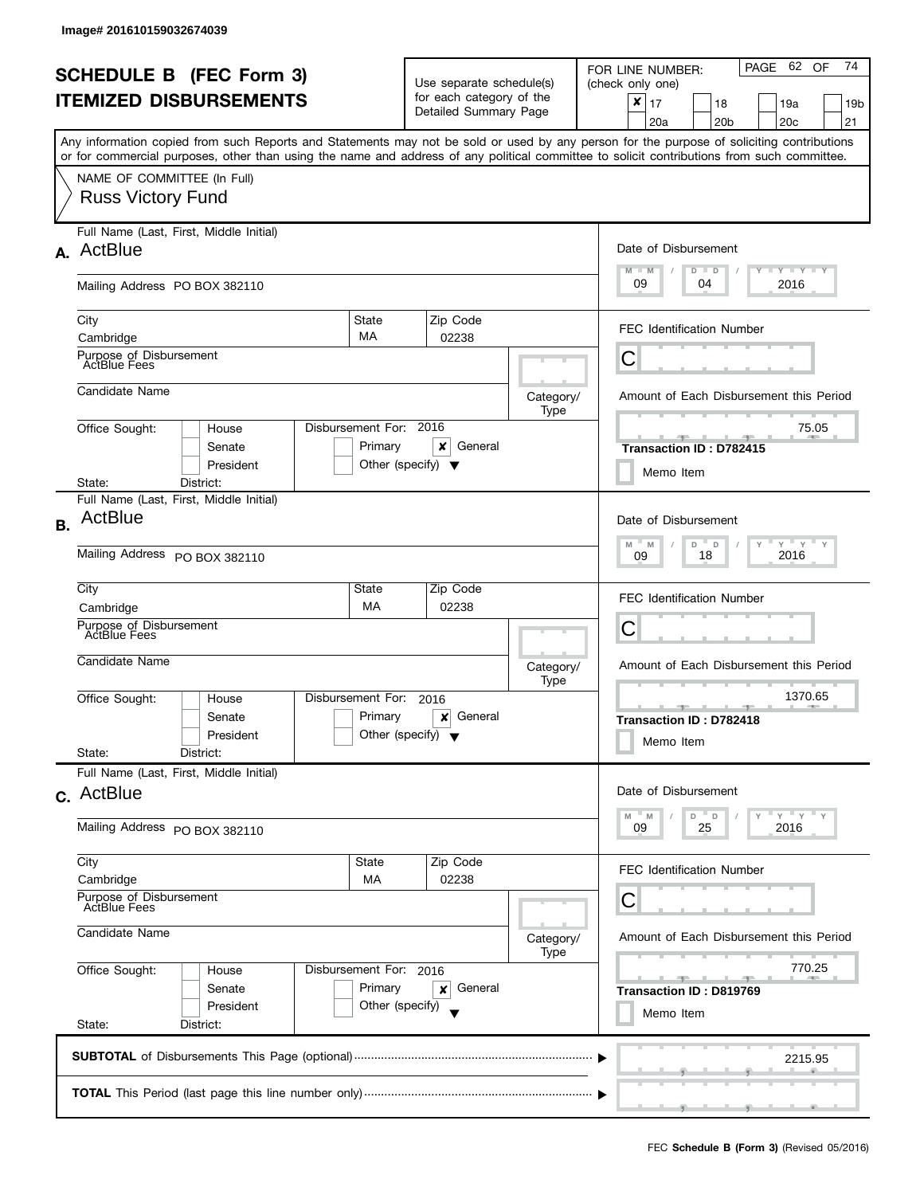Image# 201610159032674039

# SCHEDULE B (FEC Form 3)
# ITEMIZED DISBURSEMENTS

Use separate schedule(s) for each category of the Detailed Summary Page

FOR LINE NUMBER: (check only one)

- [x] 17
- [ ] 18
- [ ] 19a
- [ ] 19b
- [ ] 20a
- [ ] 20b
- [ ] 20c
- [ ] 21

PAGE 62 OF 74

Any information copied from such Reports and Statements may not be sold or used by any person for the purpose of soliciting contributions or for commercial purposes, other than using the name and address of any political committee to solicit contributions from such committee.

NAME OF COMMITTEE (In Full)
Russ Victory Fund

---

**A.** Full Name (Last, First, Middle Initial): ActBlue

Mailing Address: PO BOX 382110

City: Cambridge | State: MA | Zip Code: 02238

Purpose of Disbursement: ActBlue Fees

Candidate Name:

Category/Type:

Office Sought: [ ] House [ ] Senate [ ] President

State: District:

Disbursement For: 2016 [ ] Primary [x] General [ ] Other (specify)

Date of Disbursement: 09 / 04 / 2016

FEC Identification Number: C

Amount of Each Disbursement this Period: 75.05

Transaction ID : D782415

[ ] Memo Item

---

**B.** Full Name (Last, First, Middle Initial): ActBlue

Mailing Address: PO BOX 382110

City: Cambridge | State: MA | Zip Code: 02238

Purpose of Disbursement: ActBlue Fees

Candidate Name:

Category/Type:

Office Sought: [ ] House [ ] Senate [ ] President

State: District:

Disbursement For: 2016 [ ] Primary [x] General [ ] Other (specify)

Date of Disbursement: 09 / 18 / 2016

FEC Identification Number: C

Amount of Each Disbursement this Period: 1370.65

Transaction ID : D782418

[ ] Memo Item

---

**C.** Full Name (Last, First, Middle Initial): ActBlue

Mailing Address: PO BOX 382110

City: Cambridge | State: MA | Zip Code: 02238

Purpose of Disbursement: ActBlue Fees

Candidate Name:

Category/Type:

Office Sought: [ ] House [ ] Senate [ ] President

State: District:

Disbursement For: 2016 [ ] Primary [x] General [ ] Other (specify)

Date of Disbursement: 09 / 25 / 2016

FEC Identification Number: C

Amount of Each Disbursement this Period: 770.25

Transaction ID : D819769

[ ] Memo Item

---

**SUBTOTAL** of Disbursements This Page (optional): 2215.95

**TOTAL** This Period (last page this line number only):

FEC **Schedule B (Form 3)** (Revised 05/2016)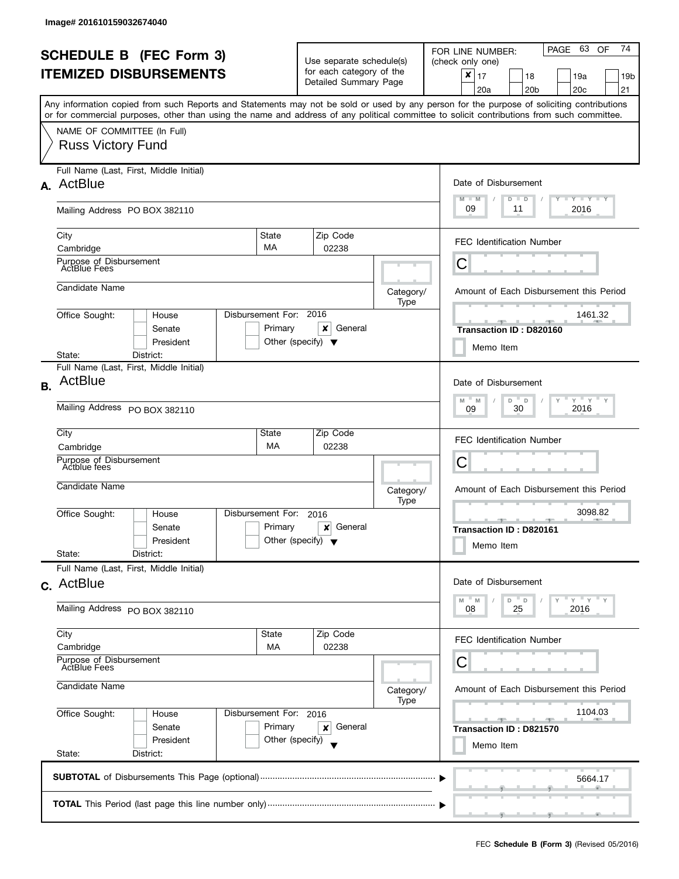Image# 201610159032674040

# SCHEDULE B (FEC Form 3)
# ITEMIZED DISBURSEMENTS

Use separate schedule(s) for each category of the Detailed Summary Page

FOR LINE NUMBER: (check only one)

- [x] 17
- [ ] 18
- [ ] 19a
- [ ] 19b
- [ ] 20a
- [ ] 20b
- [ ] 20c
- [ ] 21

Any information copied from such Reports and Statements may not be sold or used by any person for the purpose of soliciting contributions or for commercial purposes, other than using the name and address of any political committee to solicit contributions from such committee.

NAME OF COMMITTEE (In Full)
Russ Victory Fund

---

**A.** Full Name (Last, First, Middle Initial): ActBlue

Mailing Address: PO BOX 382110

City: Cambridge | State: MA | Zip Code: 02238

Purpose of Disbursement: ActBlue Fees

Candidate Name:

Category/Type:

Office Sought: House / Senate / President

State: District:

Disbursement For: 2016 — Primary [ ] General [x] Other (specify)

Date of Disbursement: 09/11/2016

FEC Identification Number: C

Amount of Each Disbursement this Period: 1461.32

Transaction ID : D820160

Memo Item

---

**B.** Full Name (Last, First, Middle Initial): ActBlue

Mailing Address: PO BOX 382110

City: Cambridge | State: MA | Zip Code: 02238

Purpose of Disbursement: Actblue fees

Candidate Name:

Category/Type:

Office Sought: House / Senate / President

State: District:

Disbursement For: 2016 — Primary [ ] General [x] Other (specify)

Date of Disbursement: 09/30/2016

FEC Identification Number: C

Amount of Each Disbursement this Period: 3098.82

Transaction ID : D820161

Memo Item

---

**C.** Full Name (Last, First, Middle Initial): ActBlue

Mailing Address: PO BOX 382110

City: Cambridge | State: MA | Zip Code: 02238

Purpose of Disbursement: ActBlue Fees

Candidate Name:

Category/Type:

Office Sought: House / Senate / President

State: District:

Disbursement For: 2016 — Primary [ ] General [x] Other (specify)

Date of Disbursement: 08/25/2016

FEC Identification Number: C

Amount of Each Disbursement this Period: 1104.03

Transaction ID : D821570

Memo Item

---

**SUBTOTAL** of Disbursements This Page (optional): 5664.17

**TOTAL** This Period (last page this line number only):

FEC **Schedule B (Form 3)** (Revised 05/2016)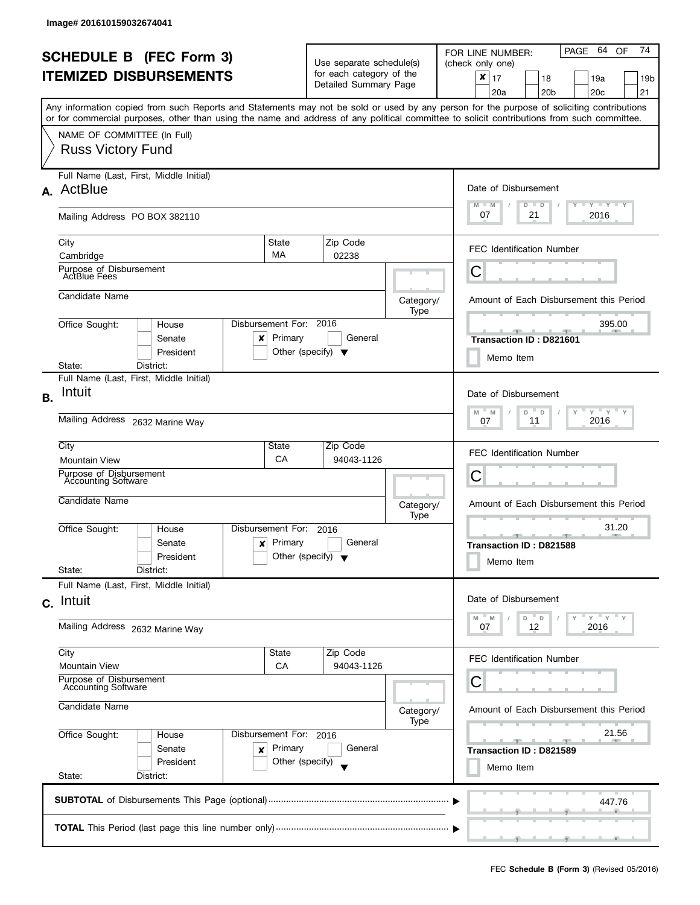Image# 201610159032674041

# SCHEDULE B (FEC Form 3)
# ITEMIZED DISBURSEMENTS

Use separate schedule(s) for each category of the Detailed Summary Page

FOR LINE NUMBER: (check only one)

- [x] 17
- [ ] 18
- [ ] 19a
- [ ] 19b
- [ ] 20a
- [ ] 20b
- [ ] 20c
- [ ] 21

Any information copied from such Reports and Statements may not be sold or used by any person for the purpose of soliciting contributions or for commercial purposes, other than using the name and address of any political committee to solicit contributions from such committee.

NAME OF COMMITTEE (In Full)
Russ Victory Fund

## A.

Full Name (Last, First, Middle Initial): ActBlue

Mailing Address: PO BOX 382110

City: Cambridge | State: MA | Zip Code: 02238

Purpose of Disbursement: ActBlue Fees

Candidate Name:

Category/Type:

Office Sought: House / Senate / President

State: District:

Disbursement For: 2016 — [x] Primary [ ] General [ ] Other (specify)

Date of Disbursement: 07 / 21 / 2016

FEC Identification Number: C

Amount of Each Disbursement this Period: 395.00

Transaction ID : D821601

[ ] Memo Item

## B.

Full Name (Last, First, Middle Initial): Intuit

Mailing Address: 2632 Marine Way

City: Mountain View | State: CA | Zip Code: 94043-1126

Purpose of Disbursement: Accounting Software

Candidate Name:

Category/Type:

Office Sought: House / Senate / President

State: District:

Disbursement For: 2016 — [x] Primary [ ] General [ ] Other (specify)

Date of Disbursement: 07 / 11 / 2016

FEC Identification Number: C

Amount of Each Disbursement this Period: 31.20

Transaction ID : D821588

[ ] Memo Item

## C.

Full Name (Last, First, Middle Initial): Intuit

Mailing Address: 2632 Marine Way

City: Mountain View | State: CA | Zip Code: 94043-1126

Purpose of Disbursement: Accounting Software

Candidate Name:

Category/Type:

Office Sought: House / Senate / President

State: District:

Disbursement For: 2016 — [x] Primary [ ] General [ ] Other (specify)

Date of Disbursement: 07 / 12 / 2016

FEC Identification Number: C

Amount of Each Disbursement this Period: 21.56

Transaction ID : D821589

[ ] Memo Item

**SUBTOTAL** of Disbursements This Page (optional): 447.76

**TOTAL** This Period (last page this line number only):

FEC **Schedule B (Form 3)** (Revised 05/2016)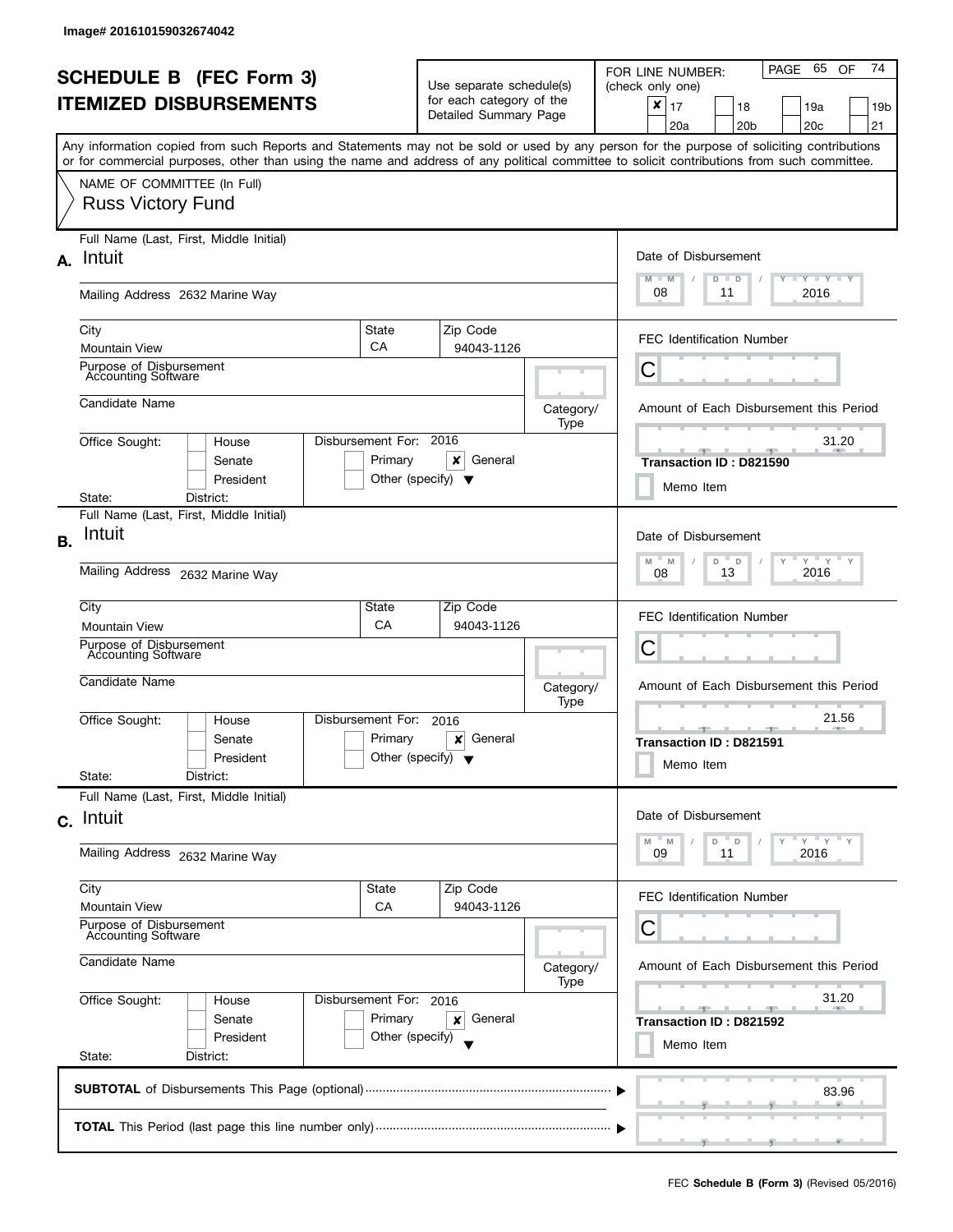Image# 201610159032674042

# SCHEDULE B (FEC Form 3)
# ITEMIZED DISBURSEMENTS

Use separate schedule(s) for each category of the Detailed Summary Page

FOR LINE NUMBER: (check only one)

- [x] 17
- [ ] 18
- [ ] 19a
- [ ] 19b
- [ ] 20a
- [ ] 20b
- [ ] 20c
- [ ] 21

PAGE 65 OF 74

Any information copied from such Reports and Statements may not be sold or used by any person for the purpose of soliciting contributions or for commercial purposes, other than using the name and address of any political committee to solicit contributions from such committee.

NAME OF COMMITTEE (In Full)
Russ Victory Fund

---

**A.** Full Name (Last, First, Middle Initial): Intuit

Mailing Address: 2632 Marine Way

City: Mountain View | State: CA | Zip Code: 94043-1126

Purpose of Disbursement: Accounting Software

Candidate Name:

Category/Type:

Office Sought: House / Senate / President
State: District:

Disbursement For: 2016 — Primary / [x] General / Other (specify)

Date of Disbursement: 08 / 11 / 2016

FEC Identification Number: C

Amount of Each Disbursement this Period: 31.20

Transaction ID : D821590

Memo Item

---

**B.** Full Name (Last, First, Middle Initial): Intuit

Mailing Address: 2632 Marine Way

City: Mountain View | State: CA | Zip Code: 94043-1126

Purpose of Disbursement: Accounting Software

Candidate Name:

Category/Type:

Office Sought: House / Senate / President
State: District:

Disbursement For: 2016 — Primary / [x] General / Other (specify)

Date of Disbursement: 08 / 13 / 2016

FEC Identification Number: C

Amount of Each Disbursement this Period: 21.56

Transaction ID : D821591

Memo Item

---

**C.** Full Name (Last, First, Middle Initial): Intuit

Mailing Address: 2632 Marine Way

City: Mountain View | State: CA | Zip Code: 94043-1126

Purpose of Disbursement: Accounting Software

Candidate Name:

Category/Type:

Office Sought: House / Senate / President
State: District:

Disbursement For: 2016 — Primary / [x] General / Other (specify)

Date of Disbursement: 09 / 11 / 2016

FEC Identification Number: C

Amount of Each Disbursement this Period: 31.20

Transaction ID : D821592

Memo Item

---

**SUBTOTAL** of Disbursements This Page (optional) ▶ 83.96

**TOTAL** This Period (last page this line number only) ▶

FEC **Schedule B (Form 3)** (Revised 05/2016)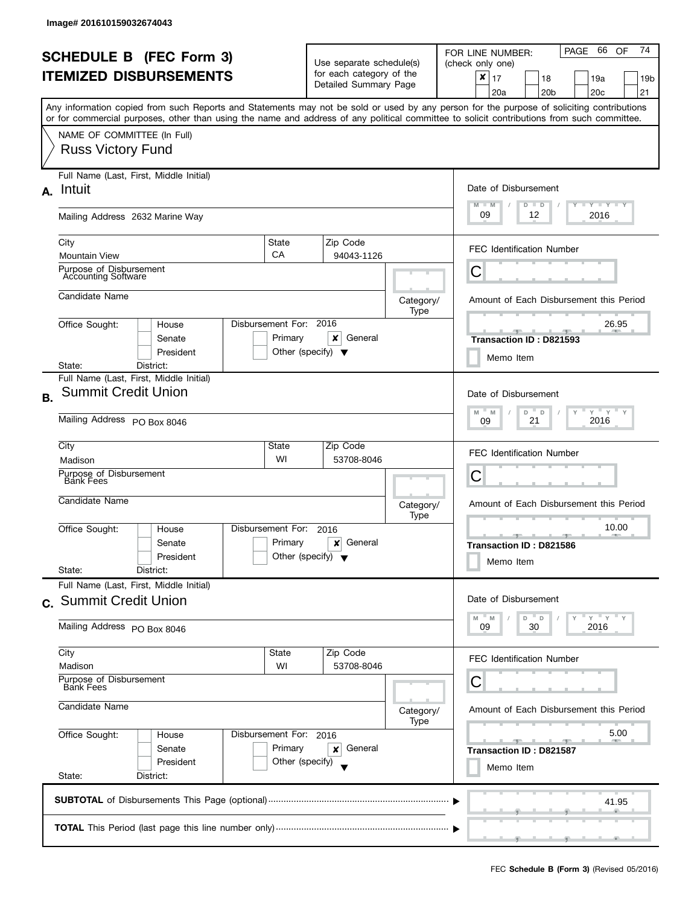Image# 201610159032674043

# SCHEDULE B (FEC Form 3)
# ITEMIZED DISBURSEMENTS

Use separate schedule(s) for each category of the Detailed Summary Page

FOR LINE NUMBER: (check only one)

- [x] 17
- [ ] 18
- [ ] 19a
- [ ] 19b
- [ ] 20a
- [ ] 20b
- [ ] 20c
- [ ] 21

PAGE 66 OF 74

Any information copied from such Reports and Statements may not be sold or used by any person for the purpose of soliciting contributions or for commercial purposes, other than using the name and address of any political committee to solicit contributions from such committee.

NAME OF COMMITTEE (In Full)

Russ Victory Fund

---

**A.** Full Name (Last, First, Middle Initial): Intuit

Mailing Address: 2632 Marine Way

City: Mountain View | State: CA | Zip Code: 94043-1126

Purpose of Disbursement: Accounting Software

Candidate Name:

Category/Type:

Office Sought: [ ] House [ ] Senate [ ] President

State: District:

Disbursement For: 2016 [ ] Primary [x] General [ ] Other (specify)

Date of Disbursement: 09 / 12 / 2016

FEC Identification Number: C

Amount of Each Disbursement this Period: 26.95

Transaction ID : D821593

[ ] Memo Item

---

**B.** Full Name (Last, First, Middle Initial): Summit Credit Union

Mailing Address: PO Box 8046

City: Madison | State: WI | Zip Code: 53708-8046

Purpose of Disbursement: Bank Fees

Candidate Name:

Category/Type:

Office Sought: [ ] House [ ] Senate [ ] President

State: District:

Disbursement For: 2016 [ ] Primary [x] General [ ] Other (specify)

Date of Disbursement: 09 / 21 / 2016

FEC Identification Number: C

Amount of Each Disbursement this Period: 10.00

Transaction ID : D821586

[ ] Memo Item

---

**C.** Full Name (Last, First, Middle Initial): Summit Credit Union

Mailing Address: PO Box 8046

City: Madison | State: WI | Zip Code: 53708-8046

Purpose of Disbursement: Bank Fees

Candidate Name:

Category/Type:

Office Sought: [ ] House [ ] Senate [ ] President

State: District:

Disbursement For: 2016 [ ] Primary [x] General [ ] Other (specify)

Date of Disbursement: 09 / 30 / 2016

FEC Identification Number: C

Amount of Each Disbursement this Period: 5.00

Transaction ID : D821587

[ ] Memo Item

---

**SUBTOTAL** of Disbursements This Page (optional): 41.95

**TOTAL** This Period (last page this line number only):

FEC **Schedule B (Form 3)** (Revised 05/2016)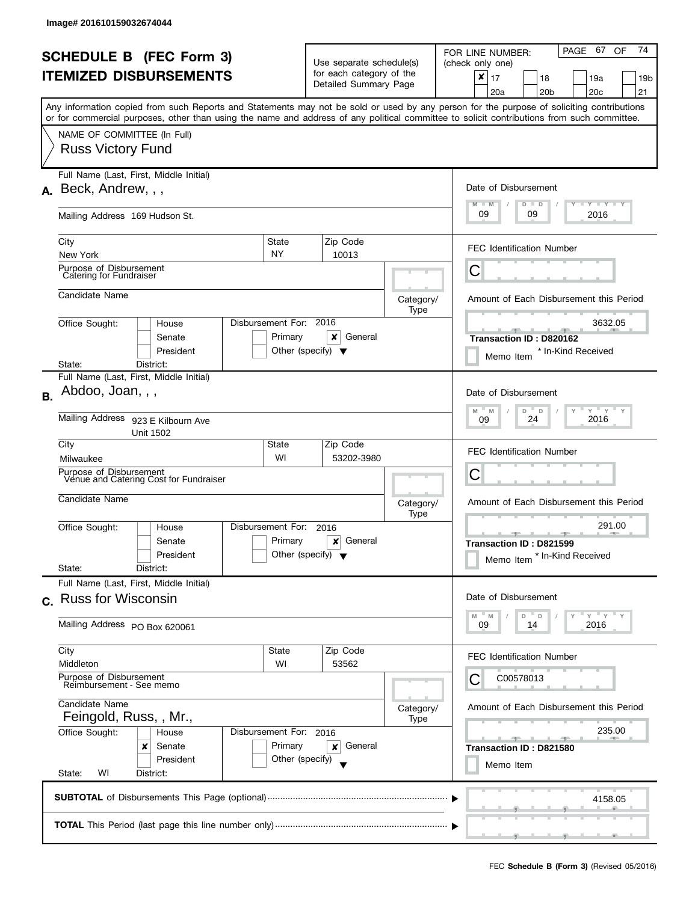Image# 201610159032674044

# SCHEDULE B (FEC Form 3)
## ITEMIZED DISBURSEMENTS

Use separate schedule(s) for each category of the Detailed Summary Page

FOR LINE NUMBER: (check only one)

- [x] 17
- [ ] 18
- [ ] 19a
- [ ] 19b
- [ ] 20a
- [ ] 20b
- [ ] 20c
- [ ] 21

Any information copied from such Reports and Statements may not be sold or used by any person for the purpose of soliciting contributions or for commercial purposes, other than using the name and address of any political committee to solicit contributions from such committee.

NAME OF COMMITTEE (In Full)
Russ Victory Fund

---

**A.** Full Name (Last, First, Middle Initial): Beck, Andrew, , ,

Mailing Address: 169 Hudson St.

| City | State | Zip Code |
|---|---|---|
| New York | NY | 10013 |

Purpose of Disbursement: Catering for Fundraiser

Candidate Name:

Category/Type:

Office Sought: [ ] House [ ] Senate [ ] President
State: District:

Disbursement For: 2016 [ ] Primary [x] General [ ] Other (specify)

Date of Disbursement: 09 / 09 / 2016

FEC Identification Number: C

Amount of Each Disbursement this Period: 3632.05

Transaction ID : D820162

[ ] Memo Item * In-Kind Received

---

**B.** Full Name (Last, First, Middle Initial): Abdoo, Joan, , ,

Mailing Address: 923 E Kilbourn Ave Unit 1502

| City | State | Zip Code |
|---|---|---|
| Milwaukee | WI | 53202-3980 |

Purpose of Disbursement: Venue and Catering Cost for Fundraiser

Candidate Name:

Category/Type:

Office Sought: [ ] House [ ] Senate [ ] President
State: District:

Disbursement For: 2016 [ ] Primary [x] General [ ] Other (specify)

Date of Disbursement: 09 / 24 / 2016

FEC Identification Number: C

Amount of Each Disbursement this Period: 291.00

Transaction ID : D821599

[ ] Memo Item * In-Kind Received

---

**C.** Full Name (Last, First, Middle Initial): Russ for Wisconsin

Mailing Address: PO Box 620061

| City | State | Zip Code |
|---|---|---|
| Middleton | WI | 53562 |

Purpose of Disbursement: Reimbursement - See memo

Candidate Name: Feingold, Russ, , Mr.,

Category/Type:

Office Sought: [ ] House [x] Senate [ ] President
State: WI District:

Disbursement For: 2016 [ ] Primary [x] General [ ] Other (specify)

Date of Disbursement: 09 / 14 / 2016

FEC Identification Number: C00578013

Amount of Each Disbursement this Period: 235.00

Transaction ID : D821580

[ ] Memo Item

---

**SUBTOTAL** of Disbursements This Page (optional): 4158.05

**TOTAL** This Period (last page this line number only):

FEC **Schedule B (Form 3)** (Revised 05/2016)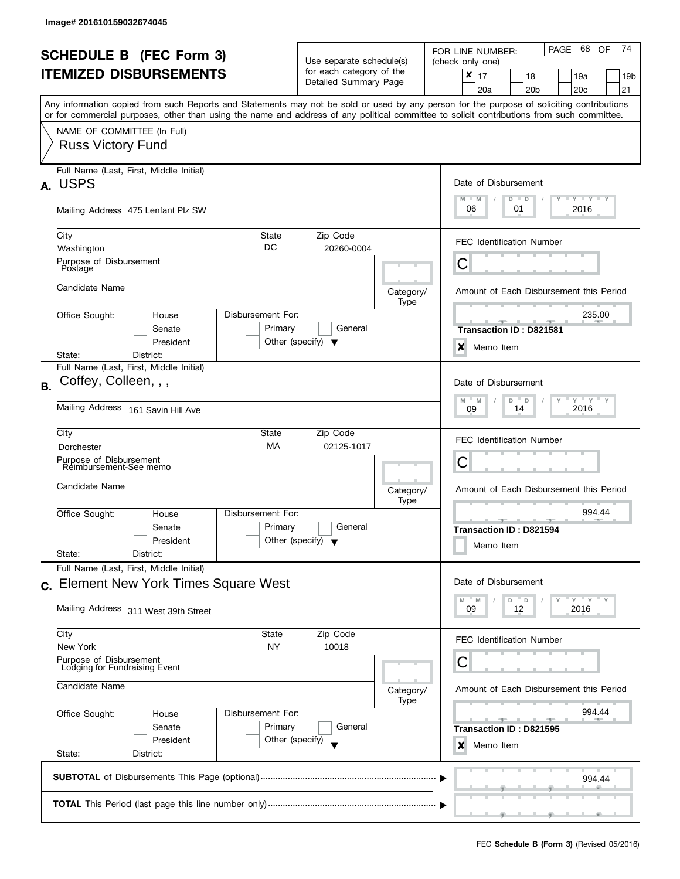Image# 201610159032674045

# SCHEDULE B (FEC Form 3)
# ITEMIZED DISBURSEMENTS

Use separate schedule(s) for each category of the Detailed Summary Page

FOR LINE NUMBER: (check only one)

- [x] 17
- [ ] 18
- [ ] 19a
- [ ] 19b
- [ ] 20a
- [ ] 20b
- [ ] 20c
- [ ] 21

PAGE 68 OF 74

Any information copied from such Reports and Statements may not be sold or used by any person for the purpose of soliciting contributions or for commercial purposes, other than using the name and address of any political committee to solicit contributions from such committee.

NAME OF COMMITTEE (In Full)
Russ Victory Fund

---

**A.** Full Name (Last, First, Middle Initial): USPS

Mailing Address: 475 Lenfant Plz SW

City: Washington | State: DC | Zip Code: 20260-0004

Purpose of Disbursement: Postage

Candidate Name:

Category/Type:

Office Sought: House / Senate / President

Disbursement For: Primary / General / Other (specify)

State: District:

Date of Disbursement: 06 / 01 / 2016

FEC Identification Number: C

Amount of Each Disbursement this Period: 235.00

Transaction ID : D821581

[x] Memo Item

---

**B.** Full Name (Last, First, Middle Initial): Coffey, Colleen, , ,

Mailing Address: 161 Savin Hill Ave

City: Dorchester | State: MA | Zip Code: 02125-1017

Purpose of Disbursement: Reimbursement-See memo

Candidate Name:

Category/Type:

Office Sought: House / Senate / President

Disbursement For: Primary / General / Other (specify)

State: District:

Date of Disbursement: 09 / 14 / 2016

FEC Identification Number: C

Amount of Each Disbursement this Period: 994.44

Transaction ID : D821594

[ ] Memo Item

---

**C.** Full Name (Last, First, Middle Initial): Element New York Times Square West

Mailing Address: 311 West 39th Street

City: New York | State: NY | Zip Code: 10018

Purpose of Disbursement: Lodging for Fundraising Event

Candidate Name:

Category/Type:

Office Sought: House / Senate / President

Disbursement For: Primary / General / Other (specify)

State: District:

Date of Disbursement: 09 / 12 / 2016

FEC Identification Number: C

Amount of Each Disbursement this Period: 994.44

Transaction ID : D821595

[x] Memo Item

---

**SUBTOTAL** of Disbursements This Page (optional): 994.44

**TOTAL** This Period (last page this line number only):

FEC **Schedule B (Form 3)** (Revised 05/2016)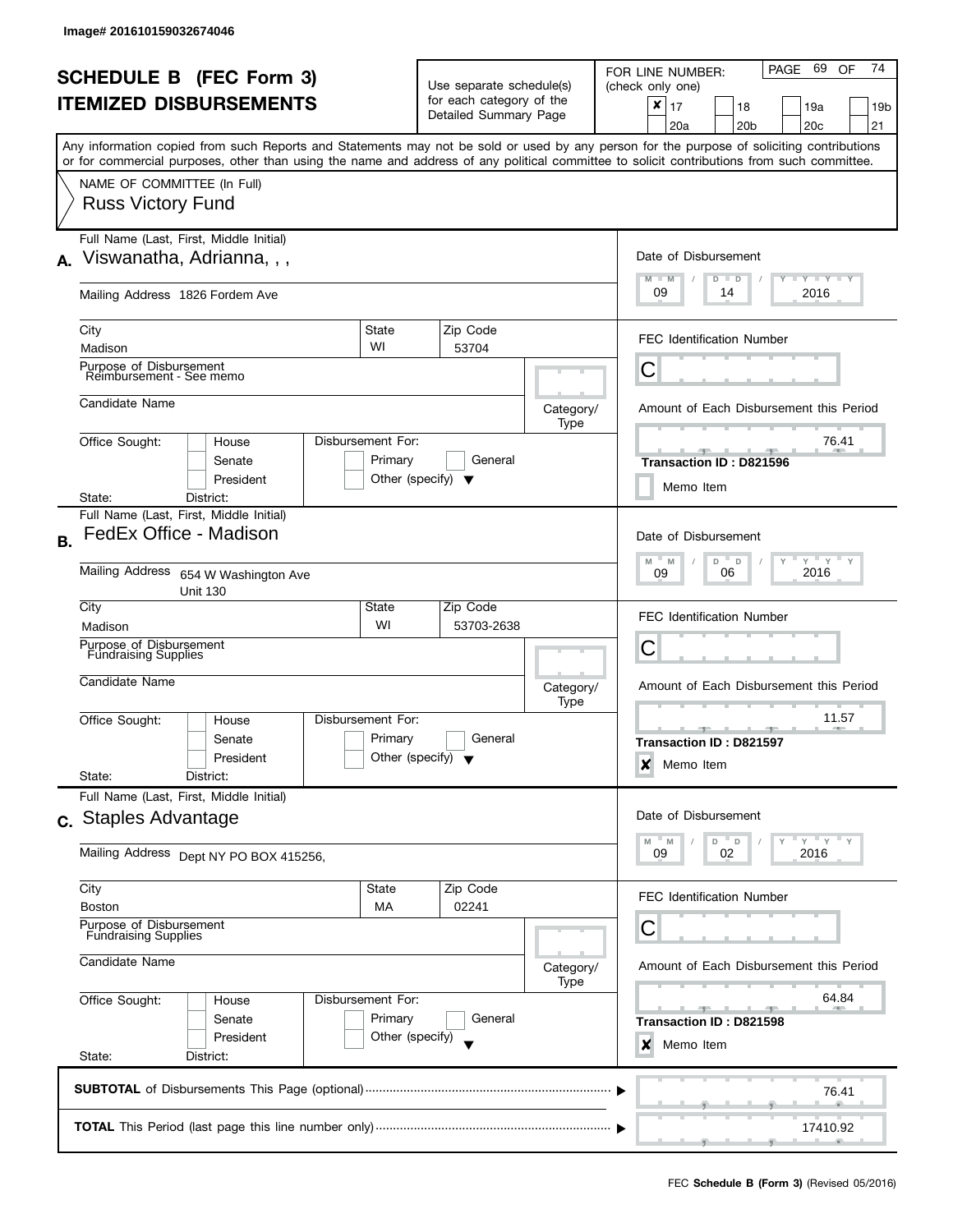Image# 201610159032674046

# SCHEDULE B (FEC Form 3)
# ITEMIZED DISBURSEMENTS

Use separate schedule(s) for each category of the Detailed Summary Page

FOR LINE NUMBER: (check only one)

- [x] 17
- [ ] 18
- [ ] 19a
- [ ] 19b
- [ ] 20a
- [ ] 20b
- [ ] 20c
- [ ] 21

PAGE 69 OF 74

Any information copied from such Reports and Statements may not be sold or used by any person for the purpose of soliciting contributions or for commercial purposes, other than using the name and address of any political committee to solicit contributions from such committee.

NAME OF COMMITTEE (In Full)
Russ Victory Fund

---

**A.** Full Name (Last, First, Middle Initial): Viswanatha, Adrianna, , ,

Mailing Address: 1826 Fordem Ave

City: Madison | State: WI | Zip Code: 53704

Purpose of Disbursement: Reimbursement - See memo

Candidate Name:

Category/Type:

Office Sought: House / Senate / President

Disbursement For: Primary / General / Other (specify)

State: District:

Date of Disbursement: 09 / 14 / 2016

FEC Identification Number: C

Amount of Each Disbursement this Period: 76.41

Transaction ID : D821596

Memo Item: [ ]

---

**B.** Full Name (Last, First, Middle Initial): FedEx Office - Madison

Mailing Address: 654 W Washington Ave Unit 130

City: Madison | State: WI | Zip Code: 53703-2638

Purpose of Disbursement: Fundraising Supplies

Candidate Name:

Category/Type:

Office Sought: House / Senate / President

Disbursement For: Primary / General / Other (specify)

State: District:

Date of Disbursement: 09 / 06 / 2016

FEC Identification Number: C

Amount of Each Disbursement this Period: 11.57

Transaction ID : D821597

Memo Item: [x]

---

**C.** Full Name (Last, First, Middle Initial): Staples Advantage

Mailing Address: Dept NY PO BOX 415256,

City: Boston | State: MA | Zip Code: 02241

Purpose of Disbursement: Fundraising Supplies

Candidate Name:

Category/Type:

Office Sought: House / Senate / President

Disbursement For: Primary / General / Other (specify)

State: District:

Date of Disbursement: 09 / 02 / 2016

FEC Identification Number: C

Amount of Each Disbursement this Period: 64.84

Transaction ID : D821598

Memo Item: [x]

---

**SUBTOTAL** of Disbursements This Page (optional): 76.41

**TOTAL** This Period (last page this line number only): 17410.92

FEC **Schedule B (Form 3)** (Revised 05/2016)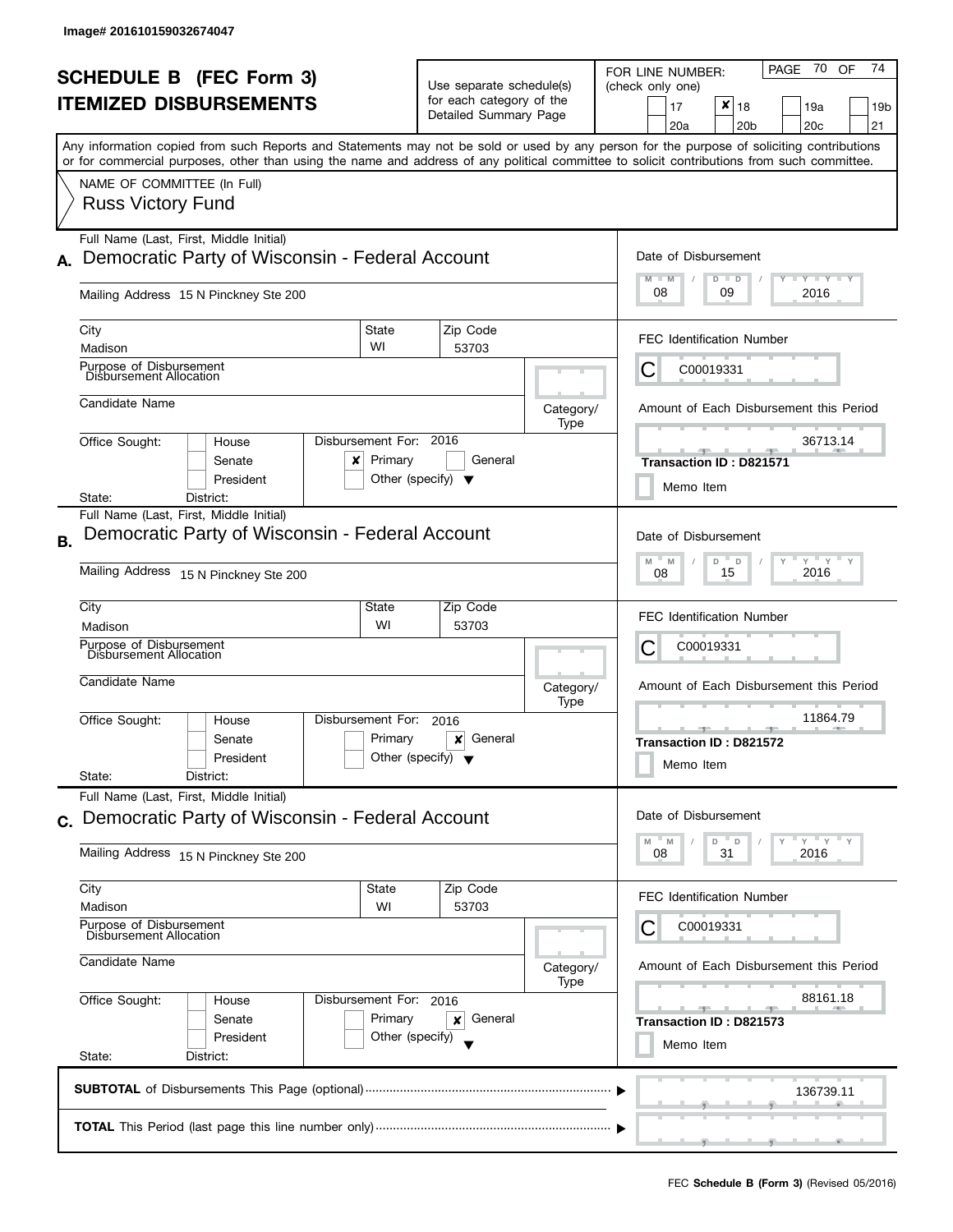Image# 201610159032674047

# SCHEDULE B (FEC Form 3)
# ITEMIZED DISBURSEMENTS

Use separate schedule(s) for each category of the Detailed Summary Page

FOR LINE NUMBER: (check only one)

- [ ] 17
- [x] 18
- [ ] 19a
- [ ] 19b
- [ ] 20a
- [ ] 20b
- [ ] 20c
- [ ] 21

Any information copied from such Reports and Statements may not be sold or used by any person for the purpose of soliciting contributions or for commercial purposes, other than using the name and address of any political committee to solicit contributions from such committee.

NAME OF COMMITTEE (In Full)

Russ Victory Fund

---

**A.** Full Name (Last, First, Middle Initial): Democratic Party of Wisconsin - Federal Account

Mailing Address: 15 N Pinckney Ste 200

City: Madison | State: WI | Zip Code: 53703

Purpose of Disbursement: Disbursement Allocation

Candidate Name:

Category/Type:

Office Sought: [ ] House [ ] Senate [ ] President

State: District:

Disbursement For: 2016 [x] Primary [ ] General [ ] Other (specify)

Date of Disbursement: 08 / 09 / 2016

FEC Identification Number: C00019331

Amount of Each Disbursement this Period: 36713.14

Transaction ID : D821571

[ ] Memo Item

---

**B.** Full Name (Last, First, Middle Initial): Democratic Party of Wisconsin - Federal Account

Mailing Address: 15 N Pinckney Ste 200

City: Madison | State: WI | Zip Code: 53703

Purpose of Disbursement: Disbursement Allocation

Candidate Name:

Category/Type:

Office Sought: [ ] House [ ] Senate [ ] President

State: District:

Disbursement For: 2016 [ ] Primary [x] General [ ] Other (specify)

Date of Disbursement: 08 / 15 / 2016

FEC Identification Number: C00019331

Amount of Each Disbursement this Period: 11864.79

Transaction ID : D821572

[ ] Memo Item

---

**C.** Full Name (Last, First, Middle Initial): Democratic Party of Wisconsin - Federal Account

Mailing Address: 15 N Pinckney Ste 200

City: Madison | State: WI | Zip Code: 53703

Purpose of Disbursement: Disbursement Allocation

Candidate Name:

Category/Type:

Office Sought: [ ] House [ ] Senate [ ] President

State: District:

Disbursement For: 2016 [ ] Primary [x] General [ ] Other (specify)

Date of Disbursement: 08 / 31 / 2016

FEC Identification Number: C00019331

Amount of Each Disbursement this Period: 88161.18

Transaction ID : D821573

[ ] Memo Item

---

**SUBTOTAL** of Disbursements This Page (optional): 136739.11

**TOTAL** This Period (last page this line number only):

FEC **Schedule B (Form 3)** (Revised 05/2016)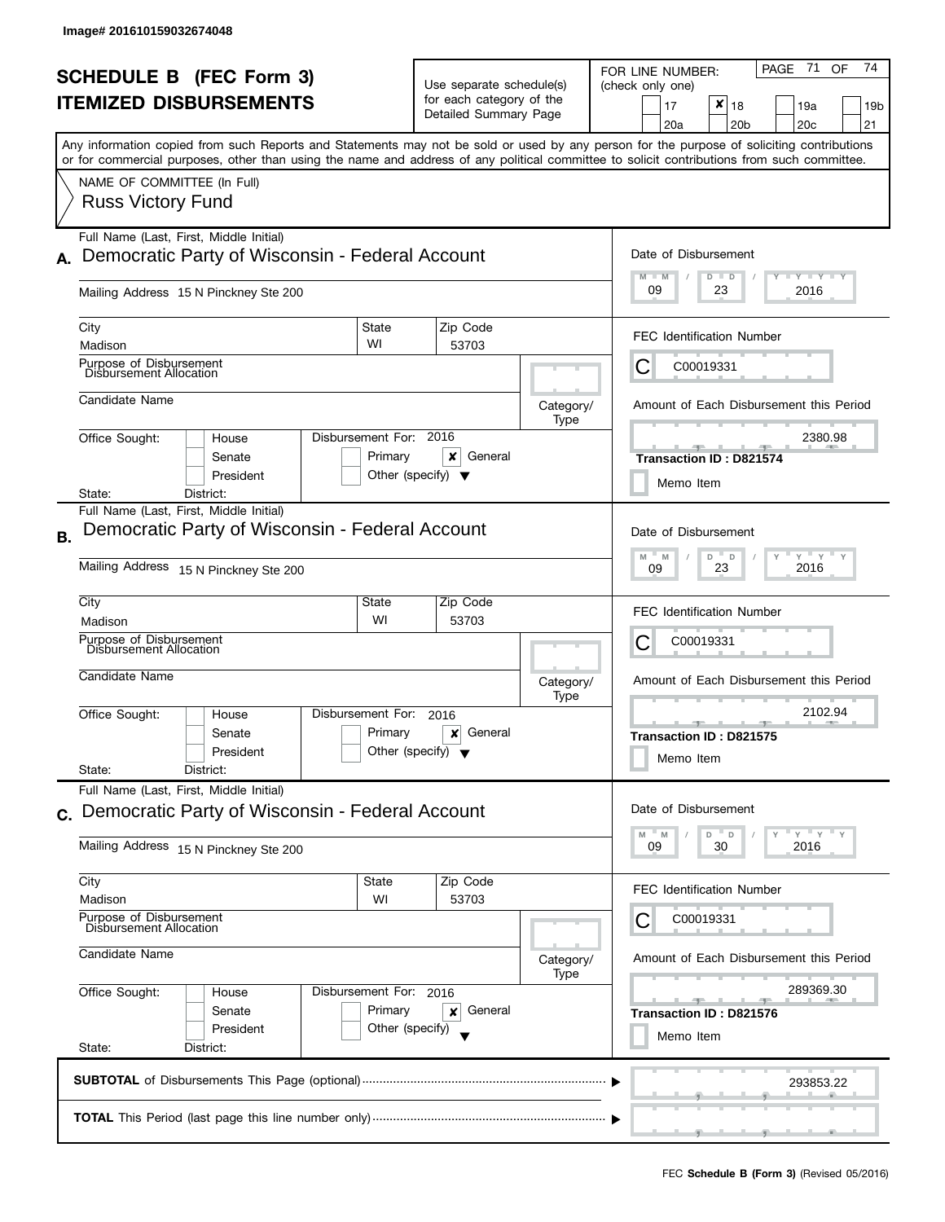Image# 201610159032674048

# SCHEDULE B (FEC Form 3)
## ITEMIZED DISBURSEMENTS

Use separate schedule(s) for each category of the Detailed Summary Page

FOR LINE NUMBER: (check only one)

- [ ] 17
- [x] 18
- [ ] 19a
- [ ] 19b
- [ ] 20a
- [ ] 20b
- [ ] 20c
- [ ] 21

Any information copied from such Reports and Statements may not be sold or used by any person for the purpose of soliciting contributions or for commercial purposes, other than using the name and address of any political committee to solicit contributions from such committee.

NAME OF COMMITTEE (In Full)
Russ Victory Fund

---

**A.** Full Name (Last, First, Middle Initial): Democratic Party of Wisconsin - Federal Account

Mailing Address: 15 N Pinckney Ste 200

City: Madison | State: WI | Zip Code: 53703

Purpose of Disbursement: Disbursement Allocation

Candidate Name:

Category/Type:

Office Sought: [ ] House [ ] Senate [ ] President

State: District:

Disbursement For: 2016 [ ] Primary [x] General [ ] Other (specify)

Date of Disbursement: 09 / 23 / 2016

FEC Identification Number: C00019331

Amount of Each Disbursement this Period: 2380.98

Transaction ID : D821574

[ ] Memo Item

---

**B.** Full Name (Last, First, Middle Initial): Democratic Party of Wisconsin - Federal Account

Mailing Address: 15 N Pinckney Ste 200

City: Madison | State: WI | Zip Code: 53703

Purpose of Disbursement: Disbursement Allocation

Candidate Name:

Category/Type:

Office Sought: [ ] House [ ] Senate [ ] President

State: District:

Disbursement For: 2016 [ ] Primary [x] General [ ] Other (specify)

Date of Disbursement: 09 / 23 / 2016

FEC Identification Number: C00019331

Amount of Each Disbursement this Period: 2102.94

Transaction ID : D821575

[ ] Memo Item

---

**C.** Full Name (Last, First, Middle Initial): Democratic Party of Wisconsin - Federal Account

Mailing Address: 15 N Pinckney Ste 200

City: Madison | State: WI | Zip Code: 53703

Purpose of Disbursement: Disbursement Allocation

Candidate Name:

Category/Type:

Office Sought: [ ] House [ ] Senate [ ] President

State: District:

Disbursement For: 2016 [ ] Primary [x] General [ ] Other (specify)

Date of Disbursement: 09 / 30 / 2016

FEC Identification Number: C00019331

Amount of Each Disbursement this Period: 289369.30

Transaction ID : D821576

[ ] Memo Item

---

**SUBTOTAL** of Disbursements This Page (optional): 293853.22

**TOTAL** This Period (last page this line number only):

FEC **Schedule B (Form 3)** (Revised 05/2016)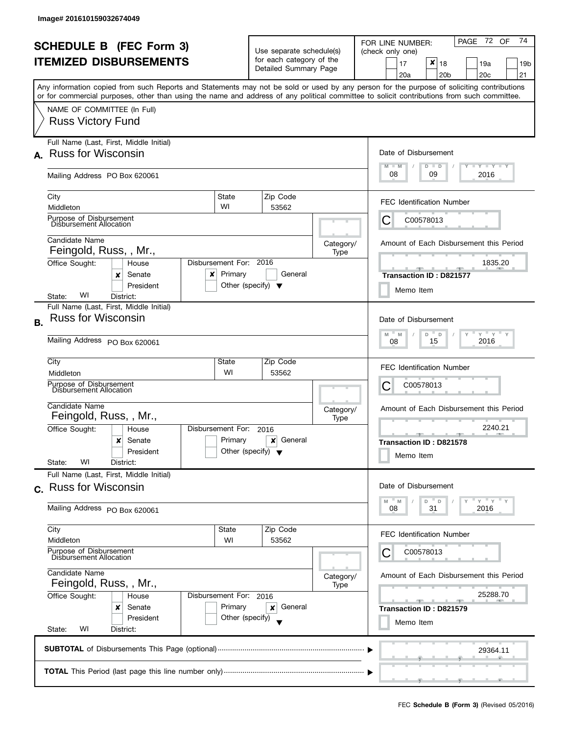Image# 201610159032674049

# SCHEDULE B (FEC Form 3)
## ITEMIZED DISBURSEMENTS

Use separate schedule(s) for each category of the Detailed Summary Page

FOR LINE NUMBER: (check only one)

17 | **X** 18 | 19a | 19b | 20a | 20b | 20c | 21

Any information copied from such Reports and Statements may not be sold or used by any person for the purpose of soliciting contributions or for commercial purposes, other than using the name and address of any political committee to solicit contributions from such committee.

NAME OF COMMITTEE (In Full)

Russ Victory Fund

---

**A.** Full Name (Last, First, Middle Initial): Russ for Wisconsin

Mailing Address: PO Box 620061

City: Middleton | State: WI | Zip Code: 53562

Purpose of Disbursement: Disbursement Allocation

Candidate Name: Feingold, Russ, , Mr.,

Office Sought: Senate | State: WI | District:

Disbursement For: 2016 Primary

Date of Disbursement: 08/09/2016

FEC Identification Number: C00578013

Amount of Each Disbursement this Period: 1835.20

Transaction ID : D821577

---

**B.** Full Name (Last, First, Middle Initial): Russ for Wisconsin

Mailing Address: PO Box 620061

City: Middleton | State: WI | Zip Code: 53562

Purpose of Disbursement: Disbursement Allocation

Candidate Name: Feingold, Russ, , Mr.,

Office Sought: Senate | State: WI | District:

Disbursement For: 2016 General

Date of Disbursement: 08/15/2016

FEC Identification Number: C00578013

Amount of Each Disbursement this Period: 2240.21

Transaction ID : D821578

---

**C.** Full Name (Last, First, Middle Initial): Russ for Wisconsin

Mailing Address: PO Box 620061

City: Middleton | State: WI | Zip Code: 53562

Purpose of Disbursement: Disbursement Allocation

Candidate Name: Feingold, Russ, , Mr.,

Office Sought: Senate | State: WI | District:

Disbursement For: 2016 General

Date of Disbursement: 08/31/2016

FEC Identification Number: C00578013

Amount of Each Disbursement this Period: 25288.70

Transaction ID : D821579

---

**SUBTOTAL** of Disbursements This Page (optional): 29364.11

**TOTAL** This Period (last page this line number only):

FEC **Schedule B (Form 3)** (Revised 05/2016)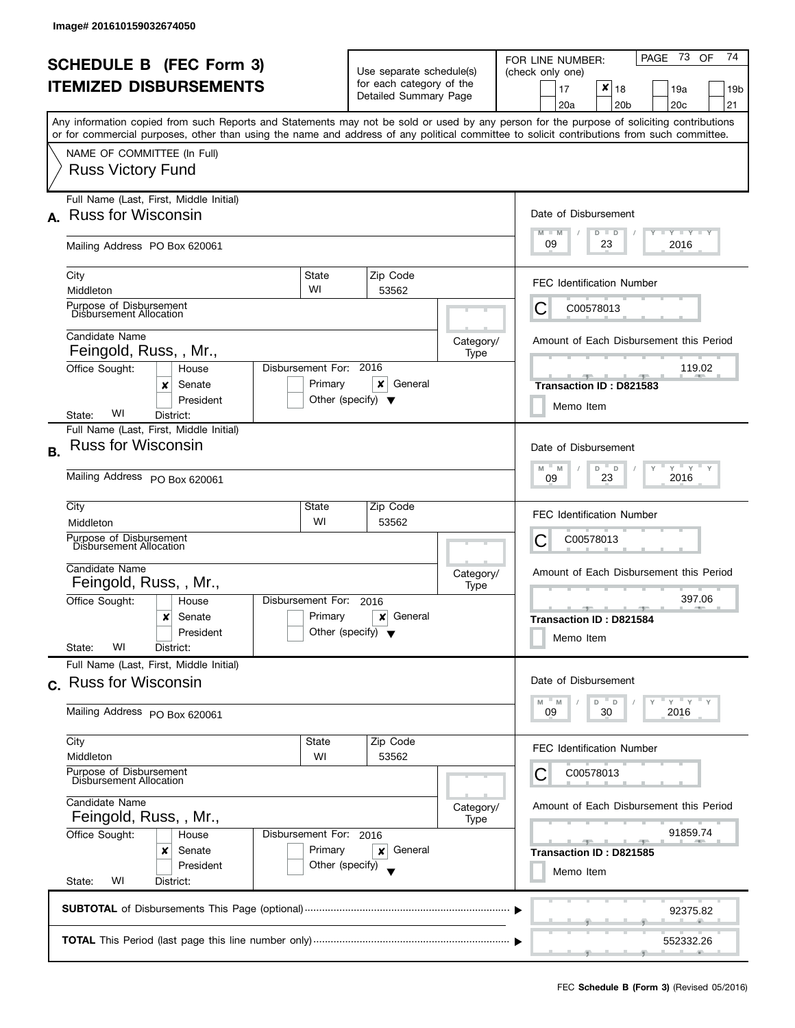Image# 201610159032674050

# SCHEDULE B (FEC Form 3)
## ITEMIZED DISBURSEMENTS

Use separate schedule(s) for each category of the Detailed Summary Page

FOR LINE NUMBER: (check only one)

- [ ] 17
- [x] 18
- [ ] 19a
- [ ] 19b
- [ ] 20a
- [ ] 20b
- [ ] 20c
- [ ] 21

PAGE 73 OF 74

Any information copied from such Reports and Statements may not be sold or used by any person for the purpose of soliciting contributions or for commercial purposes, other than using the name and address of any political committee to solicit contributions from such committee.

NAME OF COMMITTEE (In Full)
Russ Victory Fund

---

**A.** Full Name (Last, First, Middle Initial): Russ for Wisconsin

Mailing Address: PO Box 620061

City: Middleton | State: WI | Zip Code: 53562

Purpose of Disbursement: Disbursement Allocation

Candidate Name: Feingold, Russ, , Mr.,

Office Sought: [ ] House [x] Senate [ ] President

State: WI District:

Disbursement For: 2016 [ ] Primary [x] General [ ] Other (specify)

Date of Disbursement: 09 / 23 / 2016

FEC Identification Number: C C00578013

Amount of Each Disbursement this Period: 119.02

Transaction ID : D821583

[ ] Memo Item

---

**B.** Full Name (Last, First, Middle Initial): Russ for Wisconsin

Mailing Address: PO Box 620061

City: Middleton | State: WI | Zip Code: 53562

Purpose of Disbursement: Disbursement Allocation

Candidate Name: Feingold, Russ, , Mr.,

Office Sought: [ ] House [x] Senate [ ] President

State: WI District:

Disbursement For: 2016 [ ] Primary [x] General [ ] Other (specify)

Date of Disbursement: 09 / 23 / 2016

FEC Identification Number: C C00578013

Amount of Each Disbursement this Period: 397.06

Transaction ID : D821584

[ ] Memo Item

---

**C.** Full Name (Last, First, Middle Initial): Russ for Wisconsin

Mailing Address: PO Box 620061

City: Middleton | State: WI | Zip Code: 53562

Purpose of Disbursement: Disbursement Allocation

Candidate Name: Feingold, Russ, , Mr.,

Office Sought: [ ] House [x] Senate [ ] President

State: WI District:

Disbursement For: 2016 [ ] Primary [x] General [ ] Other (specify)

Date of Disbursement: 09 / 30 / 2016

FEC Identification Number: C C00578013

Amount of Each Disbursement this Period: 91859.74

Transaction ID : D821585

[ ] Memo Item

---

**SUBTOTAL** of Disbursements This Page (optional): 92375.82

**TOTAL** This Period (last page this line number only): 552332.26

FEC **Schedule B (Form 3)** (Revised 05/2016)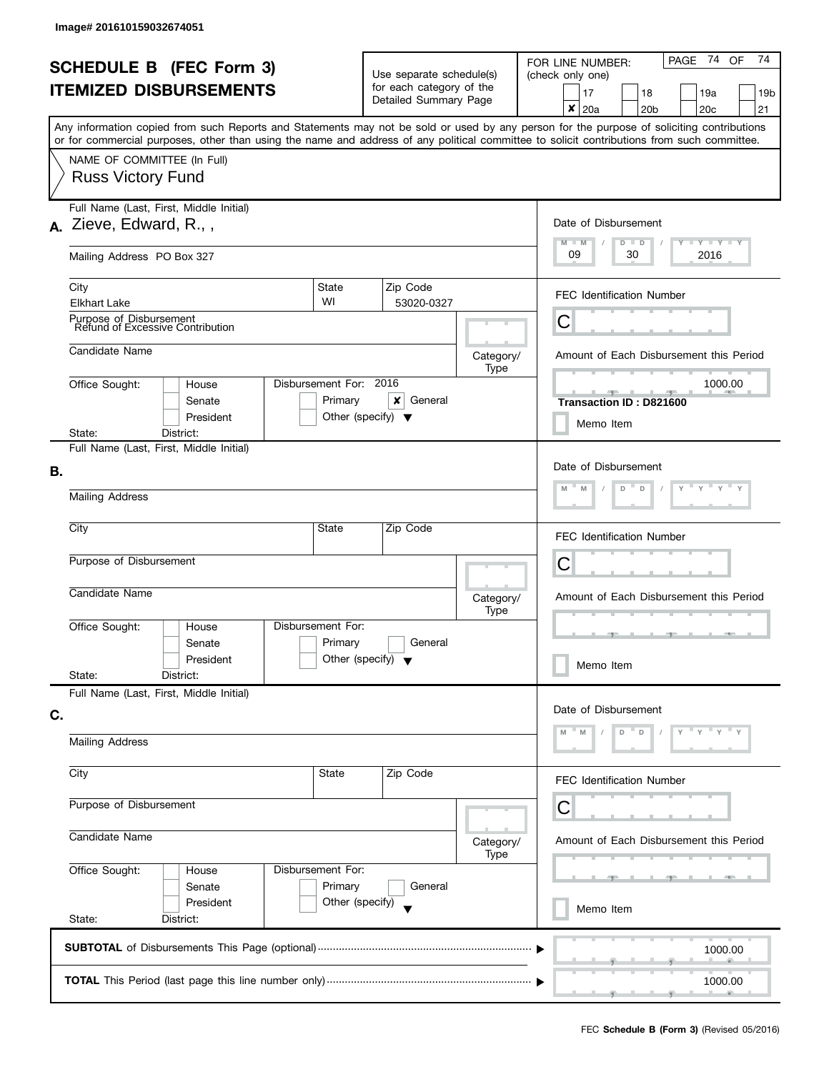Image# 201610159032674051

# SCHEDULE B (FEC Form 3)
# ITEMIZED DISBURSEMENTS

Use separate schedule(s) for each category of the Detailed Summary Page

FOR LINE NUMBER: (check only one)

- [ ] 17
- [ ] 18
- [ ] 19a
- [ ] 19b
- [x] 20a
- [ ] 20b
- [ ] 20c
- [ ] 21

PAGE 74 OF 74

Any information copied from such Reports and Statements may not be sold or used by any person for the purpose of soliciting contributions or for commercial purposes, other than using the name and address of any political committee to solicit contributions from such committee.

NAME OF COMMITTEE (In Full)
Russ Victory Fund

**A.** Full Name (Last, First, Middle Initial): Zieve, Edward, R., ,

Mailing Address: PO Box 327

City: Elkhart Lake | State: WI | Zip Code: 53020-0327

Purpose of Disbursement: Refund of Excessive Contribution

Candidate Name:

Category/Type:

Office Sought: [ ] House [ ] Senate [ ] President

State: District:

Disbursement For: 2016 [ ] Primary [x] General [ ] Other (specify)

Date of Disbursement: 09 / 30 / 2016

FEC Identification Number: C

Amount of Each Disbursement this Period: 1000.00

Transaction ID : D821600

[ ] Memo Item

**B.** Full Name (Last, First, Middle Initial):

Mailing Address

City | State | Zip Code

Purpose of Disbursement

Candidate Name

Category/Type

Office Sought: [ ] House [ ] Senate [ ] President

State: District:

Disbursement For: [ ] Primary [ ] General [ ] Other (specify)

Date of Disbursement: M M / D D / Y Y Y Y

FEC Identification Number: C

Amount of Each Disbursement this Period

[ ] Memo Item

**C.** Full Name (Last, First, Middle Initial):

Mailing Address

City | State | Zip Code

Purpose of Disbursement

Candidate Name

Category/Type

Office Sought: [ ] House [ ] Senate [ ] President

State: District:

Disbursement For: [ ] Primary [ ] General [ ] Other (specify)

Date of Disbursement: M M / D D / Y Y Y Y

FEC Identification Number: C

Amount of Each Disbursement this Period

[ ] Memo Item

**SUBTOTAL** of Disbursements This Page (optional) ▶ 1000.00

**TOTAL** This Period (last page this line number only) ▶ 1000.00

FEC **Schedule B (Form 3)** (Revised 05/2016)